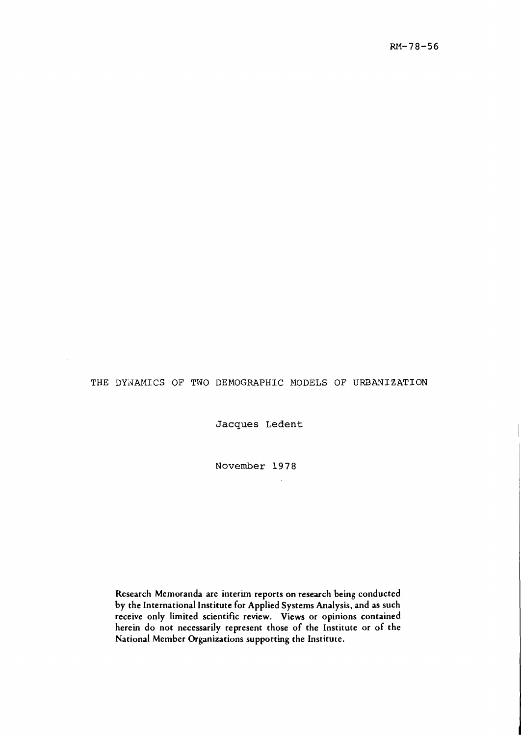RM-78-56

# THE DYNAMICS OF TWO DEMOGRAPHIC MODELS OF URBANIZATION

Jacques Ledent

November 1978

Research Memoranda are interim reports on research being conducted by the International Institute for Applied Systems Analysis, and as such receive only limited scientific review. Views or opinions contained herein do not necessarily represent those of the Institute or of the National Member Organizations supporting the Institute.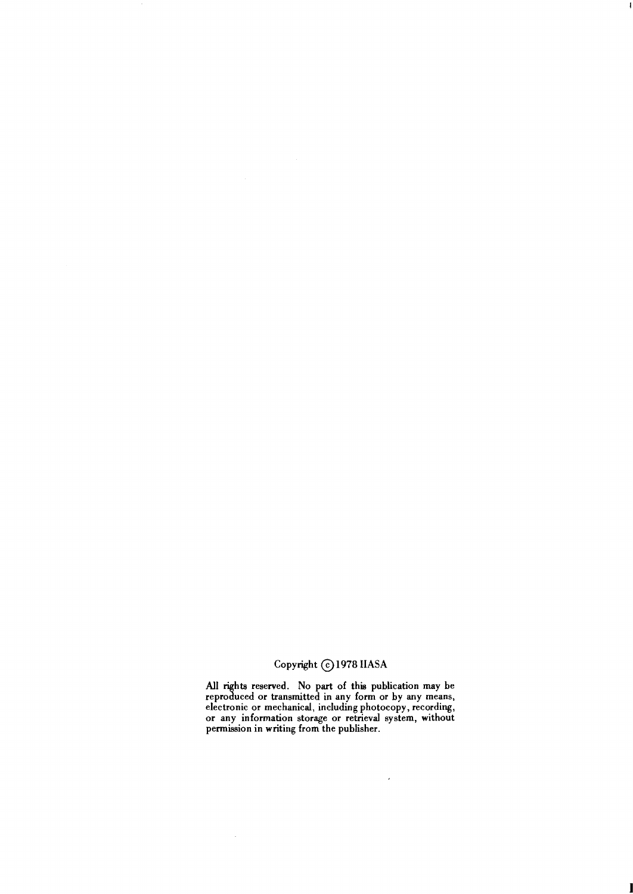Copyright © 1978 IIASA

All rights reserved. No part of this publication may be reproduced or transmitted in any form or by any means, electronic or mechanical, including photocopy, recording, or any information storage or retrieval system, without permission in writing from the publisher.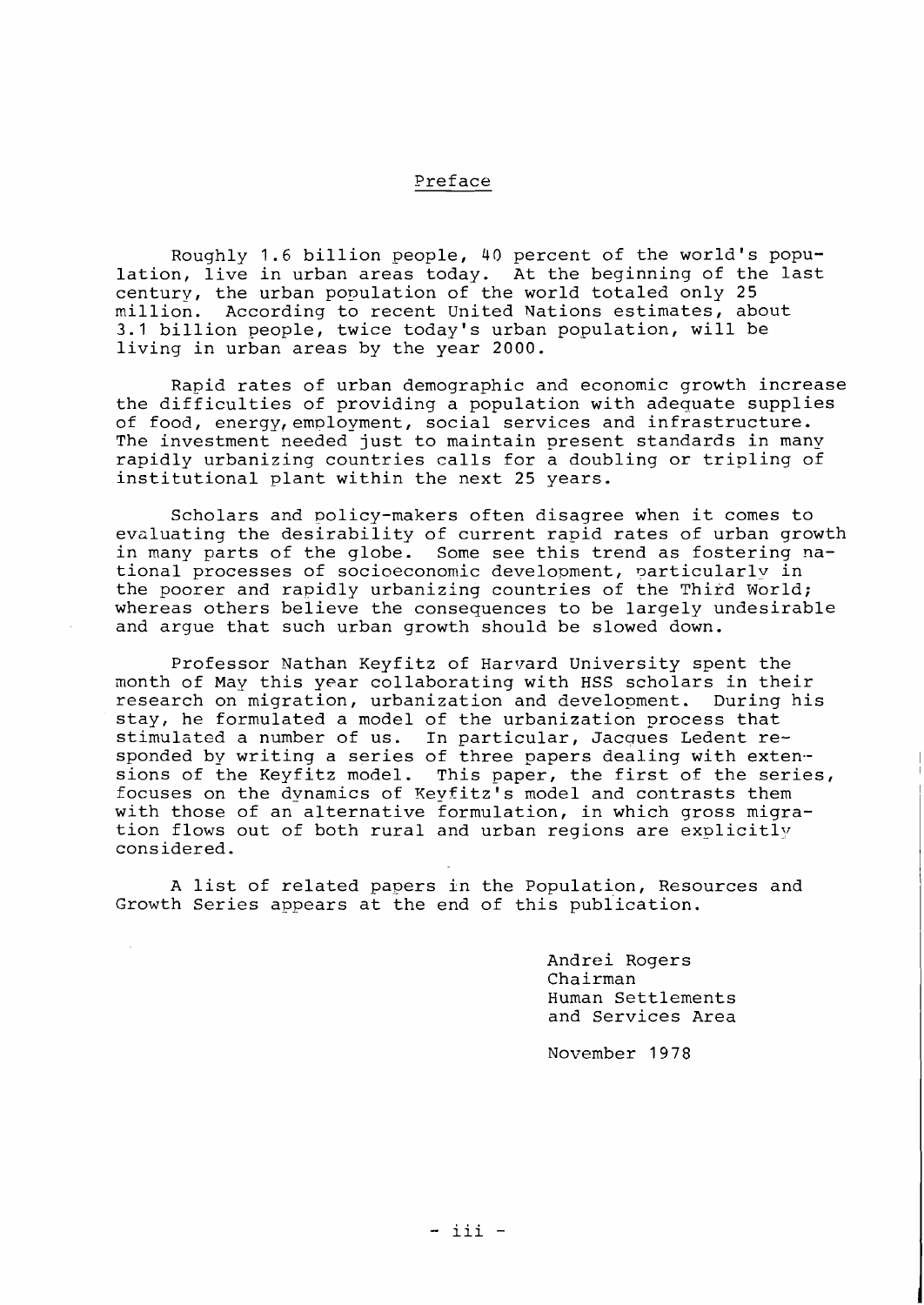## Preface

Roughly 1.6 billion people, 40 percent of the world's population, live in urban areas today. At the beginning of the last century, the urban population of the world totaled only 25 million. According to recent United Nations estimates, about 3.1 billion people, twice today's urban population, will be living in urban areas by the year 2000.

Rapid rates of urban demographic and economic growth increase the difficulties of providing a population with adequate supplies of food, energy, employment, social services and infrastructure. The investment needed just to maintain present standards in many rapidly urbanizing countries calls for a doubling or tripling of institutional plant within the next 25 years.

Scholars and policy-makers often disagree when it comes to evaluating the desirability of current rapid rates of urban growth in many parts of the globe. Some see this trend as fostering national processes of socioeconomic development, particularly in the poorer and rapidly urbanizing countries of the Third World; whereas others believe the consequences to be largely undesirable and argue that such urban growth should be slowed down.

Professor Nathan Keyfitz of Harvard University spent the month of May this year collaborating with HSS scholars in their research on migration, urbanization and development. During his stay, he formulated a model of the urbanization process that stimulated a number of us. In particular, Jacques Ledent responded by writing a series of three papers dealing with extensions of the Keyfitz model. This paper, the first of the series, focuses on the dynamics of Keyfitz's model and contrasts them with those of an alternative formulation, in which gross migration flows out of both rural and urban regions are explicitly considered.

A list of related papers in the Population, Resources and Growth Series appears at the end of this publication.

Andrei Rogers
Chairman
Human Settlements
and Services Area

November 1978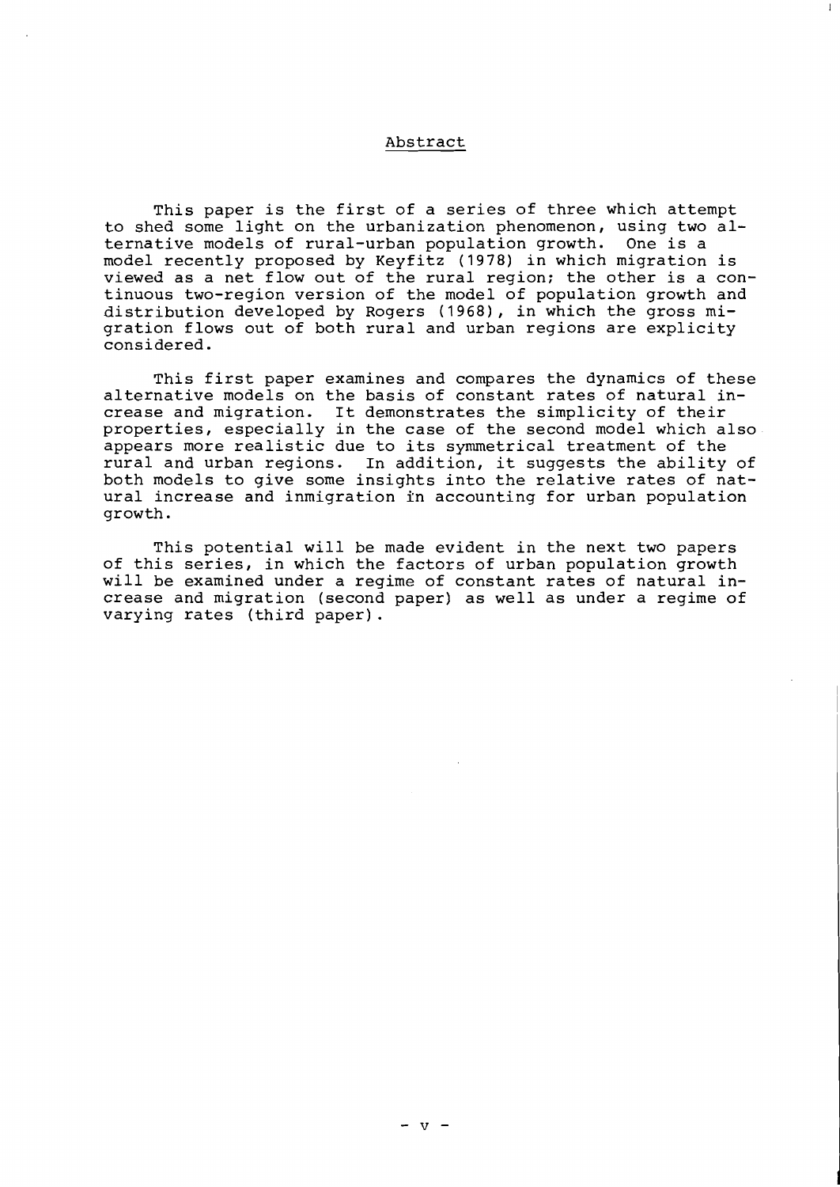## Abstract

This paper is the first of a series of three which attempt to shed some light on the urbanization phenomenon, using two alternative models of rural-urban population growth. One is a model recently proposed by Keyfitz (1978) in which migration is viewed as a net flow out of the rural region; the other is a continuous two-region version of the model of population growth and distribution developed by Rogers (1968), in which the gross migration flows out of both rural and urban regions are explicity considered.

This first paper examines and compares the dynamics of these alternative models on the basis of constant rates of natural increase and migration. It demonstrates the simplicity of their properties, especially in the case of the second model which also appears more realistic due to its symmetrical treatment of the rural and urban regions. In addition, it suggests the ability of both models to give some insights into the relative rates of natural increase and inmigration in accounting for urban population growth.

This potential will be made evident in the next two papers of this series, in which the factors of urban population growth will be examined under a regime of constant rates of natural increase and migration (second paper) as well as under a regime of varying rates (third paper).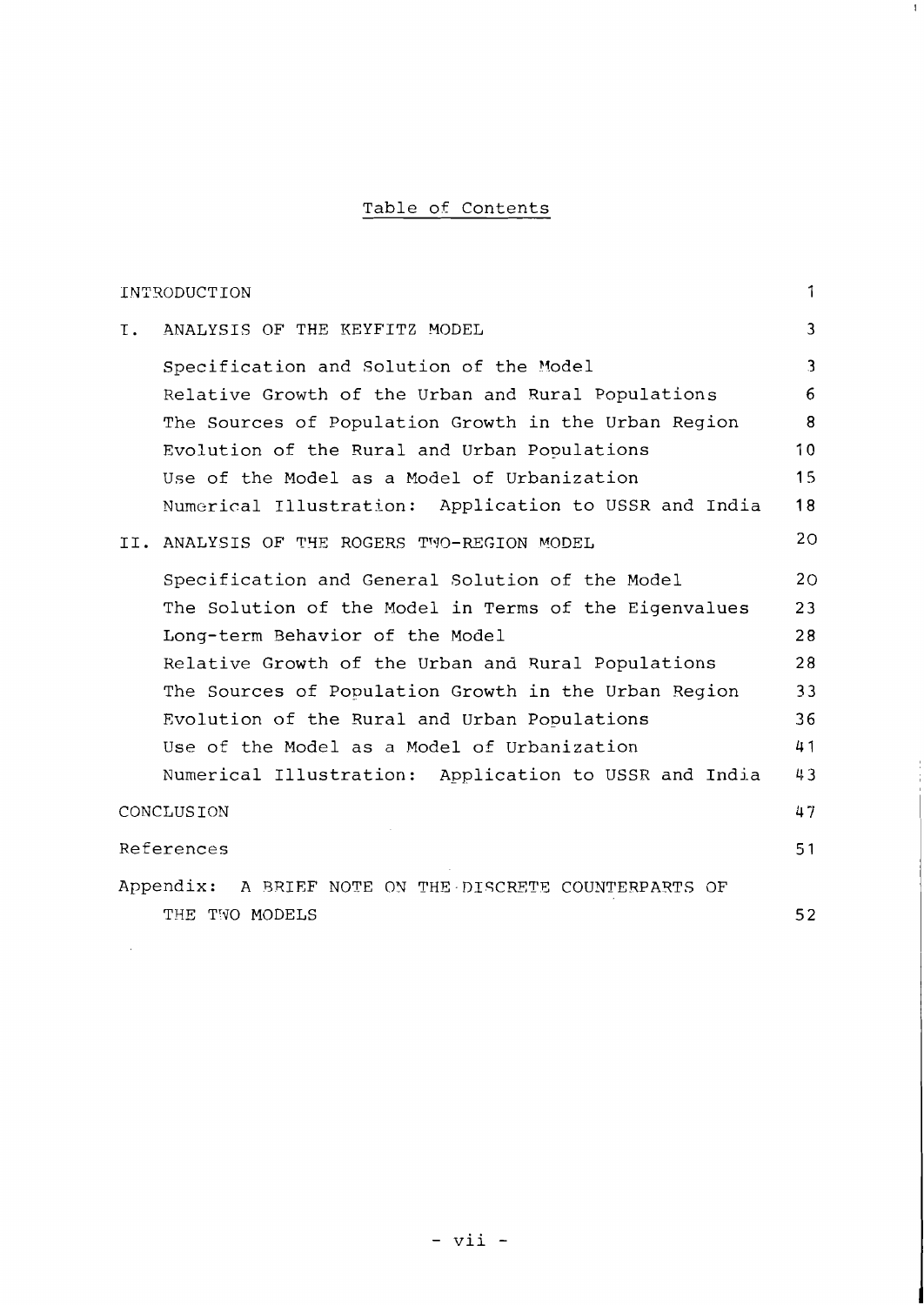## Table of Contents

| | |
|---|---|
| INTRODUCTION | 1 |
| I. ANALYSIS OF THE KEYFITZ MODEL | 3 |
| Specification and Solution of the Model | 3 |
| Relative Growth of the Urban and Rural Populations | 6 |
| The Sources of Population Growth in the Urban Region | 8 |
| Evolution of the Rural and Urban Populations | 10 |
| Use of the Model as a Model of Urbanization | 15 |
| Numerical Illustration: Application to USSR and India | 18 |
| II. ANALYSIS OF THE ROGERS TWO-REGION MODEL | 20 |
| Specification and General Solution of the Model | 20 |
| The Solution of the Model in Terms of the Eigenvalues | 23 |
| Long-term Behavior of the Model | 28 |
| Relative Growth of the Urban and Rural Populations | 28 |
| The Sources of Population Growth in the Urban Region | 33 |
| Evolution of the Rural and Urban Populations | 36 |
| Use of the Model as a Model of Urbanization | 41 |
| Numerical Illustration: Application to USSR and India | 43 |
| CONCLUSION | 47 |
| References | 51 |
| Appendix: A BRIEF NOTE ON THE DISCRETE COUNTERPARTS OF THE TWO MODELS | 52 |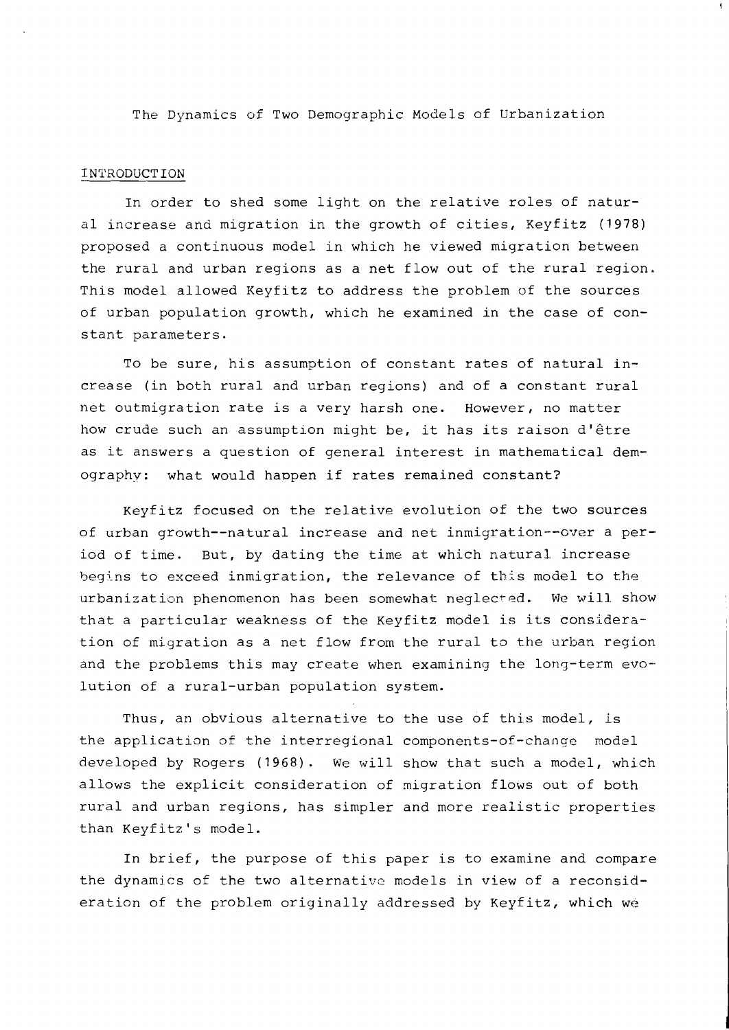The Dynamics of Two Demographic Models of Urbanization

## INTRODUCTION

In order to shed some light on the relative roles of natural increase and migration in the growth of cities, Keyfitz (1978) proposed a continuous model in which he viewed migration between the rural and urban regions as a net flow out of the rural region. This model allowed Keyfitz to address the problem of the sources of urban population growth, which he examined in the case of constant parameters.

To be sure, his assumption of constant rates of natural increase (in both rural and urban regions) and of a constant rural net outmigration rate is a very harsh one. However, no matter how crude such an assumption might be, it has its raison d'être as it answers a question of general interest in mathematical demography: what would happen if rates remained constant?

Keyfitz focused on the relative evolution of the two sources of urban growth--natural increase and net inmigration--over a period of time. But, by dating the time at which natural increase begins to exceed inmigration, the relevance of this model to the urbanization phenomenon has been somewhat neglected. We will show that a particular weakness of the Keyfitz model is its consideration of migration as a net flow from the rural to the urban region and the problems this may create when examining the long-term evolution of a rural-urban population system.

Thus, an obvious alternative to the use of this model, is the application of the interregional components-of-change model developed by Rogers (1968). We will show that such a model, which allows the explicit consideration of migration flows out of both rural and urban regions, has simpler and more realistic properties than Keyfitz's model.

In brief, the purpose of this paper is to examine and compare the dynamics of the two alternative models in view of a reconsideration of the problem originally addressed by Keyfitz, which we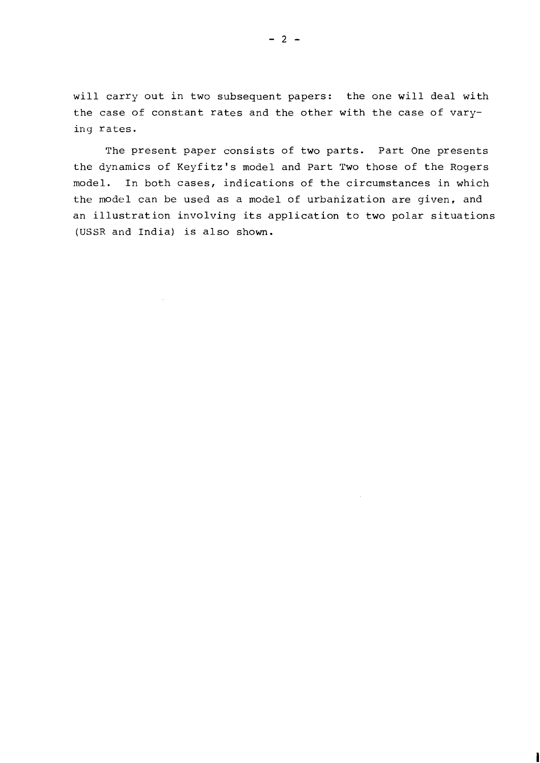will carry out in two subsequent papers: the one will deal with the case of constant rates and the other with the case of varying rates.

The present paper consists of two parts. Part One presents the dynamics of Keyfitz's model and Part Two those of the Rogers model. In both cases, indications of the circumstances in which the model can be used as a model of urbanization are given, and an illustration involving its application to two polar situations (USSR and India) is also shown.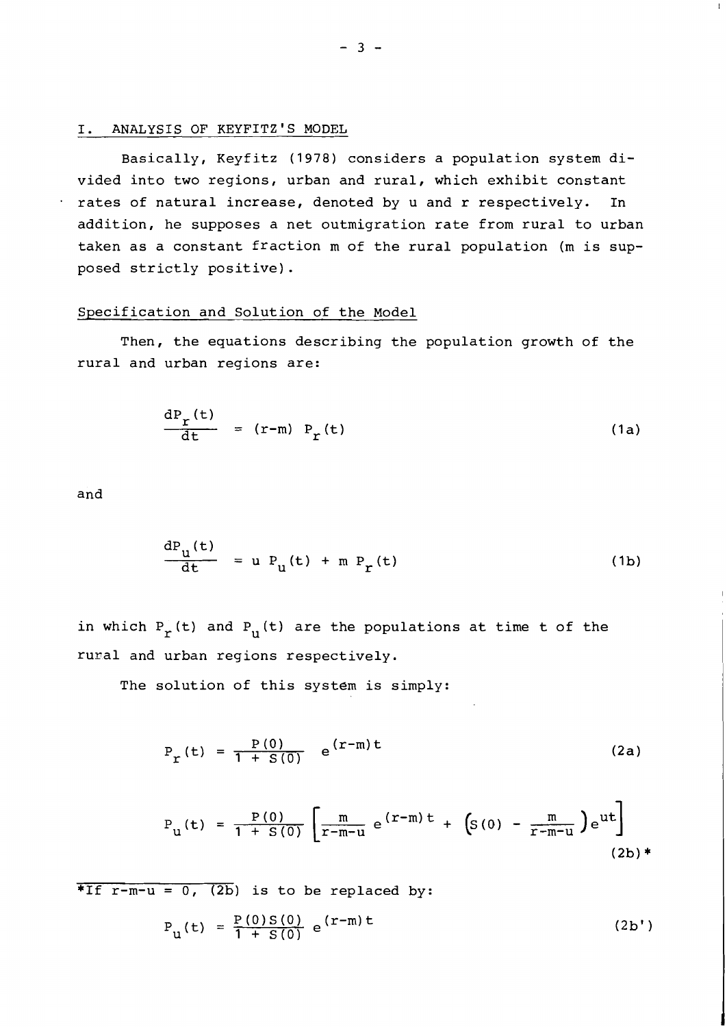## I. ANALYSIS OF KEYFITZ'S MODEL

Basically, Keyfitz (1978) considers a population system divided into two regions, urban and rural, which exhibit constant rates of natural increase, denoted by u and r respectively. In addition, he supposes a net outmigration rate from rural to urban taken as a constant fraction m of the rural population (m is supposed strictly positive).

### Specification and Solution of the Model

Then, the equations describing the population growth of the rural and urban regions are:

$$\frac{dP_r(t)}{dt} = (r-m)\; P_r(t) \tag{1a}$$

and

$$\frac{dP_u(t)}{dt} = u\; P_u(t) + m\; P_r(t) \tag{1b}$$

in which $P_r(t)$ and $P_u(t)$ are the populations at time t of the rural and urban regions respectively.

The solution of this system is simply:

$$P_r(t) = \frac{P(0)}{1 + S(0)}\; e^{(r-m)t} \tag{2a}$$

$$P_u(t) = \frac{P(0)}{1 + S(0)} \left[\frac{m}{r-m-u}\, e^{(r-m)t} + \left(S(0) - \frac{m}{r-m-u}\right) e^{ut}\right] \tag{2b*}$$

*If $r-m-u = 0$, (2b) is to be replaced by:

$$P_u(t) = \frac{P(0)S(0)}{1 + S(0)}\; e^{(r-m)t} \tag{2b'}$$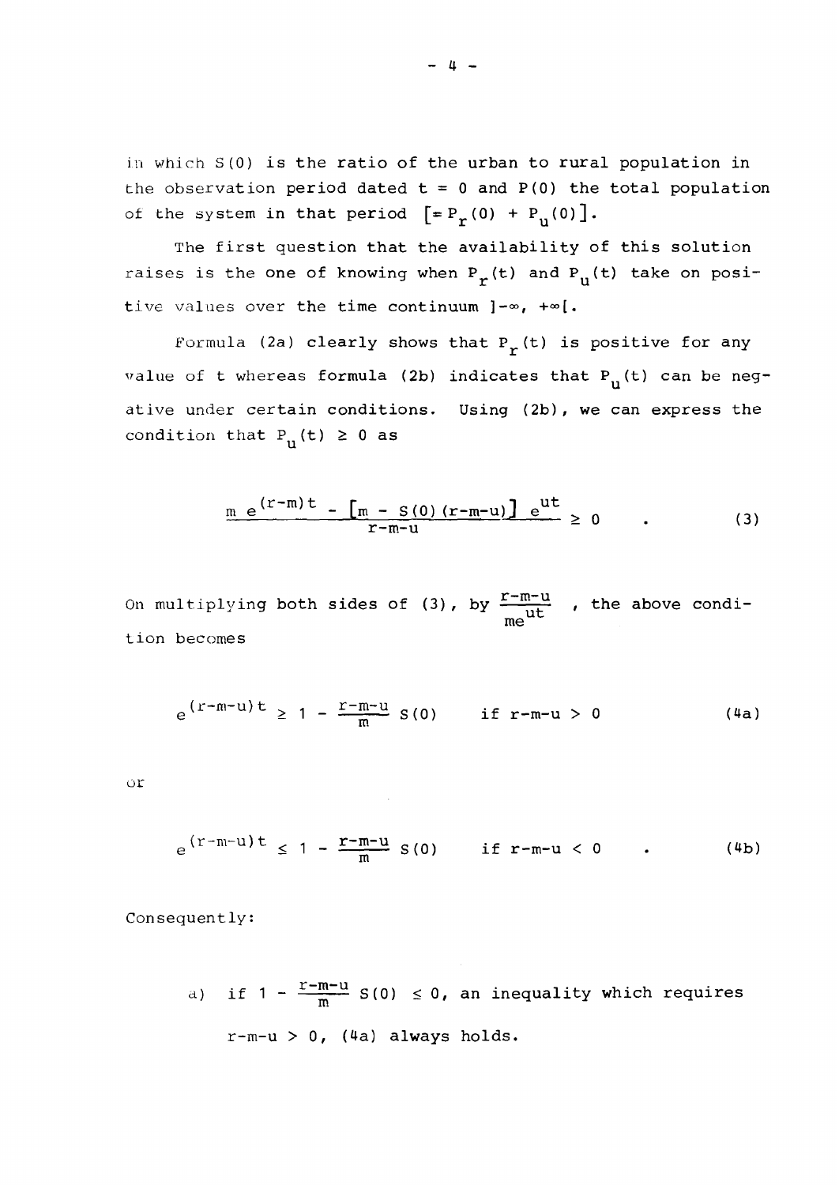in which $S(0)$ is the ratio of the urban to rural population in the observation period dated $t = 0$ and $P(0)$ the total population of the system in that period $\left[= P_r(0) + P_u(0)\right]$.

The first question that the availability of this solution raises is the one of knowing when $P_r(t)$ and $P_u(t)$ take on positive values over the time continuum $]-\infty, +\infty[$.

Formula (2a) clearly shows that $P_r(t)$ is positive for any value of t whereas formula (2b) indicates that $P_u(t)$ can be negative under certain conditions. Using (2b), we can express the condition that $P_u(t) \geq 0$ as

$$\frac{m\ e^{(r-m)t} - \left[m - S(0)(r-m-u)\right]\ e^{ut}}{r-m-u} \geq 0 \quad . \tag{3}$$

On multiplying both sides of (3), by $\frac{r-m-u}{me^{ut}}$ , the above condition becomes

$$e^{(r-m-u)t} \geq 1 - \frac{r-m-u}{m}\ S(0) \qquad \text{if } r-m-u > 0 \tag{4a}$$

or

$$e^{(r-m-u)t} \leq 1 - \frac{r-m-u}{m}\ S(0) \qquad \text{if } r-m-u < 0 \quad . \tag{4b}$$

Consequently:

a) if $1 - \frac{r-m-u}{m}\ S(0) \leq 0$, an inequality which requires $r-m-u > 0$, (4a) always holds.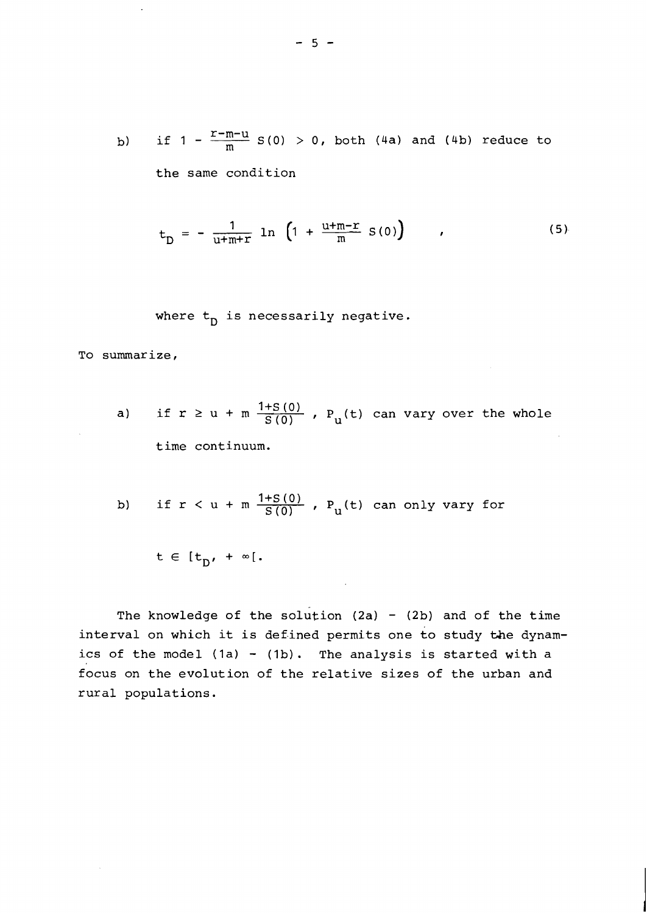b) if $1 - \frac{r-m-u}{m} S(0) > 0$, both (4a) and (4b) reduce to the same condition

$$t_D = - \frac{1}{u+m+r} \ln \left(1 + \frac{u+m-r}{m} S(0)\right) \quad , \tag{5}$$

where $t_D$ is necessarily negative.

To summarize,

a) if $r \geq u + m \frac{1+S(0)}{S(0)}$ , $P_u(t)$ can vary over the whole time continuum.

b) if $r < u + m \frac{1+S(0)}{S(0)}$ , $P_u(t)$ can only vary for $t \in [t_D, +\infty[$.

The knowledge of the solution (2a) - (2b) and of the time interval on which it is defined permits one to study the dynamics of the model (1a) - (1b). The analysis is started with a focus on the evolution of the relative sizes of the urban and rural populations.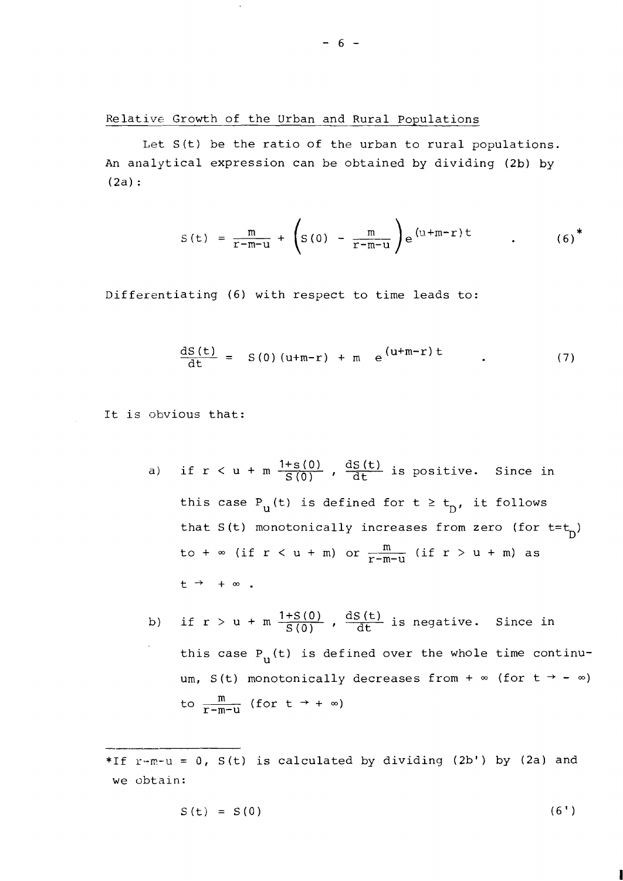## Relative Growth of the Urban and Rural Populations

Let $S(t)$ be the ratio of the urban to rural populations. An analytical expression can be obtained by dividing (2b) by (2a):

$$S(t) = \frac{m}{r-m-u} + \left(S(0) - \frac{m}{r-m-u}\right) e^{(u+m-r)t} \quad . \tag{6*}$$

Differentiating (6) with respect to time leads to:

$$\frac{dS(t)}{dt} = S(0)(u+m-r) + m \quad e^{(u+m-r)t} \quad . \tag{7}$$

It is obvious that:

a) if $r < u + m \frac{1+s(0)}{S(0)}$ , $\frac{dS(t)}{dt}$ is positive. Since in this case $P_u(t)$ is defined for $t \geq t_D$, it follows that $S(t)$ monotonically increases from zero (for $t=t_D$) to $+ \infty$ (if $r < u + m$) or $\frac{m}{r-m-u}$ (if $r > u + m$) as $t \rightarrow + \infty$ .

b) if $r > u + m \frac{1+S(0)}{S(0)}$ , $\frac{dS(t)}{dt}$ is negative. Since in this case $P_u(t)$ is defined over the whole time continuum, $S(t)$ monotonically decreases from $+ \infty$ (for $t \rightarrow - \infty$) to $\frac{m}{r-m-u}$ (for $t \rightarrow + \infty$)

---

*If $r-m-u = 0$, $S(t)$ is calculated by dividing (2b') by (2a) and we obtain:

$$S(t) = S(0) \tag{6'}$$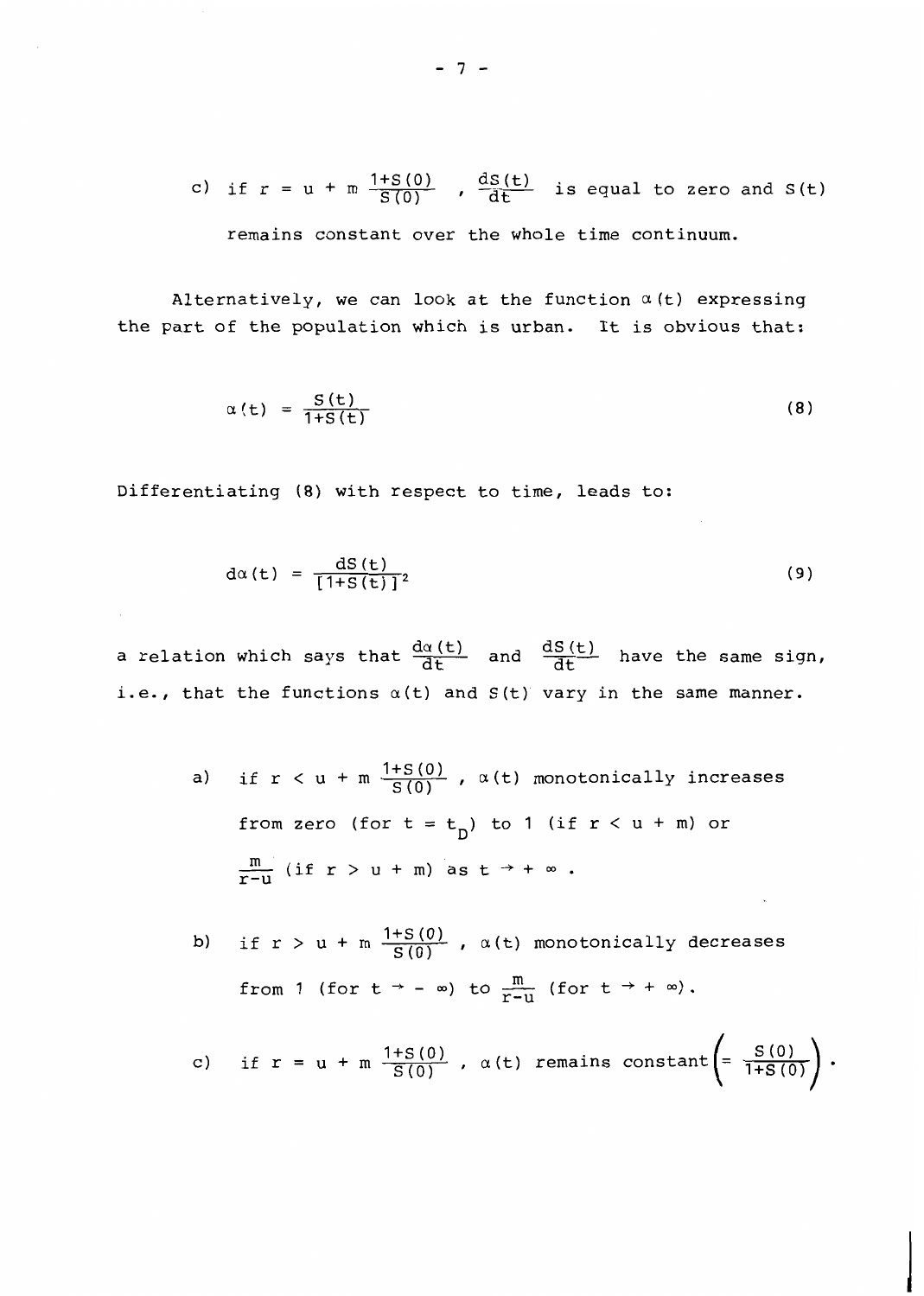c) if $r = u + m \frac{1+S(0)}{S(0)}$ , $\frac{dS(t)}{dt}$ is equal to zero and $S(t)$ remains constant over the whole time continuum.

Alternatively, we can look at the function $\alpha(t)$ expressing the part of the population which is urban. It is obvious that:

$$\alpha(t) = \frac{S(t)}{1+S(t)} \tag{8}$$

Differentiating (8) with respect to time, leads to:

$$d\alpha(t) = \frac{dS(t)}{[1+S(t)]^2} \tag{9}$$

a relation which says that $\frac{d\alpha(t)}{dt}$ and $\frac{dS(t)}{dt}$ have the same sign, i.e., that the functions $\alpha(t)$ and $S(t)$ vary in the same manner.

a) if $r < u + m \frac{1+S(0)}{S(0)}$ , $\alpha(t)$ monotonically increases from zero (for $t = t_D$) to 1 (if $r < u + m$) or $\frac{m}{r-u}$ (if $r > u + m$) as $t \to +\infty$ .

b) if $r > u + m \frac{1+S(0)}{S(0)}$ , $\alpha(t)$ monotonically decreases from 1 (for $t \to -\infty$) to $\frac{m}{r-u}$ (for $t \to +\infty$).

c) if $r = u + m \frac{1+S(0)}{S(0)}$ , $\alpha(t)$ remains constant $\left(= \frac{S(0)}{1+S(0)}\right)$ .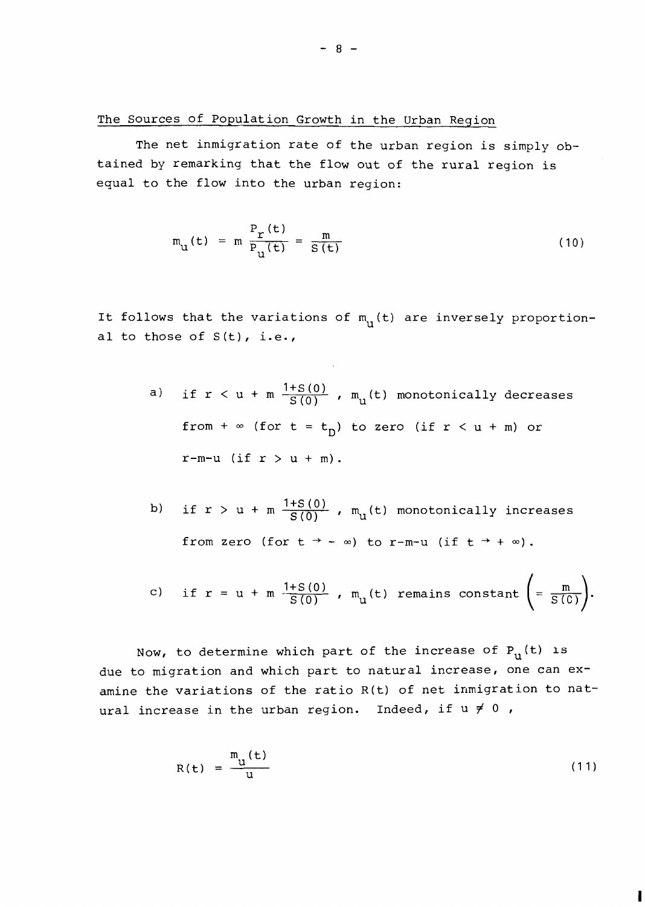## The Sources of Population Growth in the Urban Region

The net inmigration rate of the urban region is simply obtained by remarking that the flow out of the rural region is equal to the flow into the urban region:

$$m_u(t) = m \frac{P_r(t)}{P_u(t)} = \frac{m}{S(t)} \tag{10}$$

It follows that the variations of $m_u(t)$ are inversely proportional to those of $S(t)$, i.e.,

a) if $r < u + m \frac{1+S(0)}{S(0)}$ , $m_u(t)$ monotonically decreases from $+\infty$ (for $t = t_D$) to zero (if $r < u + m$) or $r-m-u$ (if $r > u + m$).

b) if $r > u + m \frac{1+S(0)}{S(0)}$ , $m_u(t)$ monotonically increases from zero (for $t \rightarrow -\infty$) to $r-m-u$ (if $t \rightarrow +\infty$).

c) if $r = u + m \frac{1+S(0)}{S(0)}$ , $m_u(t)$ remains constant $\left(= \frac{m}{S(0)}\right)$.

Now, to determine which part of the increase of $P_u(t)$ is due to migration and which part to natural increase, one can examine the variations of the ratio $R(t)$ of net inmigration to natural increase in the urban region. Indeed, if $u \neq 0$ ,

$$R(t) = \frac{m_u(t)}{u} \tag{11}$$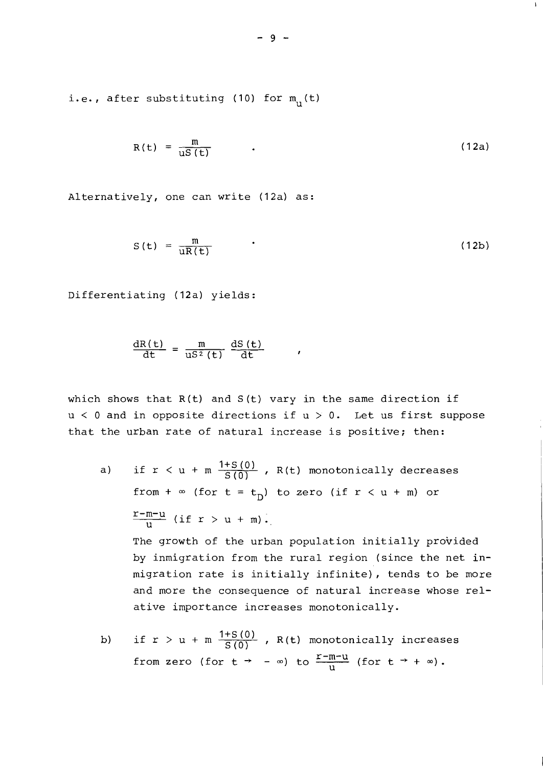i.e., after substituting (10) for $m_u(t)$

$$R(t) = \frac{m}{uS(t)} \quad . \tag{12a}$$

Alternatively, one can write (12a) as:

$$S(t) = \frac{m}{uR(t)} \quad . \tag{12b}$$

Differentiating (12a) yields:

$$\frac{dR(t)}{dt} = \frac{m}{uS^2(t)} \frac{dS(t)}{dt} \quad ,$$

which shows that $R(t)$ and $S(t)$ vary in the same direction if $u < 0$ and in opposite directions if $u > 0$. Let us first suppose that the urban rate of natural increase is positive; then:

a) if $r < u + m \frac{1+S(0)}{S(0)}$, $R(t)$ monotonically decreases from $+\infty$ (for $t = t_D$) to zero (if $r < u + m$) or $\frac{r-m-u}{u}$ (if $r > u + m$).

   The growth of the urban population initially provided by inmigration from the rural region (since the net inmigration rate is initially infinite), tends to be more and more the consequence of natural increase whose relative importance increases monotonically.

b) if $r > u + m \frac{1+S(0)}{S(0)}$, $R(t)$ monotonically increases from zero (for $t \to -\infty$) to $\frac{r-m-u}{u}$ (for $t \to +\infty$).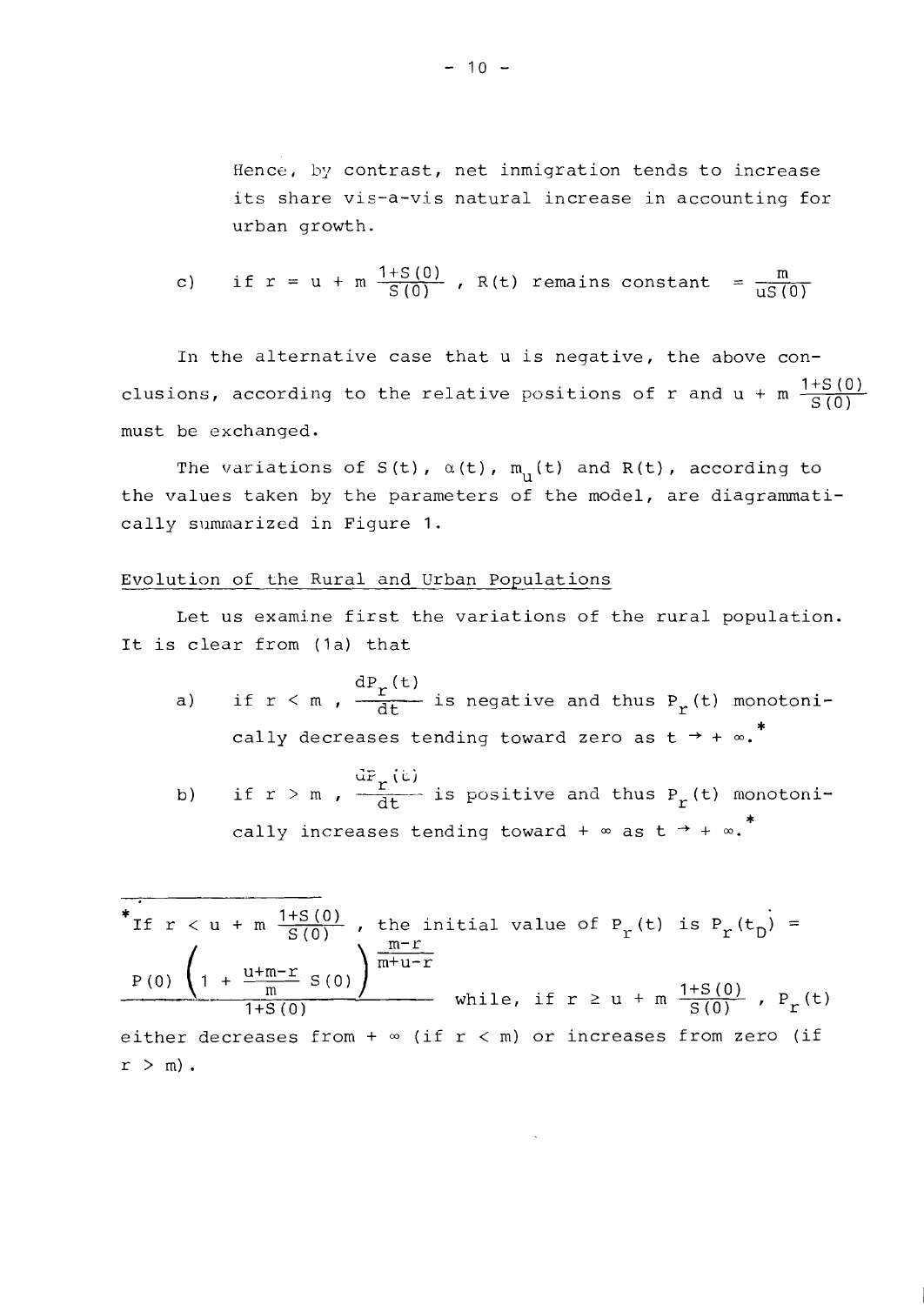Hence, by contrast, net inmigration tends to increase its share vis-a-vis natural increase in accounting for urban growth.

c) if $r = u + m \frac{1+S(0)}{S(0)}$, $R(t)$ remains constant $= \frac{m}{uS(0)}$

In the alternative case that u is negative, the above conclusions, according to the relative positions of r and $u + m \frac{1+S(0)}{S(0)}$ must be exchanged.

The variations of $S(t)$, $\alpha(t)$, $m_u(t)$ and $R(t)$, according to the values taken by the parameters of the model, are diagrammatically summarized in Figure 1.

## Evolution of the Rural and Urban Populations

Let us examine first the variations of the rural population. It is clear from (1a) that

a) if $r < m$, $\frac{dP_r(t)}{dt}$ is negative and thus $P_r(t)$ monotonically decreases tending toward zero as $t \rightarrow +\infty$.*

b) if $r > m$, $\frac{dP_r(t)}{dt}$ is positive and thus $P_r(t)$ monotonically increases tending toward $+\infty$ as $t \rightarrow +\infty$.*

---

*If $r < u + m \frac{1+S(0)}{S(0)}$, the initial value of $P_r(t)$ is $P_r(t_D) = \frac{P(0)\left(1 + \frac{u+m-r}{m} S(0)\right)^{\frac{m-r}{m+u-r}}}{1+S(0)}$ while, if $r \geq u + m \frac{1+S(0)}{S(0)}$, $P_r(t)$ either decreases from $+\infty$ (if $r < m$) or increases from zero (if $r > m$).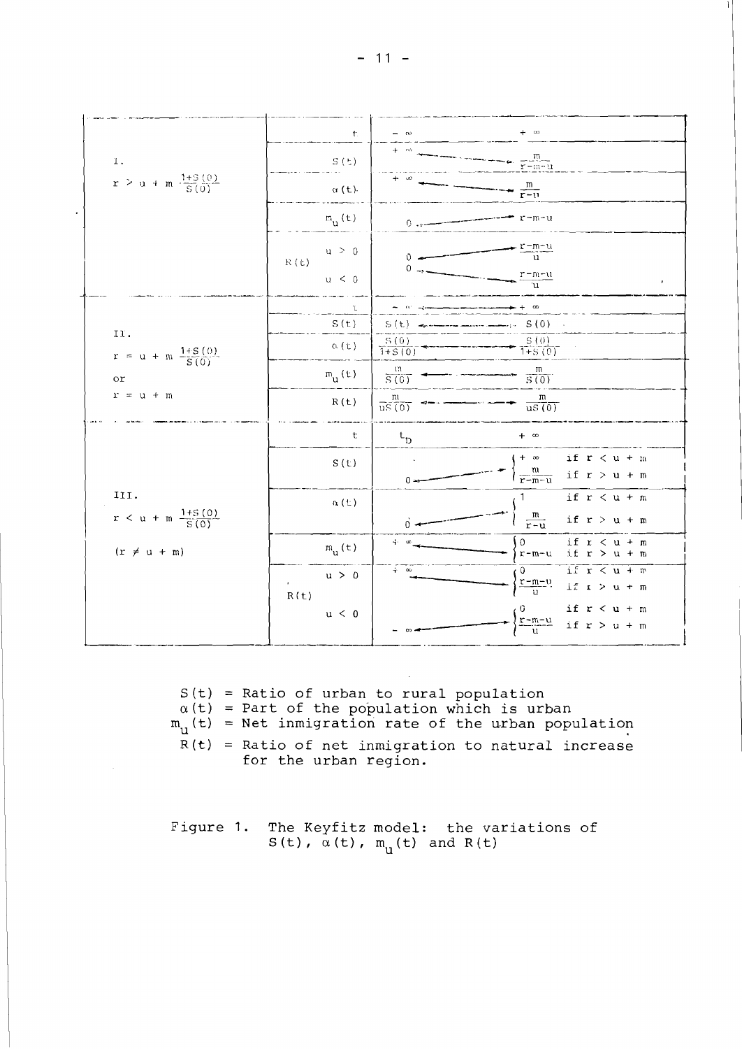| Case | Variable | | $t \to -\infty$ | $t \to +\infty$ |
|---|---|---|---|---|
| I. $r > u + m\,\frac{1+S(0)}{S(0)}$ | $t$ | | $-\infty$ | $+\infty$ |
| | $S(t)$ | | $+\infty$ | $\frac{m}{r-m-u}$ |
| | $\alpha(t)$ | | $+\infty$ | $\frac{m}{r-u}$ |
| | $m_u(t)$ | | $0$ | $r-m-u$ |
| | $R(t)$ | $u > 0$ | $0$ | $\frac{r-m-u}{u}$ |
| | | $u < 0$ | $0$ | $\frac{r-m-u}{u}$ |
| II. $r = u + m\,\frac{1+S(0)}{S(0)}$ or $r = u + m$ | $t$ | | $-\infty$ | $+\infty$ |
| | $S(t)$ | | $S(t)$ | $S(0)$ |
| | $\alpha(t)$ | | $\frac{S(0)}{1+S(0)}$ | $\frac{S(0)}{1+S(0)}$ |
| | $m_u(t)$ | | $\frac{m}{S(0)}$ | $\frac{m}{S(0)}$ |
| | $R(t)$ | | $\frac{m}{uS(0)}$ | $\frac{m}{uS(0)}$ |
| III. $r < u + m\,\frac{1+S(0)}{S(0)}$ ($r \neq u + m$) | $t$ | | $t_D$ | $+\infty$ |
| | $S(t)$ | | $0$ | $+\infty$ if $r < u + m$; $\frac{m}{r-m-u}$ if $r > u + m$ |
| | $\alpha(t)$ | | $0$ | $1$ if $r < u + m$; $\frac{m}{r-u}$ if $r > u + m$ |
| | $m_u(t)$ | | $+\infty$ | $0$ if $r < u + m$; $r-m-u$ if $r > u + m$ |
| | $R(t)$ | $u > 0$ | $+\infty$ | $0$ if $r < u + m$; $\frac{r-m-u}{u}$ if $r > u + m$ |
| | | $u < 0$ | $-\infty$ | $0$ if $r < u + m$; $\frac{r-m-u}{u}$ if $r > u + m$ |

$S(t)$ = Ratio of urban to rural population
$\alpha(t)$ = Part of the population which is urban
$m_u(t)$ = Net inmigration rate of the urban population
$R(t)$ = Ratio of net inmigration to natural increase for the urban region.

Figure 1. The Keyfitz model: the variations of $S(t)$, $\alpha(t)$, $m_u(t)$ and $R(t)$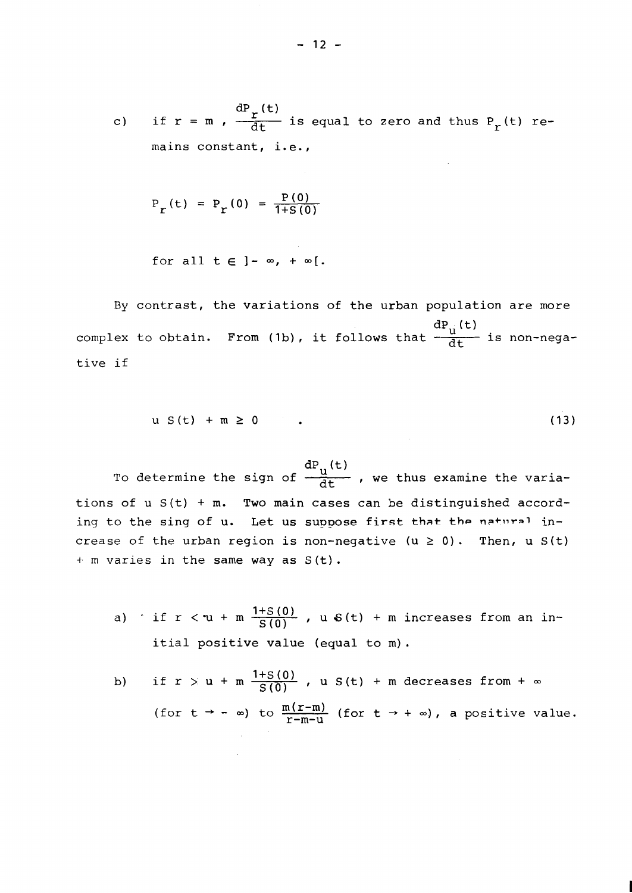c) if $r = m$, $\frac{dP_r(t)}{dt}$ is equal to zero and thus $P_r(t)$ remains constant, i.e.,

$$P_r(t) = P_r(0) = \frac{P(0)}{1+S(0)}$$

for all $t \in ]-\infty, +\infty[$.

By contrast, the variations of the urban population are more complex to obtain. From (1b), it follows that $\frac{dP_u(t)}{dt}$ is non-negative if

$$u\,S(t) + m \geq 0 \qquad . \tag{13}$$

To determine the sign of $\frac{dP_u(t)}{dt}$, we thus examine the variations of $u\,S(t) + m$. Two main cases can be distinguished according to the sing of $u$. Let us suppose first that the natural increase of the urban region is non-negative ($u \geq 0$). Then, $u\,S(t) + m$ varies in the same way as $S(t)$.

a) if $r < u + m\,\frac{1+S(0)}{S(0)}$, $u\,S(t) + m$ increases from an initial positive value (equal to $m$).

b) if $r > u + m\,\frac{1+S(0)}{S(0)}$, $u\,S(t) + m$ decreases from $+\infty$ (for $t \to -\infty$) to $\frac{m(r-m)}{r-m-u}$ (for $t \to +\infty$), a positive value.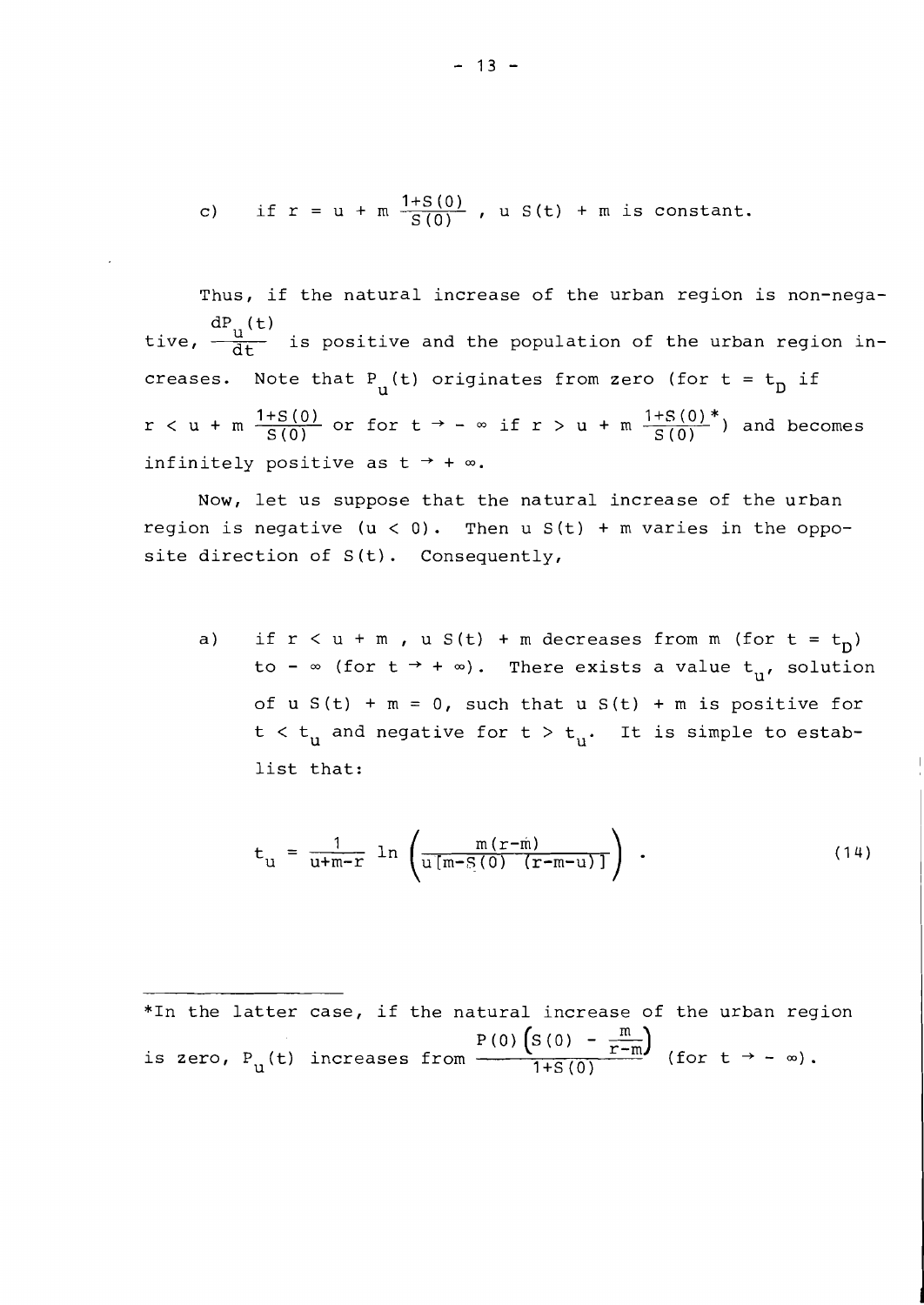c) if $r = u + m \frac{1+S(0)}{S(0)}$, $u\,S(t) + m$ is constant.

Thus, if the natural increase of the urban region is non-negative, $\frac{dP_u(t)}{dt}$ is positive and the population of the urban region increases. Note that $P_u(t)$ originates from zero (for $t = t_D$ if $r < u + m \frac{1+S(0)}{S(0)}$ or for $t \to -\infty$ if $r > u + m \frac{1+S(0)}{S(0)}$*) and becomes infinitely positive as $t \to +\infty$.

Now, let us suppose that the natural increase of the urban region is negative ($u < 0$). Then $u\,S(t) + m$ varies in the opposite direction of $S(t)$. Consequently,

a) if $r < u + m$, $u\,S(t) + m$ decreases from $m$ (for $t = t_D$) to $-\infty$ (for $t \to +\infty$). There exists a value $t_u$, solution of $u\,S(t) + m = 0$, such that $u\,S(t) + m$ is positive for $t < t_u$ and negative for $t > t_u$. It is simple to establist that:

$$t_u = \frac{1}{u+m-r} \ln \left( \frac{m(r-m)}{u[m-S(0)\ (r-m-u)]} \right) . \tag{14}$$

---

*In the latter case, if the natural increase of the urban region is zero, $P_u(t)$ increases from $\frac{P(0)\left(S(0) - \frac{m}{r-m}\right)}{1+S(0)}$ (for $t \to -\infty$).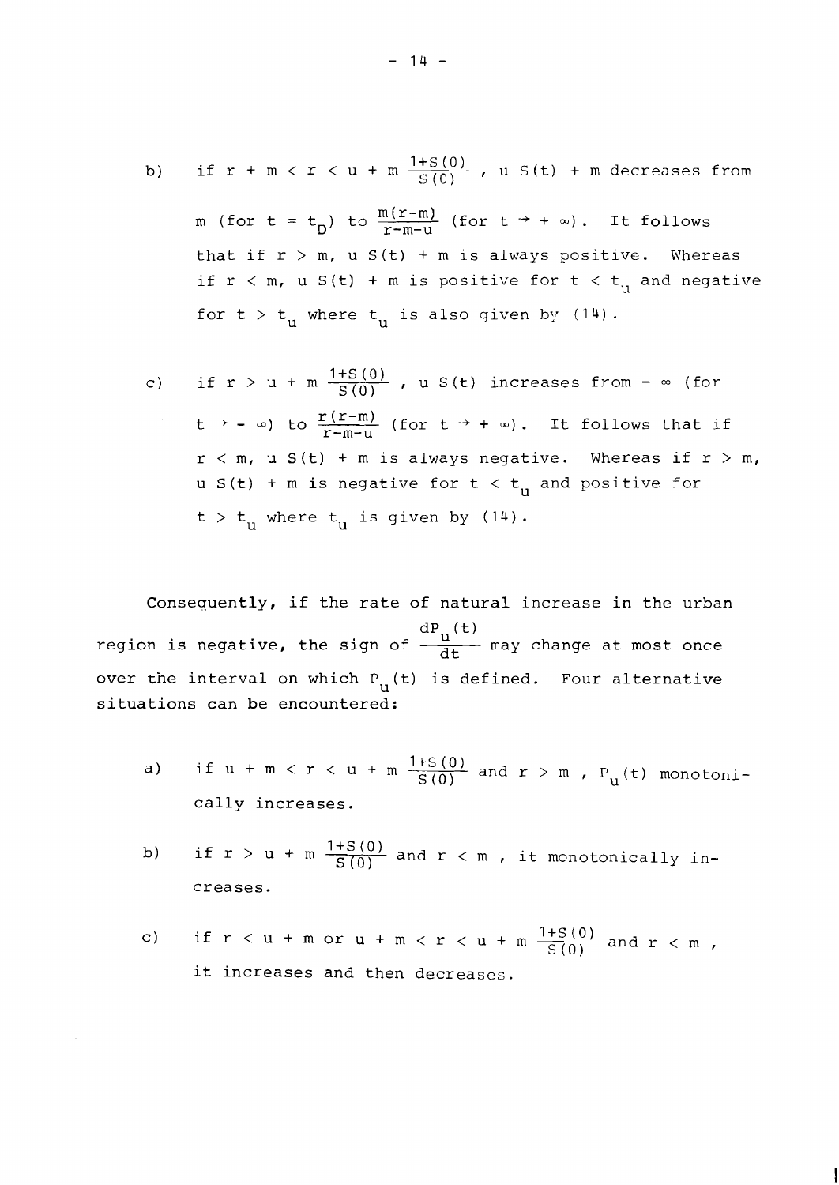b) if $r + m < r < u + m \frac{1+S(0)}{S(0)}$ , $u\,S(t) + m$ decreases from $m$ (for $t = t_D$) to $\frac{m(r-m)}{r-m-u}$ (for $t \to +\infty$). It follows that if $r > m$, $u\,S(t) + m$ is always positive. Whereas if $r < m$, $u\,S(t) + m$ is positive for $t < t_u$ and negative for $t > t_u$ where $t_u$ is also given by (14).

c) if $r > u + m \frac{1+S(0)}{S(0)}$ , $u\,S(t)$ increases from $-\infty$ (for $t \to -\infty$) to $\frac{r(r-m)}{r-m-u}$ (for $t \to +\infty$). It follows that if $r < m$, $u\,S(t) + m$ is always negative. Whereas if $r > m$, $u\,S(t) + m$ is negative for $t < t_u$ and positive for $t > t_u$ where $t_u$ is given by (14).

Consequently, if the rate of natural increase in the urban region is negative, the sign of $\frac{dP_u(t)}{dt}$ may change at most once over the interval on which $P_u(t)$ is defined. Four alternative situations can be encountered:

a) if $u + m < r < u + m \frac{1+S(0)}{S(0)}$ and $r > m$ , $P_u(t)$ monotonically increases.

b) if $r > u + m \frac{1+S(0)}{S(0)}$ and $r < m$ , it monotonically increases.

c) if $r < u + m$ or $u + m < r < u + m \frac{1+S(0)}{S(0)}$ and $r < m$ , it increases and then decreases.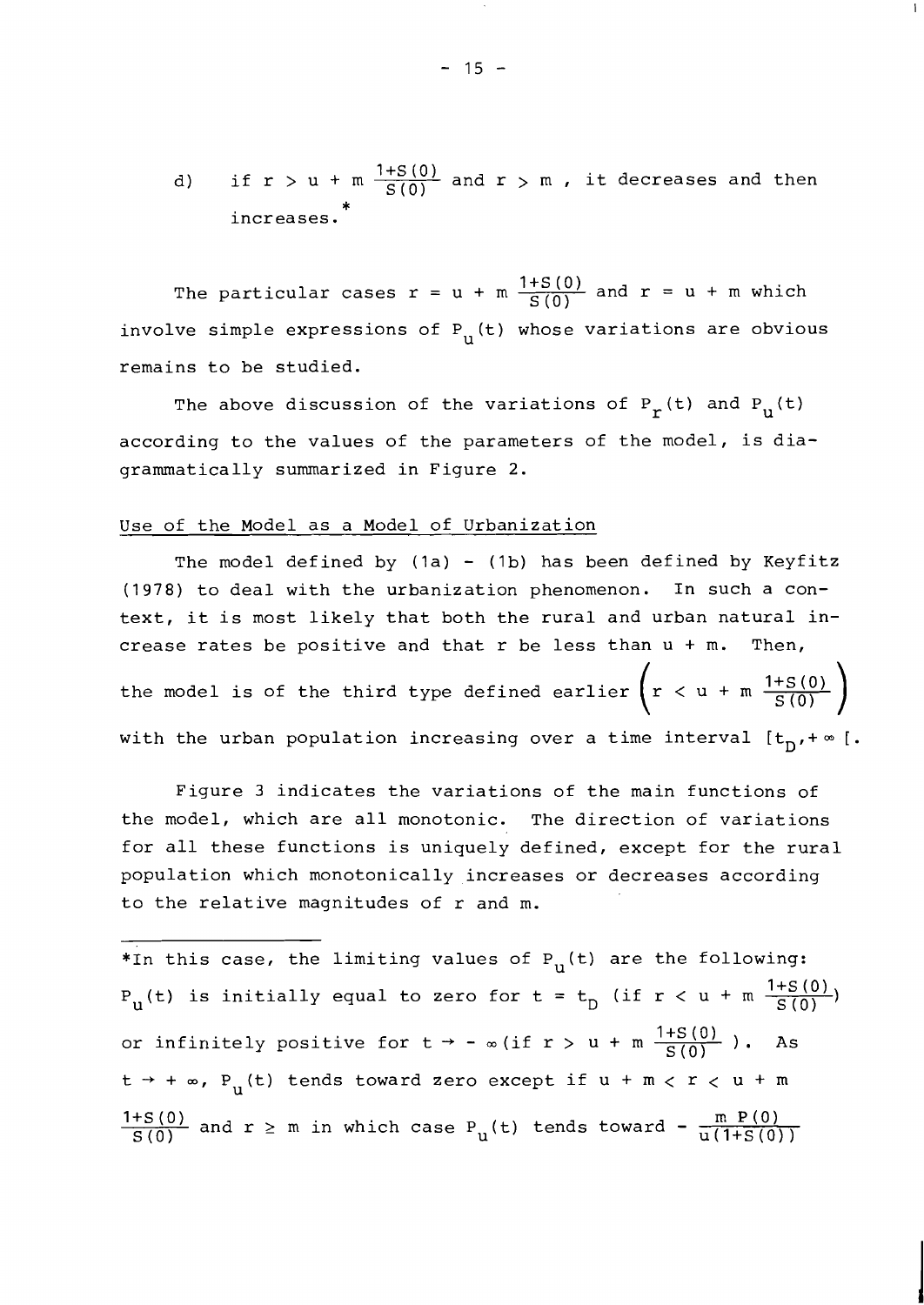d) if $r > u + m \frac{1+S(0)}{S(0)}$ and $r > m$, it decreases and then increases.*

The particular cases $r = u + m \frac{1+S(0)}{S(0)}$ and $r = u + m$ which involve simple expressions of $P_u(t)$ whose variations are obvious remains to be studied.

The above discussion of the variations of $P_r(t)$ and $P_u(t)$ according to the values of the parameters of the model, is diagrammatically summarized in Figure 2.

Use of the Model as a Model of Urbanization

The model defined by (1a) - (1b) has been defined by Keyfitz (1978) to deal with the urbanization phenomenon. In such a context, it is most likely that both the rural and urban natural increase rates be positive and that r be less than u + m. Then, the model is of the third type defined earlier $\left(r < u + m \frac{1+S(0)}{S(0)}\right)$ with the urban population increasing over a time interval $[t_D, +\infty[$.

Figure 3 indicates the variations of the main functions of the model, which are all monotonic. The direction of variations for all these functions is uniquely defined, except for the rural population which monotonically increases or decreases according to the relative magnitudes of r and m.

---

*In this case, the limiting values of $P_u(t)$ are the following: $P_u(t)$ is initially equal to zero for $t = t_D$ (if $r < u + m \frac{1+S(0)}{S(0)}$) or infinitely positive for $t \to -\infty$ (if $r > u + m \frac{1+S(0)}{S(0)}$). As $t \to +\infty$, $P_u(t)$ tends toward zero except if $u + m < r < u + m \frac{1+S(0)}{S(0)}$ and $r \geq m$ in which case $P_u(t)$ tends toward $-\frac{m\ P(0)}{u(1+S(0))}$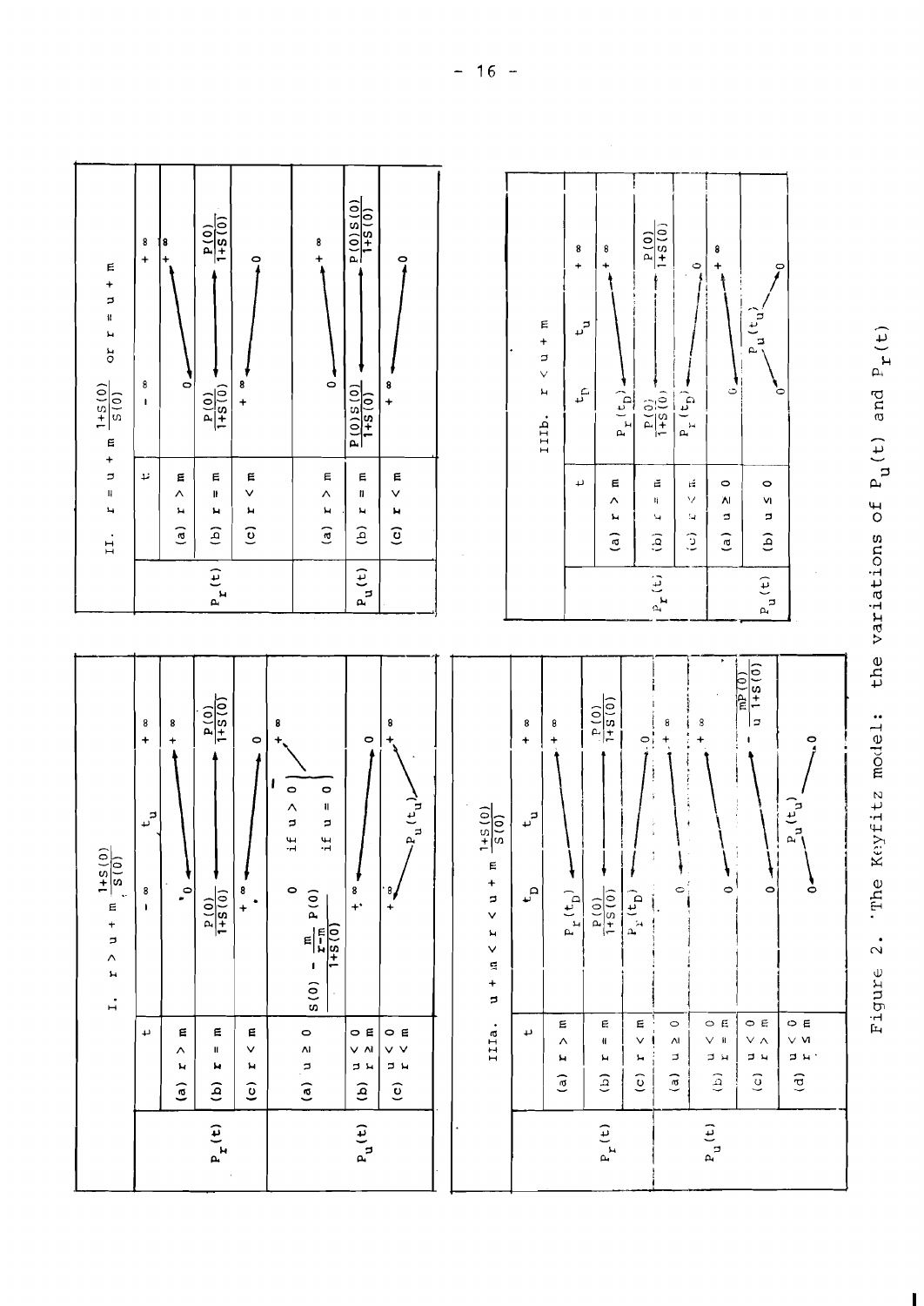**I.** $r > u + m\,\frac{1+S(0)}{S(0)}$

| | $t$ | $-\infty$ | $t_u$ | $+\infty$ |
|---|---|---|---|---|
| $P_r(t)$ | (a) $r > m$ | $0$ | → | $+\infty$ |
| | (b) $r = m$ | $\frac{P(0)}{1+S(0)}$ | → | $\frac{P(0)}{1+S(0)}$ |
| | (c) $r < m$ | $+\infty$ | → | $0$ |
| $P_u(t)$ | (a) $u \geq 0$ | $0$ if $u > 0$; $S(0) - \frac{m}{r-m}\,\frac{P(0)}{1+S(0)}$ if $u = 0$ | → | $+\infty$ |
| | (b) $u < 0$, $r \geq m$ | $+\infty$ | → | $0$ |
| | (c) $u < 0$, $r < m$ | $+\infty$ | $P_u(t_u)$ | $+\infty$ |

**II.** $r = u + m\,\frac{1+S(0)}{S(0)}$ or $r = u + m$

| | $t$ | $-\infty$ | $+\infty$ |
|---|---|---|---|
| $P_r(t)$ | (a) $r > m$ | $0$ | $+\infty$ |
| | (b) $r = m$ | $\frac{P(0)}{1+S(0)}$ | $\frac{P(0)}{1+S(0)}$ |
| | (c) $r < m$ | $+\infty$ | $0$ |
| $P_u(t)$ | (a) $r > m$ | $0$ | $+\infty$ |
| | (b) $r = m$ | $\frac{P(0)S(0)}{1+S(0)}$ | $\frac{P(0)S(0)}{1+S(0)}$ |
| | (c) $r < m$ | $+\infty$ | $0$ |

**IIIa.** $u + m < r < u + m\,\frac{1+S(0)}{S(0)}$

| | $t$ | $t_D$ | $t_u$ | $+\infty$ |
|---|---|---|---|---|
| $P_r(t)$ | (a) $r > m$ | $P_r(t_D)$ | → | $+\infty$ |
| | (b) $r = m$ | $\frac{P(0)}{1+S(0)}$ | → | $\frac{P(0)}{1+S(0)}$ |
| | (c) $r < m$ | $P_r(t_D)$ | → | $0$ |
| $P_u(t)$ | (a) $u \geq 0$ | $0$ | → | $+\infty$ |
| | (b) $u < 0$, $r > m$ | $0$ | → | $+\infty$ |
| | (c) $u < 0$, $r = m$ | $0$ | → | $-\frac{mP(0)}{u\,1+S(0)}$ |
| | (d) $u < 0$, $r < m$ | $0$ | $P_u(t_u)$ | $0$ |

**IIIb.** $r < u + m$

| | $t$ | $t_D$ | $t_u$ | $+\infty$ |
|---|---|---|---|---|
| $P_r(t)$ | (a) $r > m$ | $P_r(t_D)$ | → | $+\infty$ |
| | (b) $r = m$ | $\frac{P(0)}{1+S(0)}$ | → | $\frac{P(0)}{1+S(0)}$ |
| | (c) $r < m$ | $P_r(t_D)$ | → | $0$ |
| $P_u(t)$ | (a) $u \geq 0$ | $0$ | → | $+\infty$ |
| | (b) $u \leq 0$ | $0$ | $P_u(t_u)$ | $0$ |

Figure 2. The Keyfitz model: the variations of $P_u(t)$ and $P_r(t)$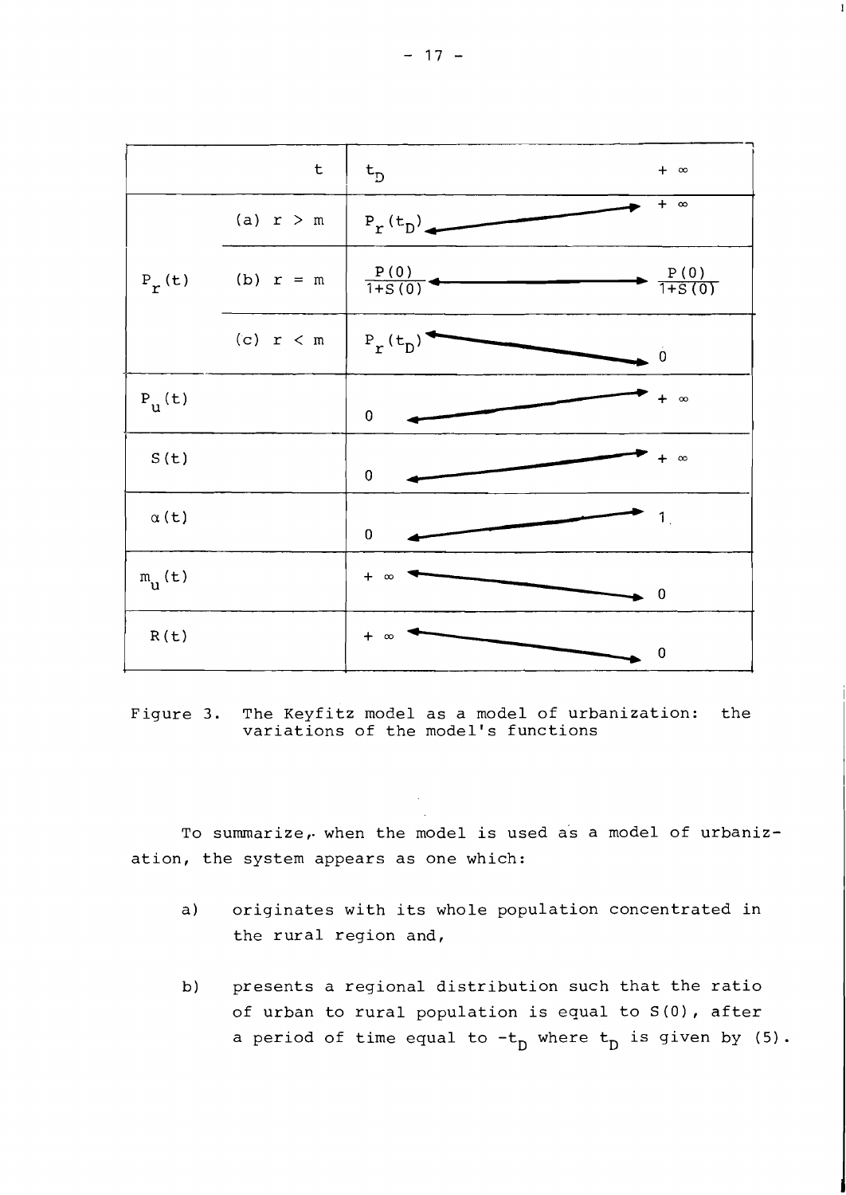| $t$ | | $t_D$ | | $+\infty$ |
|---|---|---|---|---|
| $P_r(t)$ | (a) $r > m$ | $P_r(t_D)$ | ↗ | $+\infty$ |
| | (b) $r = m$ | $\frac{P(0)}{1+S(0)}$ | ↔ | $\frac{P(0)}{1+S(0)}$ |
| | (c) $r < m$ | $P_r(t_D)$ | ↘ | $0$ |
| $P_u(t)$ | | $0$ | ↗ | $+\infty$ |
| $S(t)$ | | $0$ | ↗ | $+\infty$ |
| $\alpha(t)$ | | $0$ | ↗ | $1$ |
| $m_u(t)$ | | $+\infty$ | ↘ | $0$ |
| $R(t)$ | | $+\infty$ | ↘ | $0$ |

Figure 3. The Keyfitz model as a model of urbanization: the variations of the model's functions

To summarize, when the model is used as a model of urbanization, the system appears as one which:

a) originates with its whole population concentrated in the rural region and,

b) presents a regional distribution such that the ratio of urban to rural population is equal to $S(0)$, after a period of time equal to $-t_D$ where $t_D$ is given by (5).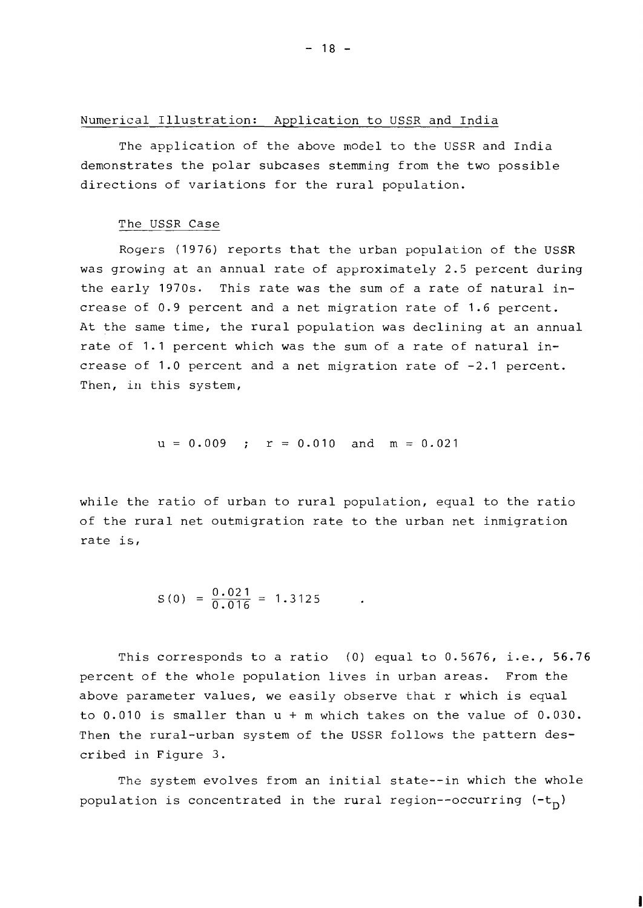## Numerical Illustration: Application to USSR and India

The application of the above model to the USSR and India demonstrates the polar subcases stemming from the two possible directions of variations for the rural population.

### The USSR Case

Rogers (1976) reports that the urban population of the USSR was growing at an annual rate of approximately 2.5 percent during the early 1970s. This rate was the sum of a rate of natural increase of 0.9 percent and a net migration rate of 1.6 percent. At the same time, the rural population was declining at an annual rate of 1.1 percent which was the sum of a rate of natural increase of 1.0 percent and a net migration rate of -2.1 percent. Then, in this system,

$$u = 0.009 \quad ; \quad r = 0.010 \quad \text{and} \quad m = 0.021$$

while the ratio of urban to rural population, equal to the ratio of the rural net outmigration rate to the urban net inmigration rate is,

$$S(0) = \frac{0.021}{0.016} = 1.3125 \quad .$$

This corresponds to a ratio (0) equal to 0.5676, i.e., 56.76 percent of the whole population lives in urban areas. From the above parameter values, we easily observe that r which is equal to 0.010 is smaller than u + m which takes on the value of 0.030. Then the rural-urban system of the USSR follows the pattern described in Figure 3.

The system evolves from an initial state--in which the whole population is concentrated in the rural region--occurring $(-t_D)$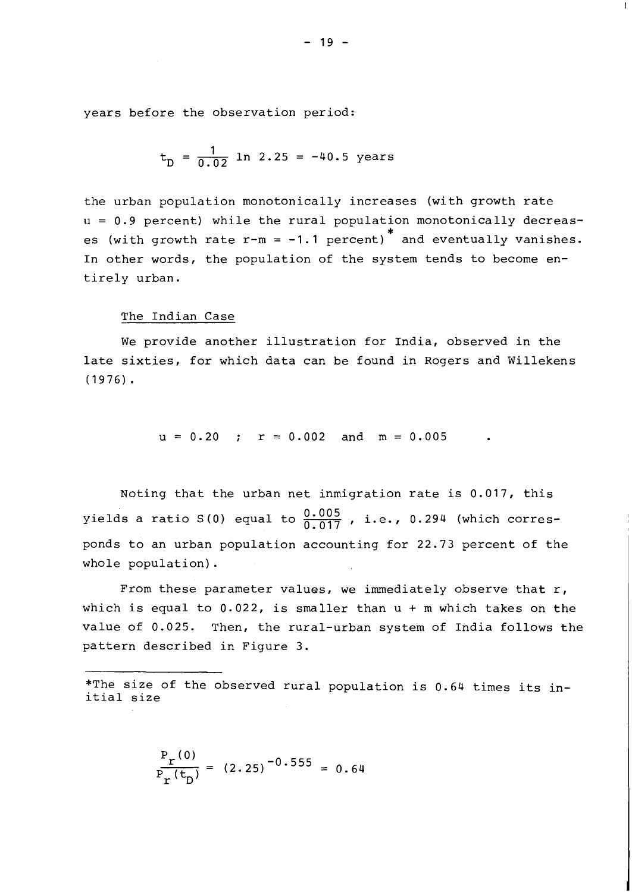years before the observation period:

$$t_D = \frac{1}{0.02} \ln 2.25 = -40.5 \text{ years}$$

the urban population monotonically increases (with growth rate $u = 0.9$ percent) while the rural population monotonically decreases (with growth rate $r-m = -1.1$ percent)* and eventually vanishes. In other words, the population of the system tends to become entirely urban.

### The Indian Case

We provide another illustration for India, observed in the late sixties, for which data can be found in Rogers and Willekens (1976).

$$u = 0.20 \quad ; \quad r = 0.002 \quad \text{and} \quad m = 0.005 \quad .$$

Noting that the urban net inmigration rate is 0.017, this yields a ratio $S(0)$ equal to $\frac{0.005}{0.017}$, i.e., 0.294 (which corresponds to an urban population accounting for 22.73 percent of the whole population).

From these parameter values, we immediately observe that $r$, which is equal to 0.022, is smaller than $u + m$ which takes on the value of 0.025. Then, the rural-urban system of India follows the pattern described in Figure 3.

---

*The size of the observed rural population is 0.64 times its initial size

$$\frac{P_r(0)}{P_r(t_D)} = (2.25)^{-0.555} = 0.64$$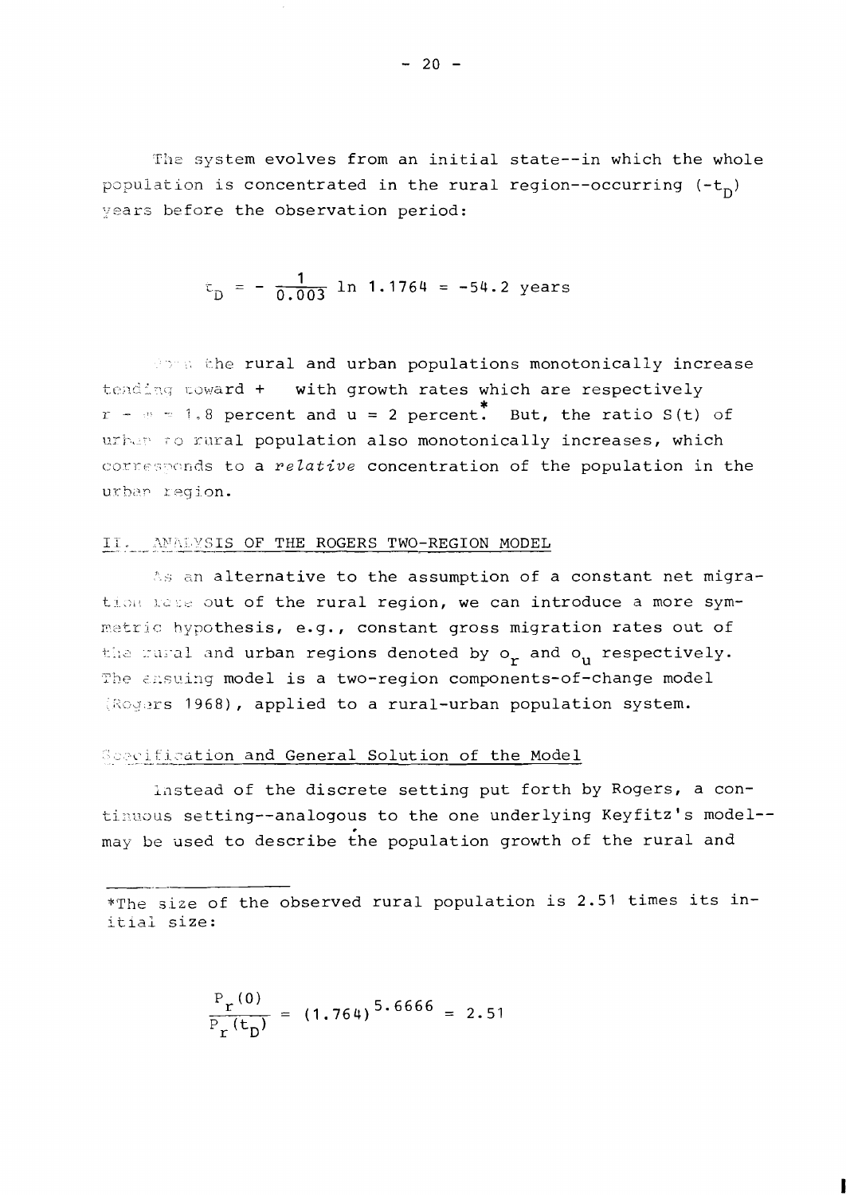The system evolves from an initial state--in which the whole population is concentrated in the rural region--occurring $(-t_D)$ years before the observation period:

$$t_D = -\frac{1}{0.003} \ln 1.1764 = -54.2 \text{ years}$$

Then the rural and urban populations monotonically increase tending toward + with growth rates which are respectively $r - m = 1.8$ percent and $u = 2$ percent.* But, the ratio $S(t)$ of urban to rural population also monotonically increases, which corresponds to a *relative* concentration of the population in the urban region.

## II. ANALYSIS OF THE ROGERS TWO-REGION MODEL

As an alternative to the assumption of a constant net migration rate out of the rural region, we can introduce a more symmetric hypothesis, e.g., constant gross migration rates out of the rural and urban regions denoted by $o_r$ and $o_u$ respectively. The ensuing model is a two-region components-of-change model (Rogers 1968), applied to a rural-urban population system.

### Specification and General Solution of the Model

Instead of the discrete setting put forth by Rogers, a continuous setting--analogous to the one underlying Keyfitz's model--may be used to describe the population growth of the rural and

---

*The size of the observed rural population is 2.51 times its initial size:

$$\frac{P_r(0)}{P_r(t_D)} = (1.764)^{5.6666} = 2.51$$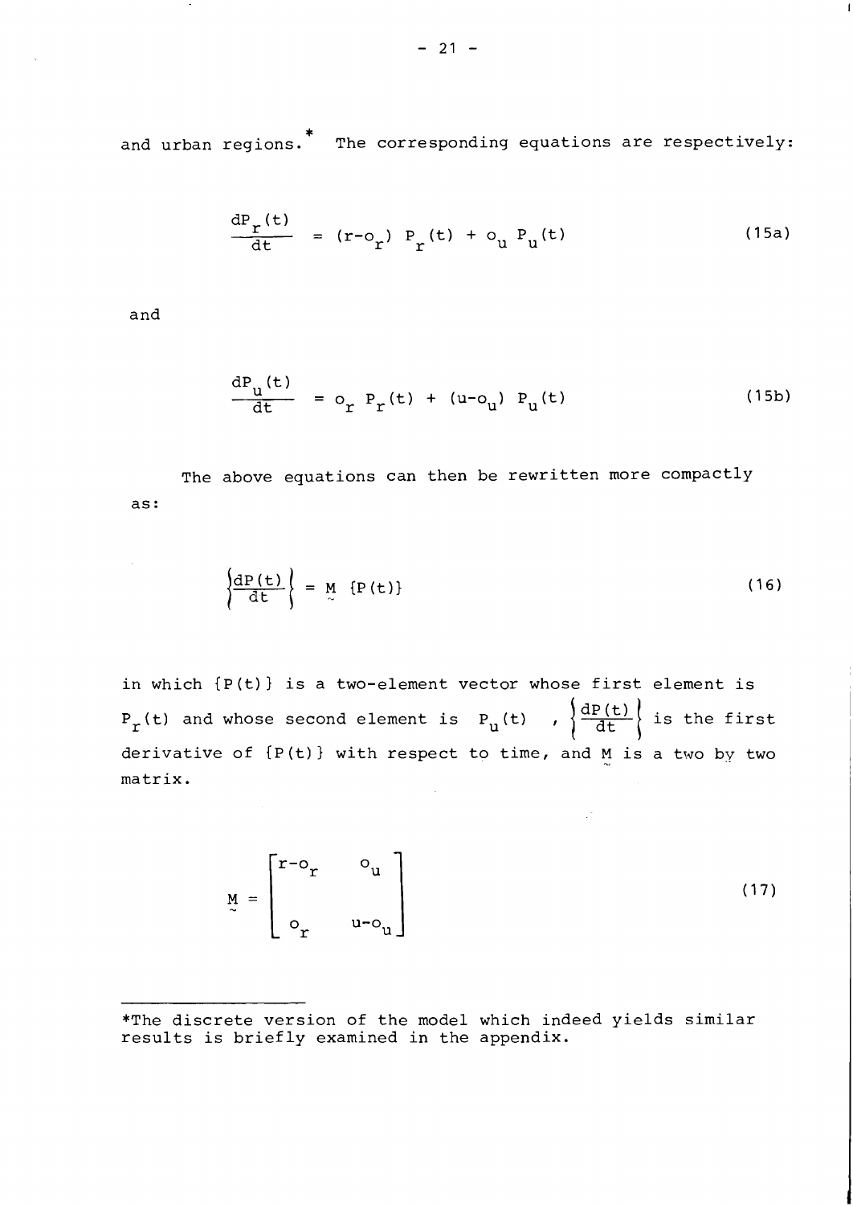and urban regions.* The corresponding equations are respectively:

$$\frac{dP_r(t)}{dt} = (r-o_r)\ P_r(t) + o_u\ P_u(t) \tag{15a}$$

and

$$\frac{dP_u(t)}{dt} = o_r\ P_r(t) + (u-o_u)\ P_u(t) \tag{15b}$$

The above equations can then be rewritten more compactly as:

$$\left\{\frac{dP(t)}{dt}\right\} = \underset{\sim}{M}\ \{P(t)\} \tag{16}$$

in which $\{P(t)\}$ is a two-element vector whose first element is $P_r(t)$ and whose second element is $P_u(t)$, $\left\{\frac{dP(t)}{dt}\right\}$ is the first derivative of $\{P(t)\}$ with respect to time, and $\underset{\sim}{M}$ is a two by two matrix.

$$\underset{\sim}{M} = \begin{bmatrix} r-o_r & o_u \\ o_r & u-o_u \end{bmatrix} \tag{17}$$

---

*The discrete version of the model which indeed yields similar results is briefly examined in the appendix.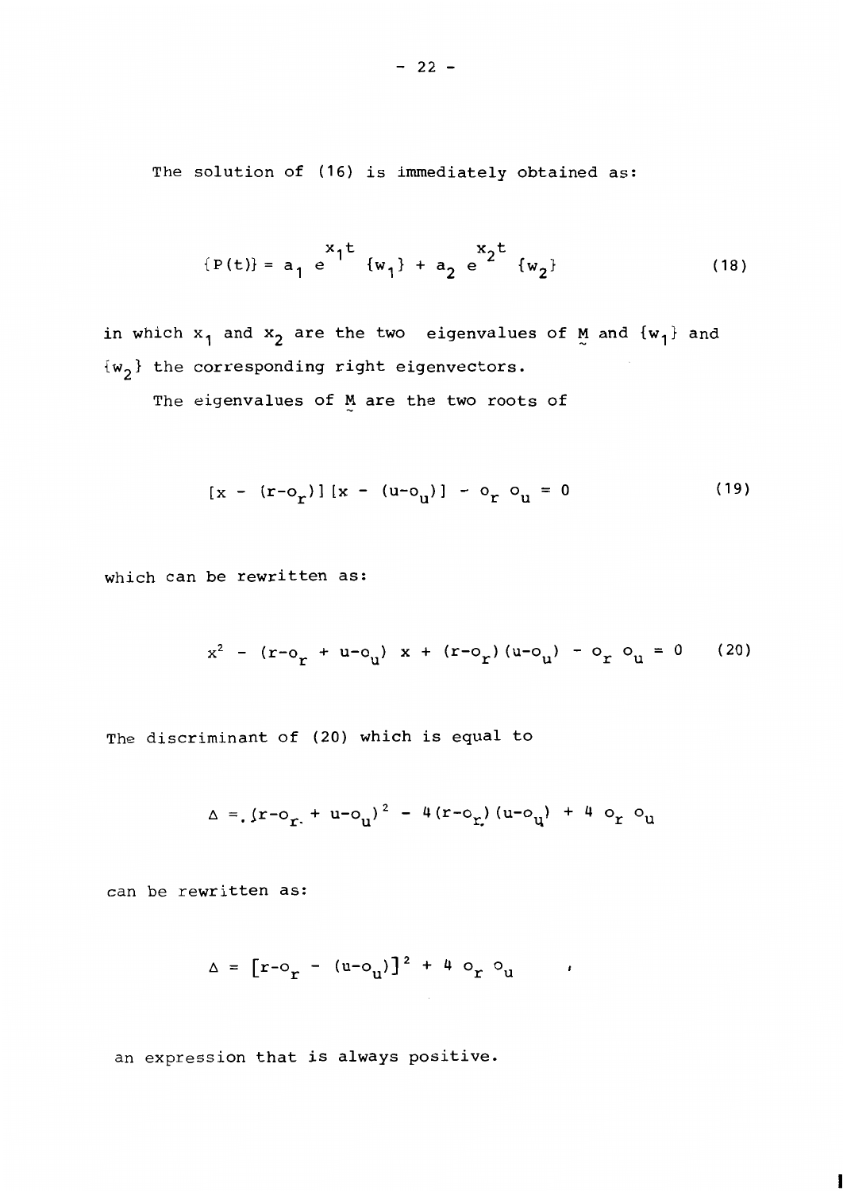The solution of (16) is immediately obtained as:

$$\{P(t)\} = a_1 \, e^{x_1 t} \, \{w_1\} + a_2 \, e^{x_2 t} \, \{w_2\} \tag{18}$$

in which $x_1$ and $x_2$ are the two eigenvalues of $\underset{\sim}{M}$ and $\{w_1\}$ and $\{w_2\}$ the corresponding right eigenvectors.

The eigenvalues of $\underset{\sim}{M}$ are the two roots of

$$[x - (r-o_r)]\,[x - (u-o_u)] - o_r \, o_u = 0 \tag{19}$$

which can be rewritten as:

$$x^2 - (r-o_r + u-o_u)\, x + (r-o_r)(u-o_u) - o_r \, o_u = 0 \tag{20}$$

The discriminant of (20) which is equal to

$$\Delta = (r-o_r + u-o_u)^2 - 4(r-o_r)(u-o_u) + 4 \, o_r \, o_u$$

can be rewritten as:

$$\Delta = \left[r-o_r - (u-o_u)\right]^2 + 4 \, o_r \, o_u \quad ,$$

an expression that is always positive.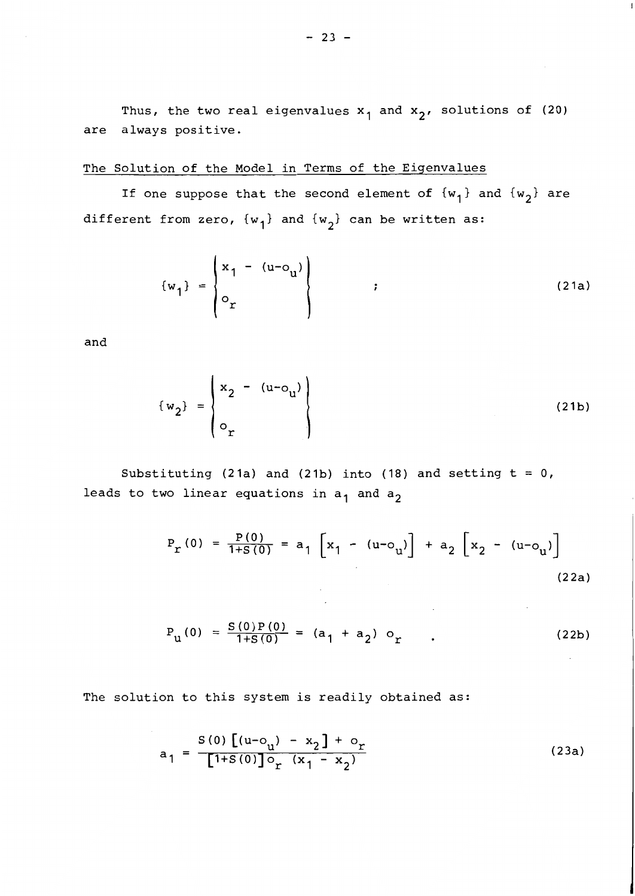Thus, the two real eigenvalues $x_1$ and $x_2$, solutions of (20) are always positive.

## The Solution of the Model in Terms of the Eigenvalues

If one suppose that the second element of $\{w_1\}$ and $\{w_2\}$ are different from zero, $\{w_1\}$ and $\{w_2\}$ can be written as:

$$\{w_1\} = \begin{Bmatrix} x_1 - (u-o_u) \\ o_r \end{Bmatrix} \qquad ; \tag{21a}$$

and

$$\{w_2\} = \begin{Bmatrix} x_2 - (u-o_u) \\ o_r \end{Bmatrix} \tag{21b}$$

Substituting (21a) and (21b) into (18) and setting $t = 0$, leads to two linear equations in $a_1$ and $a_2$

$$P_r(0) = \frac{P(0)}{1+S(0)} = a_1 \left[x_1 - (u-o_u)\right] + a_2 \left[x_2 - (u-o_u)\right] \tag{22a}$$

$$P_u(0) = \frac{S(0)P(0)}{1+S(0)} = (a_1 + a_2)\, o_r \quad . \tag{22b}$$

The solution to this system is readily obtained as:

$$a_1 = \frac{S(0)\left[(u-o_u) - x_2\right] + o_r}{\left[1+S(0)\right] o_r \, (x_1 - x_2)} \tag{23a}$$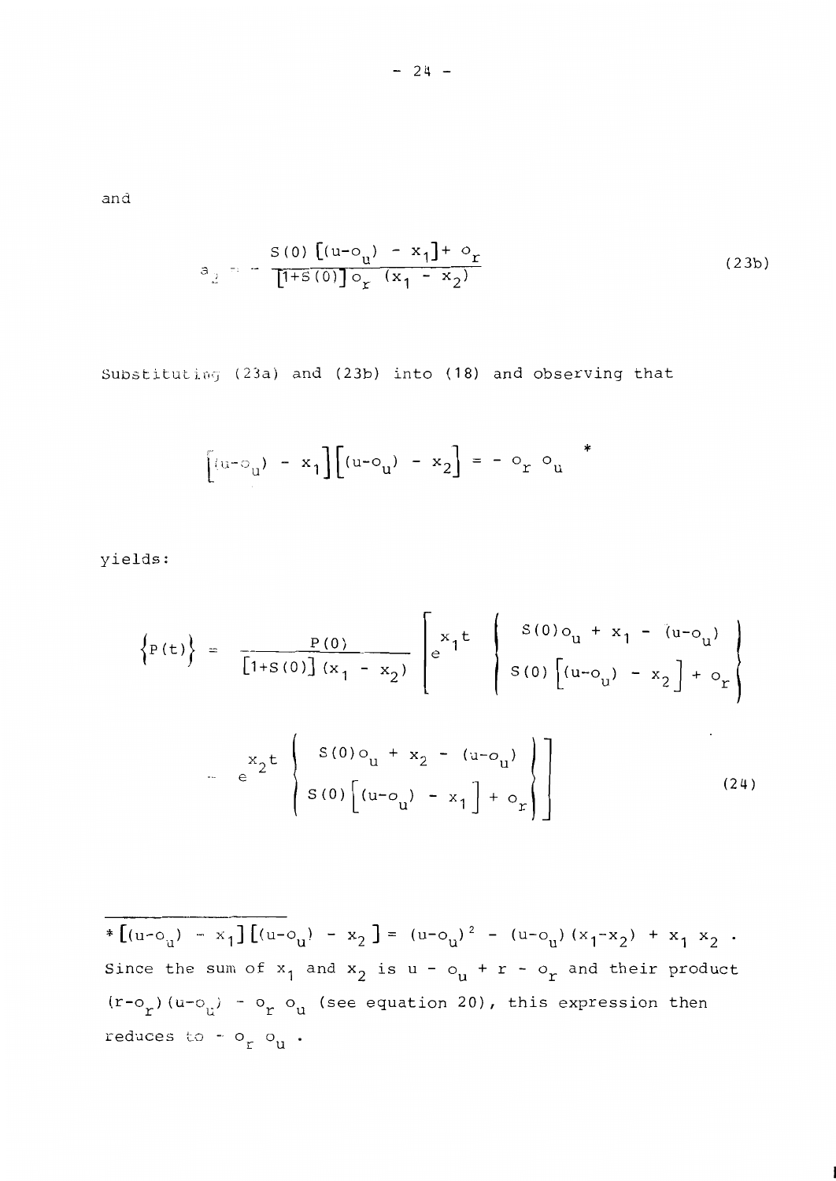and

$$a_2 = -\frac{S(0)\left[(u-o_u) - x_1\right] + o_r}{\left[1+S(0)\right] o_r \; (x_1 - x_2)} \tag{23b}$$

Substituting (23a) and (23b) into (18) and observing that

$$\left[(u-o_u) - x_1\right]\left[(u-o_u) - x_2\right] = - o_r \; o_u \quad *$$

yields:

$$\left\{P(t)\right\} = \frac{P(0)}{\left[1+S(0)\right](x_1 - x_2)} \left[ e^{x_1 t} \begin{Bmatrix} S(0) o_u + x_1 - (u-o_u) \\ S(0)\left[(u-o_u) - x_2\right] + o_r \end{Bmatrix} - e^{x_2 t} \begin{Bmatrix} S(0) o_u + x_2 - (u-o_u) \\ S(0)\left[(u-o_u) - x_1\right] + o_r \end{Bmatrix} \right] \tag{24}$$

---

* $\left[(u-o_u) - x_1\right]\left[(u-o_u) - x_2\right] = (u-o_u)^2 - (u-o_u)(x_1-x_2) + x_1 \; x_2$ . Since the sum of $x_1$ and $x_2$ is $u - o_u + r - o_r$ and their product $(r-o_r)(u-o_u) - o_r \; o_u$ (see equation 20), this expression then reduces to $- o_r \; o_u$ .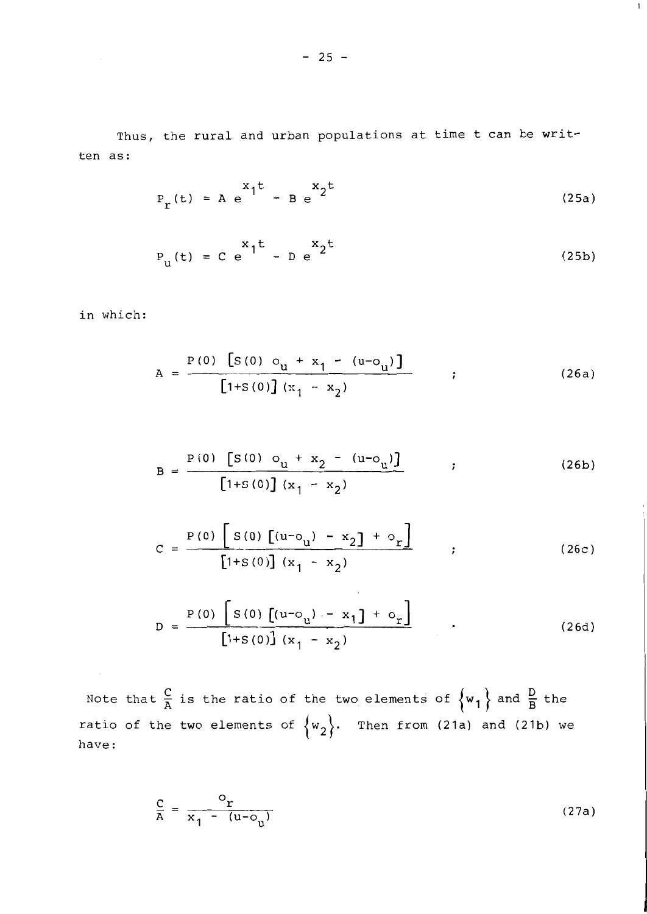Thus, the rural and urban populations at time t can be written as:

$$P_r(t) = A\, e^{x_1 t} - B\, e^{x_2 t} \tag{25a}$$

$$P_u(t) = C\, e^{x_1 t} - D\, e^{x_2 t} \tag{25b}$$

in which:

$$A = \frac{P(0)\,\left[S(0)\, o_u + x_1 - (u - o_u)\right]}{\left[1 + S(0)\right](x_1 - x_2)} \quad ; \tag{26a}$$

$$B = \frac{P(0)\,\left[S(0)\, o_u + x_2 - (u - o_u)\right]}{\left[1 + S(0)\right](x_1 - x_2)} \quad ; \tag{26b}$$

$$C = \frac{P(0)\,\left[\,S(0)\,\left[(u - o_u) - x_2\right] + o_r\right]}{\left[1 + S(0)\right](x_1 - x_2)} \quad ; \tag{26c}$$

$$D = \frac{P(0)\,\left[\,S(0)\,\left[(u - o_u) - x_1\right] + o_r\right]}{\left[1 + S(0)\right](x_1 - x_2)} \quad . \tag{26d}$$

Note that $\frac{C}{A}$ is the ratio of the two elements of $\{w_1\}$ and $\frac{D}{B}$ the ratio of the two elements of $\{w_2\}$. Then from (21a) and (21b) we have:

$$\frac{C}{A} = \frac{o_r}{x_1 - (u - o_u)} \tag{27a}$$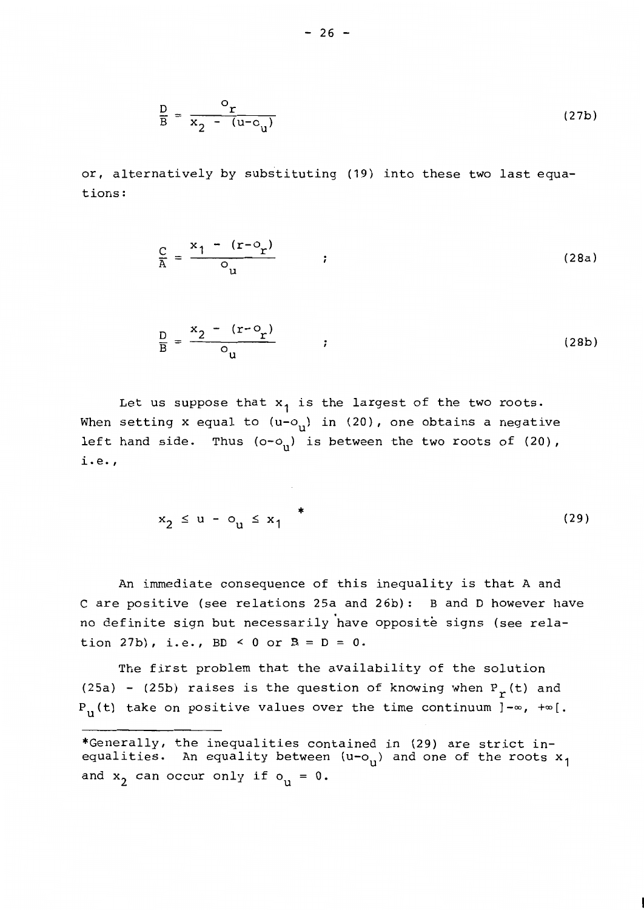$$\frac{D}{B} = \frac{o_r}{x_2 - (u-o_u)} \tag{27b}$$

or, alternatively by substituting (19) into these two last equations:

$$\frac{C}{A} = \frac{x_1 - (r-o_r)}{o_u} \quad ; \tag{28a}$$

$$\frac{D}{B} = \frac{x_2 - (r-o_r)}{o_u} \quad ; \tag{28b}$$

Let us suppose that $x_1$ is the largest of the two roots. When setting x equal to $(u-o_u)$ in (20), one obtains a negative left hand side. Thus $(o-o_u)$ is between the two roots of (20), i.e.,

$$x_2 \leq u - o_u \leq x_1 \quad * \tag{29}$$

An immediate consequence of this inequality is that A and C are positive (see relations 25a and 26b): B and D however have no definite sign but necessarily have opposite signs (see relation 27b), i.e., BD < 0 or B = D = 0.

The first problem that the availability of the solution (25a) - (25b) raises is the question of knowing when $P_r(t)$ and $P_u(t)$ take on positive values over the time continuum $]-\infty, +\infty[$.

---

*Generally, the inequalities contained in (29) are strict inequalities. An equality between $(u-o_u)$ and one of the roots $x_1$ and $x_2$ can occur only if $o_u = 0$.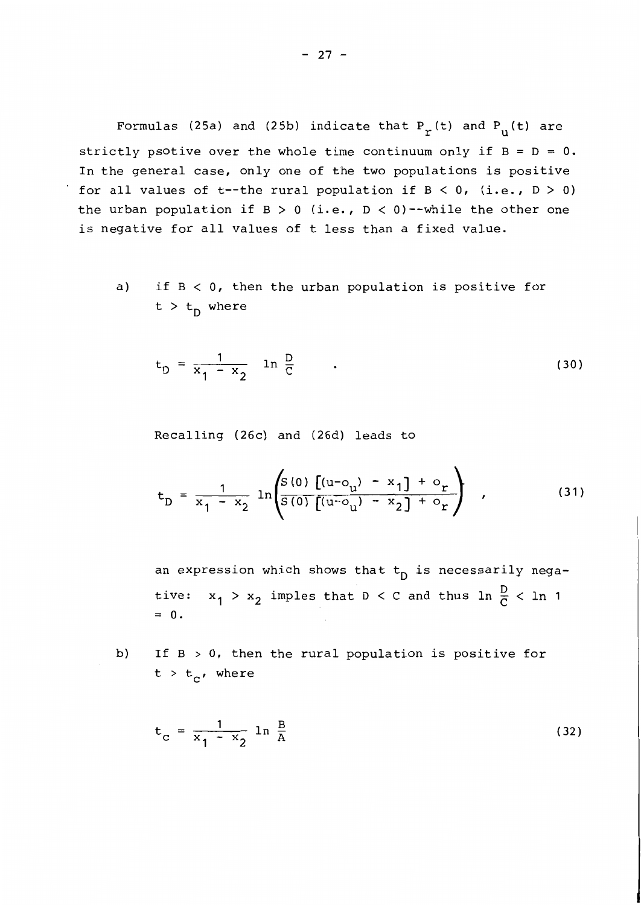Formulas (25a) and (25b) indicate that $P_r(t)$ and $P_u(t)$ are strictly psotive over the whole time continuum only if $B = D = 0$. In the general case, only one of the two populations is positive for all values of t--the rural population if $B < 0$, (i.e., $D > 0$) the urban population if $B > 0$ (i.e., $D < 0$)--while the other one is negative for all values of t less than a fixed value.

a) if $B < 0$, then the urban population is positive for $t > t_D$ where

$$t_D = \frac{1}{x_1 - x_2} \ln \frac{D}{C} \quad . \tag{30}$$

Recalling (26c) and (26d) leads to

$$t_D = \frac{1}{x_1 - x_2} \ln \left( \frac{S(0)\left[(u-o_u) - x_1\right] + o_r}{S(0)\left[(u-o_u) - x_2\right] + o_r} \right) \quad , \tag{31}$$

an expression which shows that $t_D$ is necessarily negative: $x_1 > x_2$ imples that $D < C$ and thus $\ln \frac{D}{C} < \ln 1 = 0$.

b) If $B > 0$, then the rural population is positive for $t > t_C$, where

$$t_C = \frac{1}{x_1 - x_2} \ln \frac{B}{A} \tag{32}$$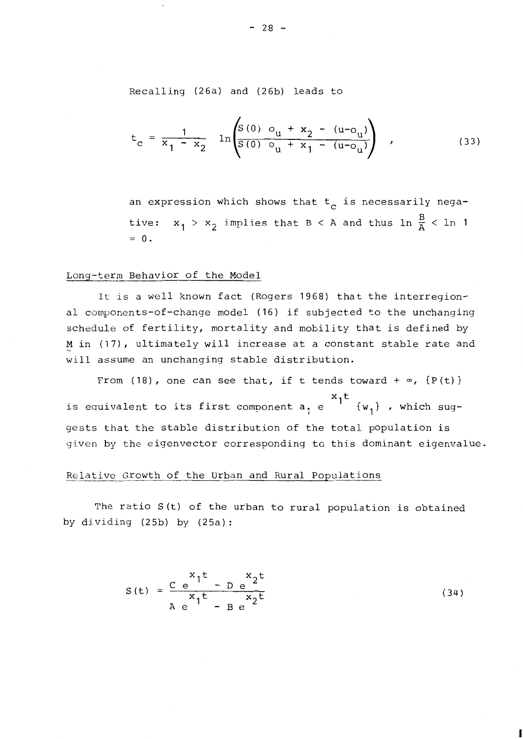Recalling (26a) and (26b) leads to

$$t_c = \frac{1}{x_1 - x_2} \ln \left( \frac{S(0)\ o_u + x_2 - (u - o_u)}{S(0)\ o_u + x_1 - (u - o_u)} \right) \quad , \tag{33}$$

an expression which shows that $t_c$ is necessarily negative: $x_1 > x_2$ implies that $B < A$ and thus $\ln \frac{B}{A} < \ln 1 = 0$.

## Long-term Behavior of the Model

It is a well known fact (Rogers 1968) that the interregional components-of-change model (16) if subjected to the unchanging schedule of fertility, mortality and mobility that is defined by $\underset{\sim}{M}$ in (17), ultimately will increase at a constant stable rate and will assume an unchanging stable distribution.

From (18), one can see that, if t tends toward $+ \infty$, $\{P(t)\}$ is equivalent to its first component $a_1 e^{x_1 t} \{w_1\}$, which suggests that the stable distribution of the total population is given by the eigenvector corresponding to this dominant eigenvalue.

## Relative Growth of the Urban and Rural Populations

The ratio $S(t)$ of the urban to rural population is obtained by dividing (25b) by (25a):

$$S(t) = \frac{C\ e^{x_1 t} - D\ e^{x_2 t}}{A\ e^{x_1 t} - B\ e^{x_2 t}} \tag{34}$$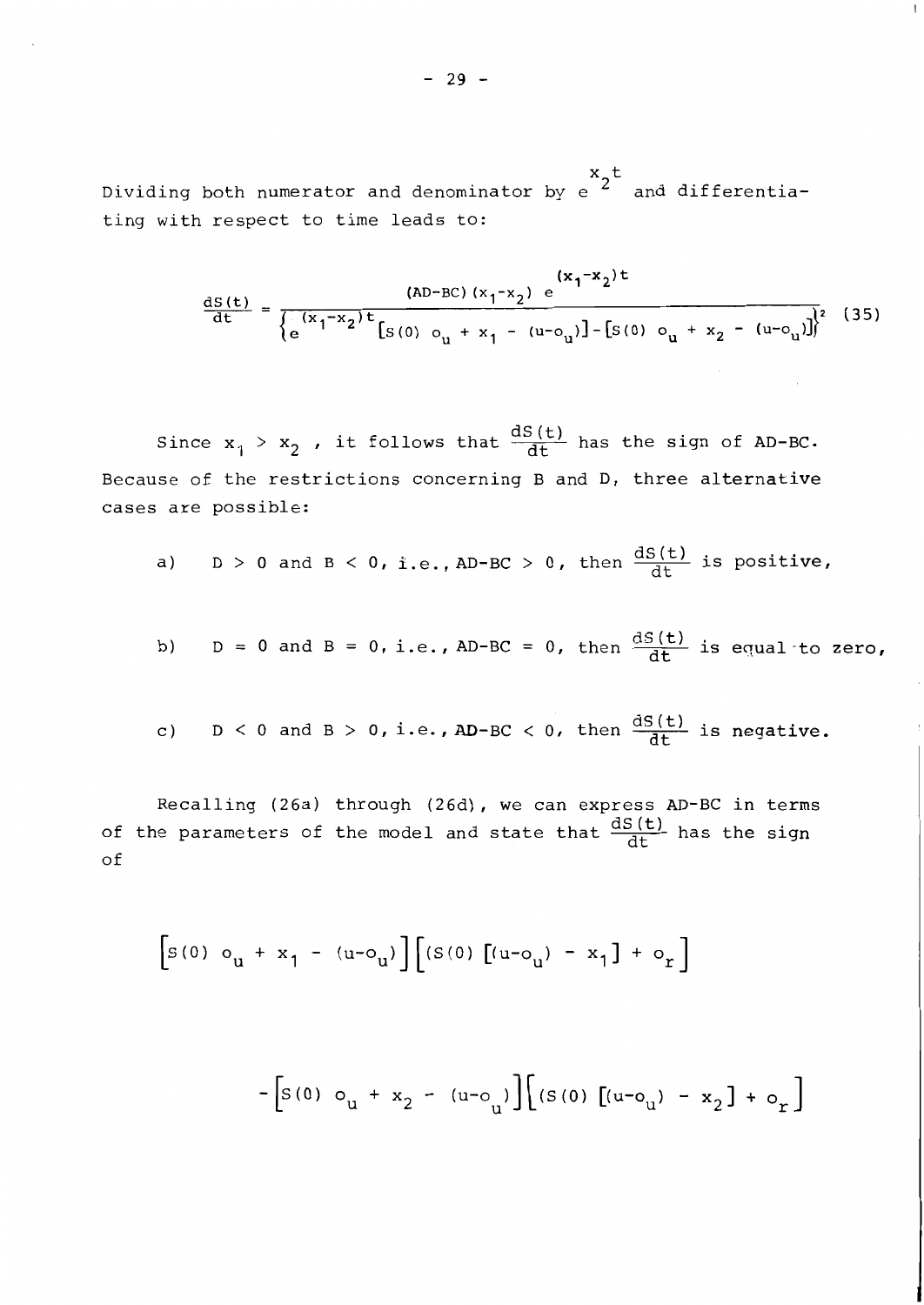Dividing both numerator and denominator by $e^{x_2 t}$ and differentiating with respect to time leads to:

$$\frac{dS(t)}{dt} = \frac{(AD-BC)(x_1-x_2)\, e^{(x_1-x_2)t}}{\left\{e^{(x_1-x_2)t}\left[S(0)\, o_u + x_1 - (u-o_u)\right] - \left[S(0)\, o_u + x_2 - (u-o_u)\right]\right\}^2} \quad (35)$$

Since $x_1 > x_2$ , it follows that $\frac{dS(t)}{dt}$ has the sign of AD-BC. Because of the restrictions concerning B and D, three alternative cases are possible:

a) $D > 0$ and $B < 0$, i.e., $AD-BC > 0$, then $\frac{dS(t)}{dt}$ is positive,

b) $D = 0$ and $B = 0$, i.e., $AD-BC = 0$, then $\frac{dS(t)}{dt}$ is equal to zero,

c) $D < 0$ and $B > 0$, i.e., $AD-BC < 0$, then $\frac{dS(t)}{dt}$ is negative.

Recalling (26a) through (26d), we can express AD-BC in terms of the parameters of the model and state that $\frac{dS(t)}{dt}$ has the sign of

$$\left[S(0)\, o_u + x_1 - (u-o_u)\right]\left[(S(0)\left[(u-o_u) - x_1\right] + o_r\right]$$

$$-\left[S(0)\, o_u + x_2 - (u-o_u)\right]\left[(S(0)\left[(u-o_u) - x_2\right] + o_r\right]$$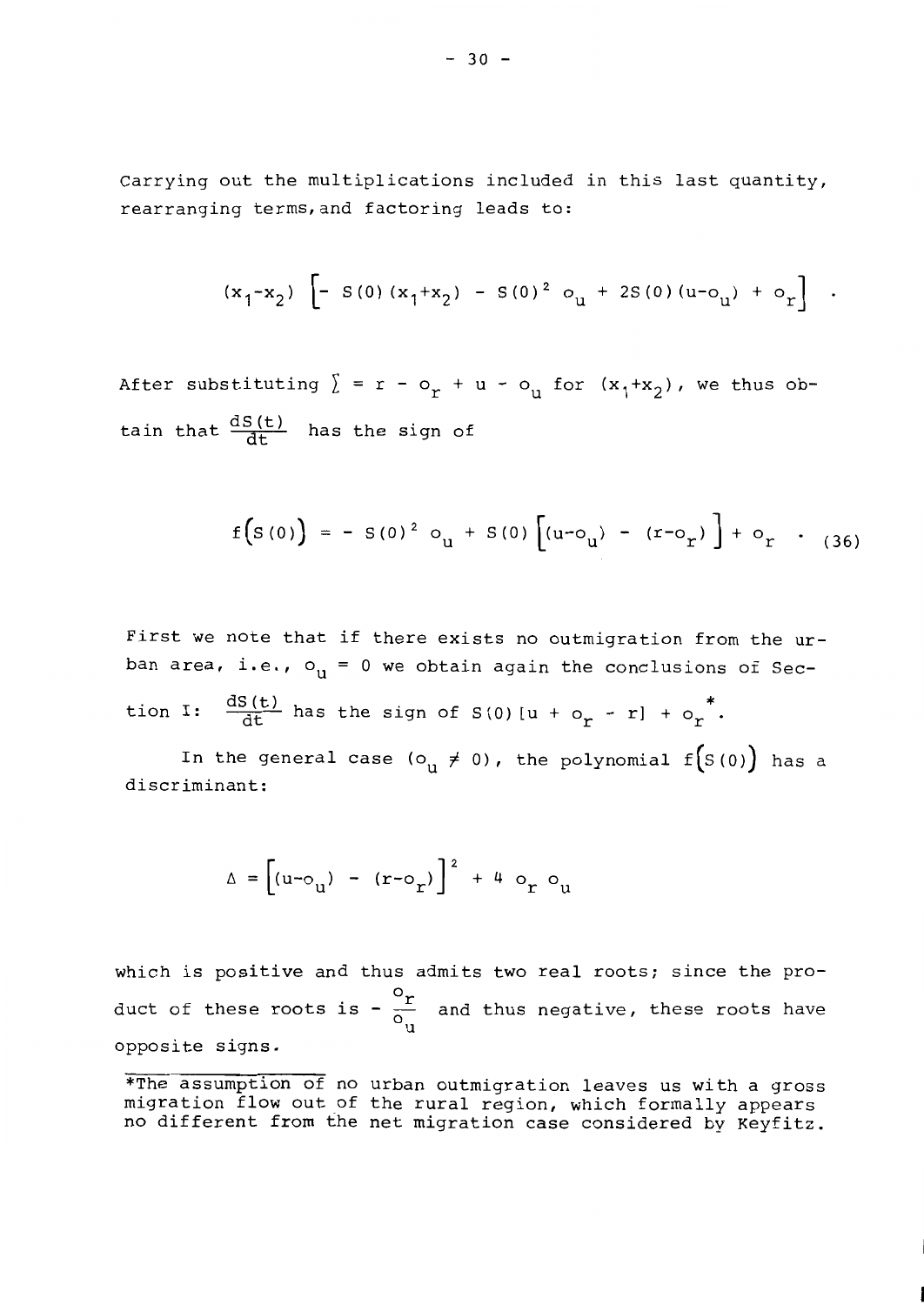Carrying out the multiplications included in this last quantity, rearranging terms, and factoring leads to:

$$(x_1 - x_2)\left[- S(0)(x_1 + x_2) - S(0)^2\, o_u + 2S(0)(u - o_u) + o_r\right] .$$

After substituting $\sum = r - o_r + u - o_u$ for $(x_1 + x_2)$, we thus obtain that $\frac{dS(t)}{dt}$ has the sign of

$$f\big(S(0)\big) = - S(0)^2\, o_u + S(0)\Big[(u - o_u) - (r - o_r)\Big] + o_r \quad . \tag{36}$$

First we note that if there exists no outmigration from the urban area, i.e., $o_u = 0$ we obtain again the conclusions of Section I: $\frac{dS(t)}{dt}$ has the sign of $S(0)\,[u + o_r - r] + o_r$*.

In the general case ($o_u \neq 0$), the polynomial $f\big(S(0)\big)$ has a discriminant:

$$\Delta = \Big[(u - o_u) - (r - o_r)\Big]^2 + 4\, o_r\, o_u$$

which is positive and thus admits two real roots; since the product of these roots is $-\frac{o_r}{o_u}$ and thus negative, these roots have opposite signs.

---

*The assumption of no urban outmigration leaves us with a gross migration flow out of the rural region, which formally appears no different from the net migration case considered by Keyfitz.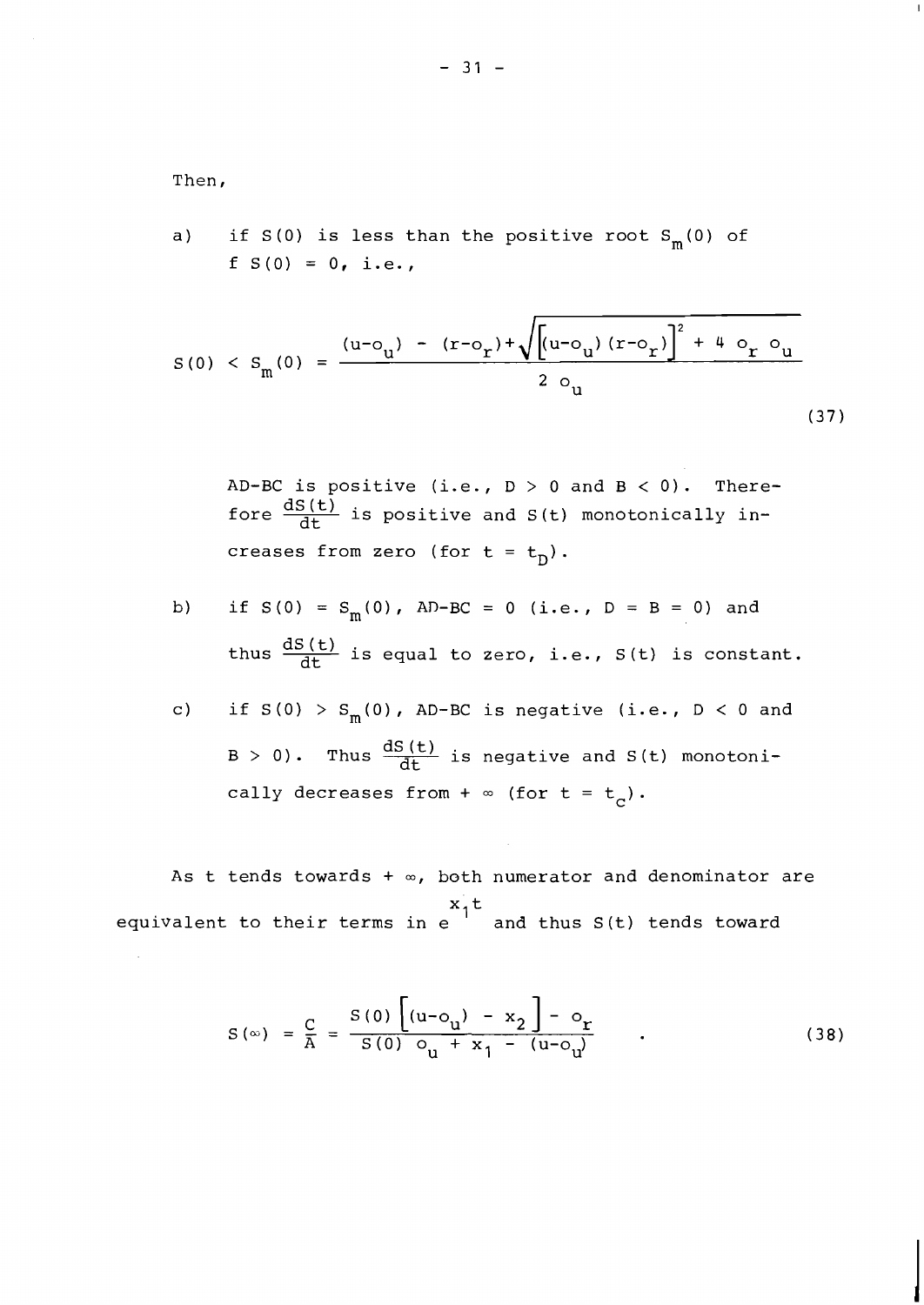Then,

a) if $S(0)$ is less than the positive root $S_m(0)$ of $f\ S(0) = 0$, i.e.,

$$S(0) < S_m(0) = \frac{(u-o_u) - (r-o_r) + \sqrt{\left[(u-o_u)(r-o_r)\right]^2 + 4\ o_r\ o_u}}{2\ o_u} \tag{37}$$

AD-BC is positive (i.e., $D > 0$ and $B < 0$). Therefore $\frac{dS(t)}{dt}$ is positive and $S(t)$ monotonically increases from zero (for $t = t_D$).

b) if $S(0) = S_m(0)$, AD-BC = 0 (i.e., $D = B = 0$) and thus $\frac{dS(t)}{dt}$ is equal to zero, i.e., $S(t)$ is constant.

c) if $S(0) > S_m(0)$, AD-BC is negative (i.e., $D < 0$ and $B > 0$). Thus $\frac{dS(t)}{dt}$ is negative and $S(t)$ monotonically decreases from $+\infty$ (for $t = t_C$).

As t tends towards $+\infty$, both numerator and denominator are equivalent to their terms in $e^{x_1 t}$ and thus $S(t)$ tends toward

$$S(\infty) = \frac{C}{A} = \frac{S(0)\left[(u-o_u) - x_2\right] - o_r}{S(0)\ o_u + x_1 - (u-o_u)} \quad . \tag{38}$$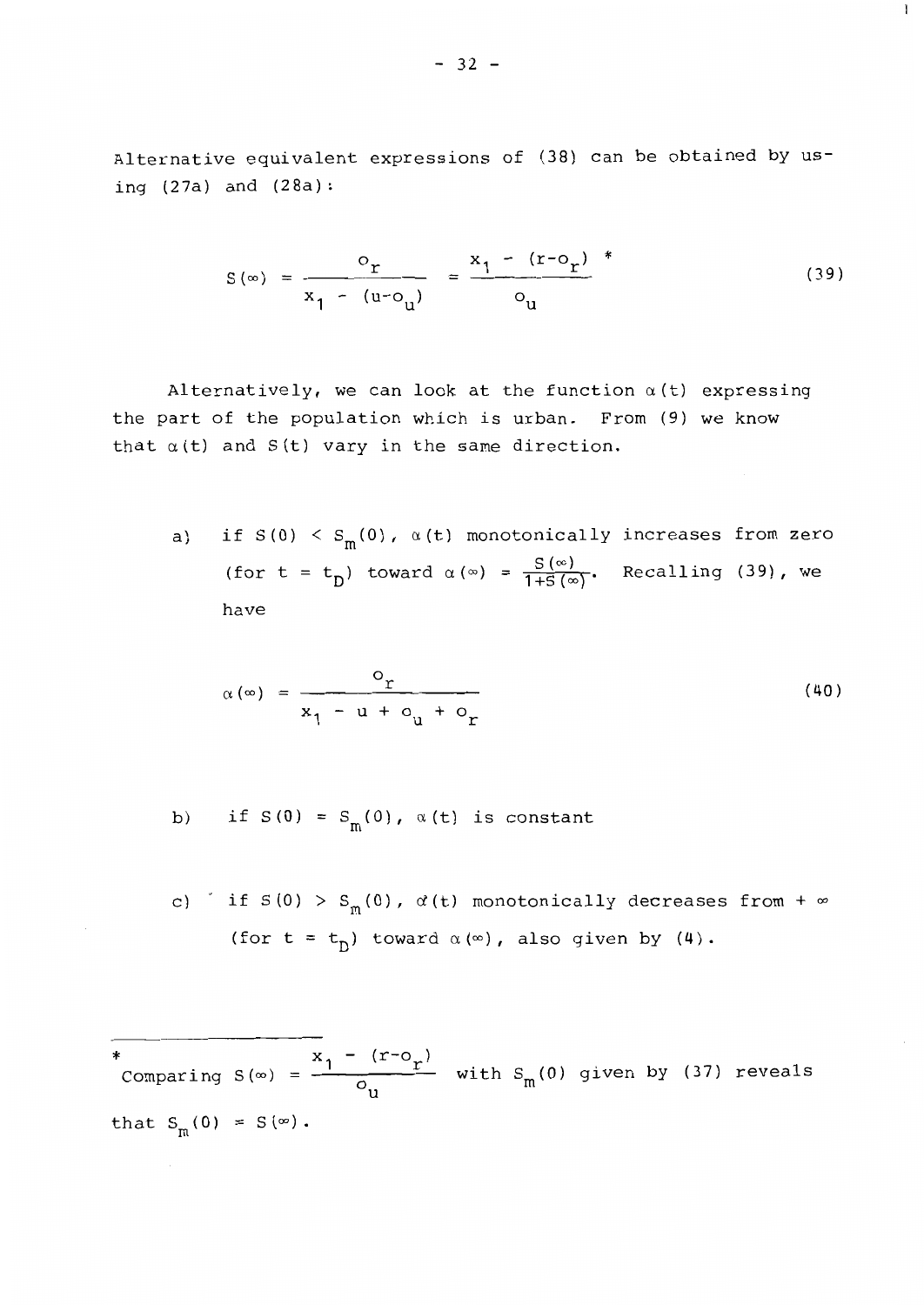Alternative equivalent expressions of (38) can be obtained by using (27a) and (28a):

$$S(\infty) = \frac{o_r}{x_1 - (u-o_u)} = \frac{x_1 - (r-o_r)}{o_u} \; * \tag{39}$$

Alternatively, we can look at the function $\alpha(t)$ expressing the part of the population which is urban. From (9) we know that $\alpha(t)$ and $S(t)$ vary in the same direction.

a) if $S(0) < S_m(0)$, $\alpha(t)$ monotonically increases from zero (for $t = t_D$) toward $\alpha(\infty) = \frac{S(\infty)}{1+S(\infty)}$. Recalling (39), we have

$$\alpha(\infty) = \frac{o_r}{x_1 - u + o_u + o_r} \tag{40}$$

b) if $S(0) = S_m(0)$, $\alpha(t)$ is constant

c) if $S(0) > S_m(0)$, $\alpha(t)$ monotonically decreases from $+\infty$ (for $t = t_D$) toward $\alpha(\infty)$, also given by (4).

---

\* Comparing $S(\infty) = \frac{x_1 - (r-o_r)}{o_u}$ with $S_m(0)$ given by (37) reveals that $S_m(0) = S(\infty)$.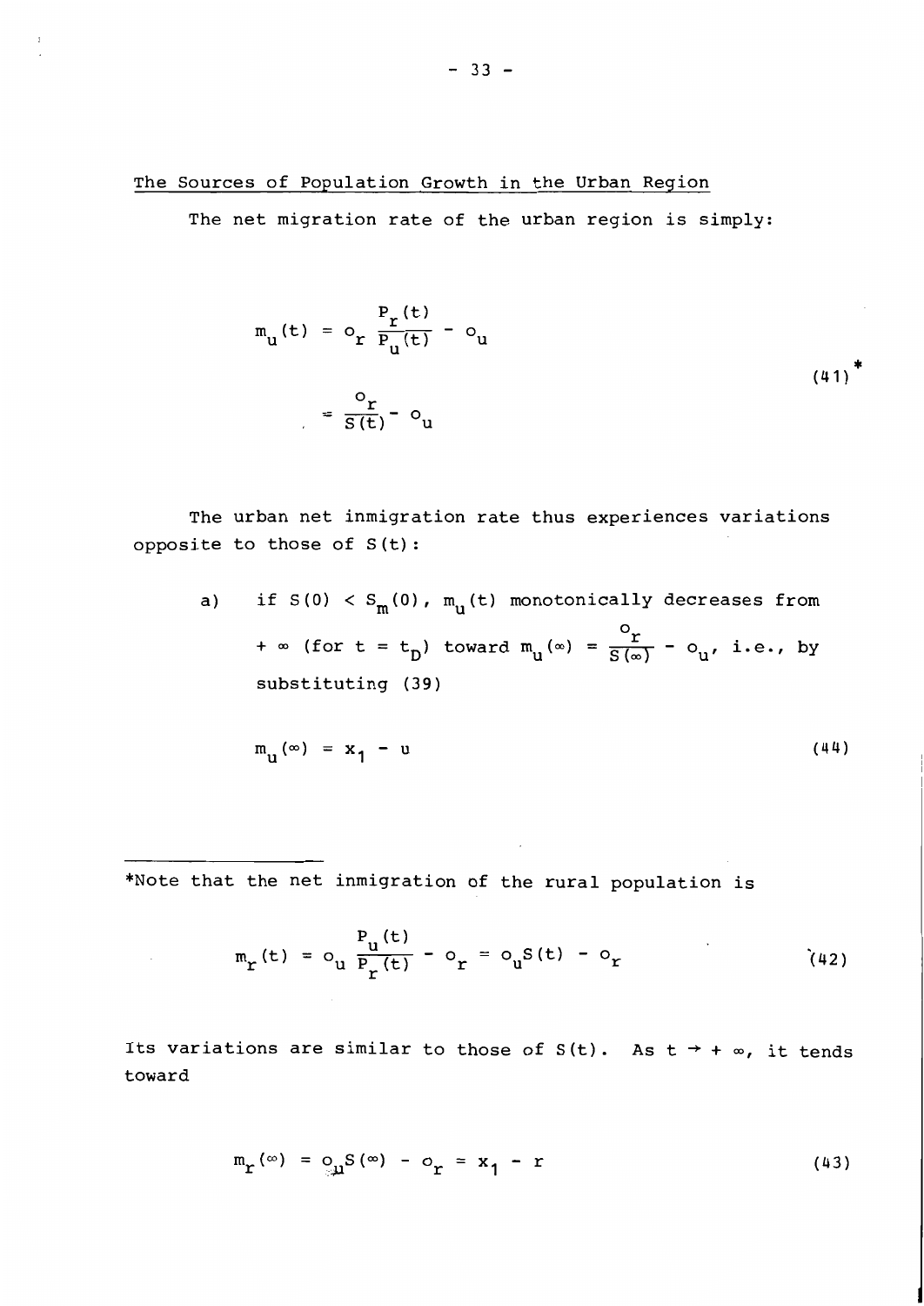## The Sources of Population Growth in the Urban Region

The net migration rate of the urban region is simply:

$$m_u(t) = o_r \frac{P_r(t)}{P_u(t)} - o_u$$

$$= \frac{o_r}{S(t)} - o_u \tag{41*}$$

The urban net inmigration rate thus experiences variations opposite to those of $S(t)$:

a) if $S(0) < S_m(0)$, $m_u(t)$ monotonically decreases from $+\infty$ (for $t = t_D$) toward $m_u(\infty) = \frac{o_r}{S(\infty)} - o_u$, i.e., by substituting (39)

$$m_u(\infty) = x_1 - u \tag{44}$$

---

*Note that the net inmigration of the rural population is

$$m_r(t) = o_u \frac{P_u(t)}{P_r(t)} - o_r = o_u S(t) - o_r \tag{42}$$

Its variations are similar to those of $S(t)$. As $t \to +\infty$, it tends toward

$$m_r(\infty) = o_u S(\infty) - o_r = x_1 - r \tag{43}$$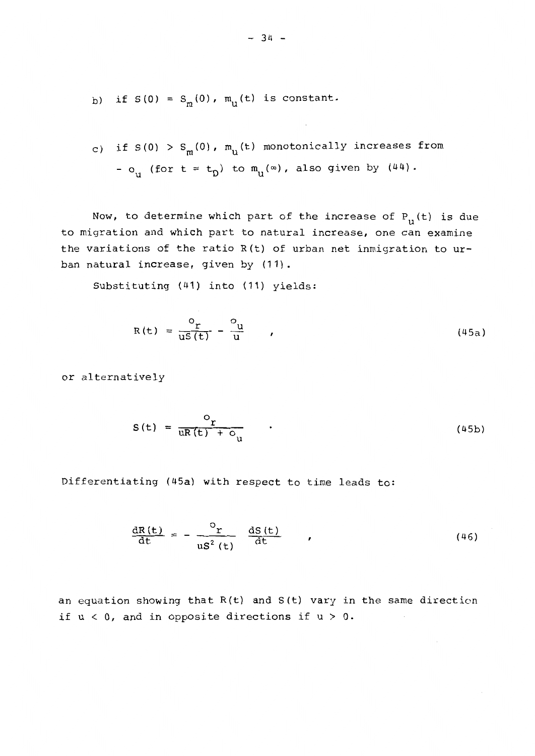b) if $S(0) = S_m(0)$, $m_u(t)$ is constant.

c) if $S(0) > S_m(0)$, $m_u(t)$ monotonically increases from $-o_u$ (for $t = t_D$) to $m_u(\infty)$, also given by (44).

Now, to determine which part of the increase of $P_u(t)$ is due to migration and which part to natural increase, one can examine the variations of the ratio $R(t)$ of urban net inmigration to urban natural increase, given by (11).

Substituting (41) into (11) yields:

$$R(t) = \frac{o_r}{uS(t)} - \frac{o_u}{u} \quad , \tag{45a}$$

or alternatively

$$S(t) = \frac{o_r}{uR(t) + o_u} \quad . \tag{45b}$$

Differentiating (45a) with respect to time leads to:

$$\frac{dR(t)}{dt} = - \frac{o_r}{uS^2(t)} \frac{dS(t)}{dt} \quad , \tag{46}$$

an equation showing that $R(t)$ and $S(t)$ vary in the same direction if $u < 0$, and in opposite directions if $u > 0$.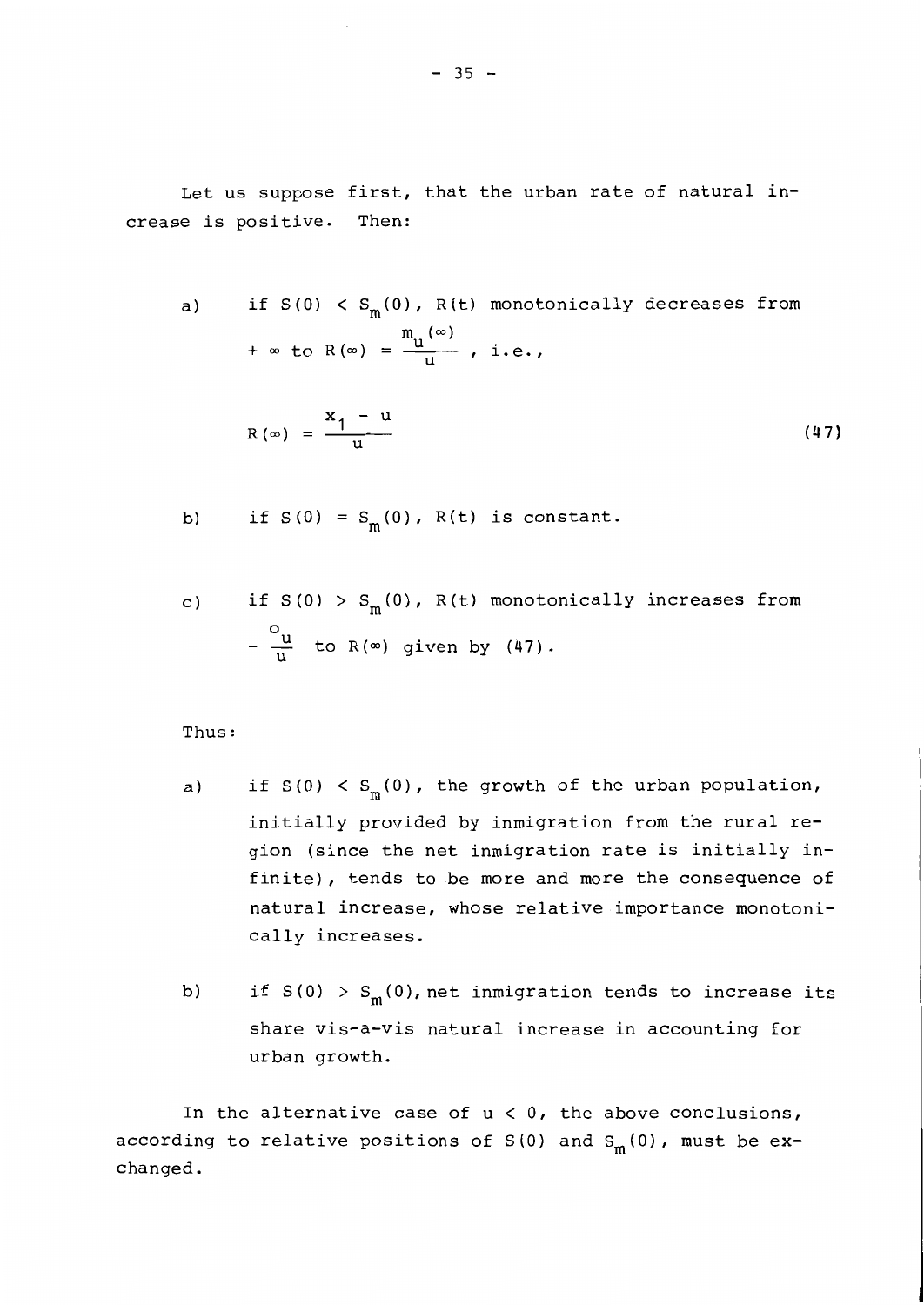Let us suppose first, that the urban rate of natural increase is positive. Then:

a) if $S(0) < S_m(0)$, $R(t)$ monotonically decreases from $+\infty$ to $R(\infty) = \frac{m_u(\infty)}{u}$, i.e.,

$$R(\infty) = \frac{x_1 - u}{u} \tag{47}$$

b) if $S(0) = S_m(0)$, $R(t)$ is constant.

c) if $S(0) > S_m(0)$, $R(t)$ monotonically increases from $-\frac{o_u}{u}$ to $R(\infty)$ given by (47).

Thus:

a) if $S(0) < S_m(0)$, the growth of the urban population, initially provided by inmigration from the rural region (since the net inmigration rate is initially infinite), tends to be more and more the consequence of natural increase, whose relative importance monotonically increases.

b) if $S(0) > S_m(0)$, net inmigration tends to increase its share vis-a-vis natural increase in accounting for urban growth.

In the alternative case of $u < 0$, the above conclusions, according to relative positions of $S(0)$ and $S_m(0)$, must be exchanged.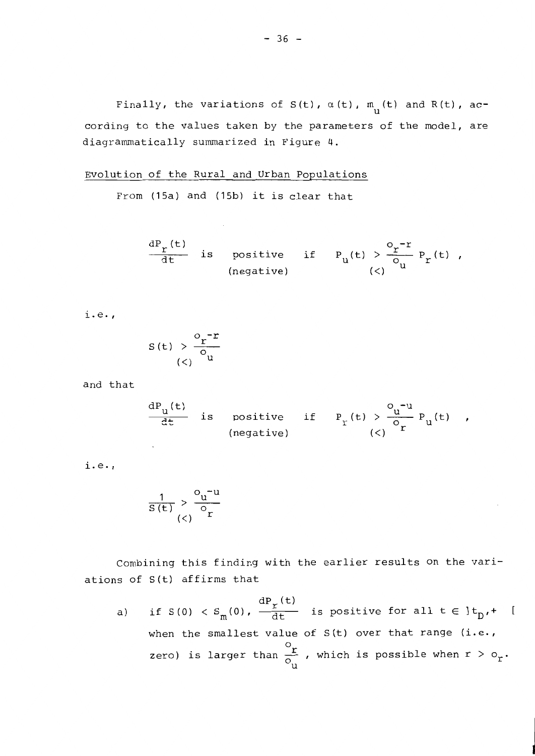Finally, the variations of $S(t)$, $\alpha(t)$, $m_u(t)$ and $R(t)$, according to the values taken by the parameters of the model, are diagrammatically summarized in Figure 4.

## Evolution of the Rural and Urban Populations

From (15a) and (15b) it is clear that

$$\frac{dP_r(t)}{dt} \text{ is } \underset{\text{(negative)}}{\text{positive}} \text{ if } P_u(t) \underset{(<)}{>} \frac{o_r - r}{o_u} P_r(t) \; ,$$

i.e.,

$$S(t) \underset{(<)}{>} \frac{o_r - r}{o_u}$$

and that

$$\frac{dP_u(t)}{dt} \text{ is } \underset{\text{(negative)}}{\text{positive}} \text{ if } P_r(t) \underset{(<)}{>} \frac{o_u - u}{o_r} P_u(t) \quad ,$$

i.e.,

$$\frac{1}{S(t)} \underset{(<)}{>} \frac{o_u - u}{o_r}$$

Combining this finding with the earlier results on the variations of $S(t)$ affirms that

a) if $S(0) < S_m(0)$, $\frac{dP_r(t)}{dt}$ is positive for all $t \in ]t_D, + \; [$ when the smallest value of $S(t)$ over that range (i.e., zero) is larger than $\frac{o_r}{o_u}$, which is possible when $r > o_r$.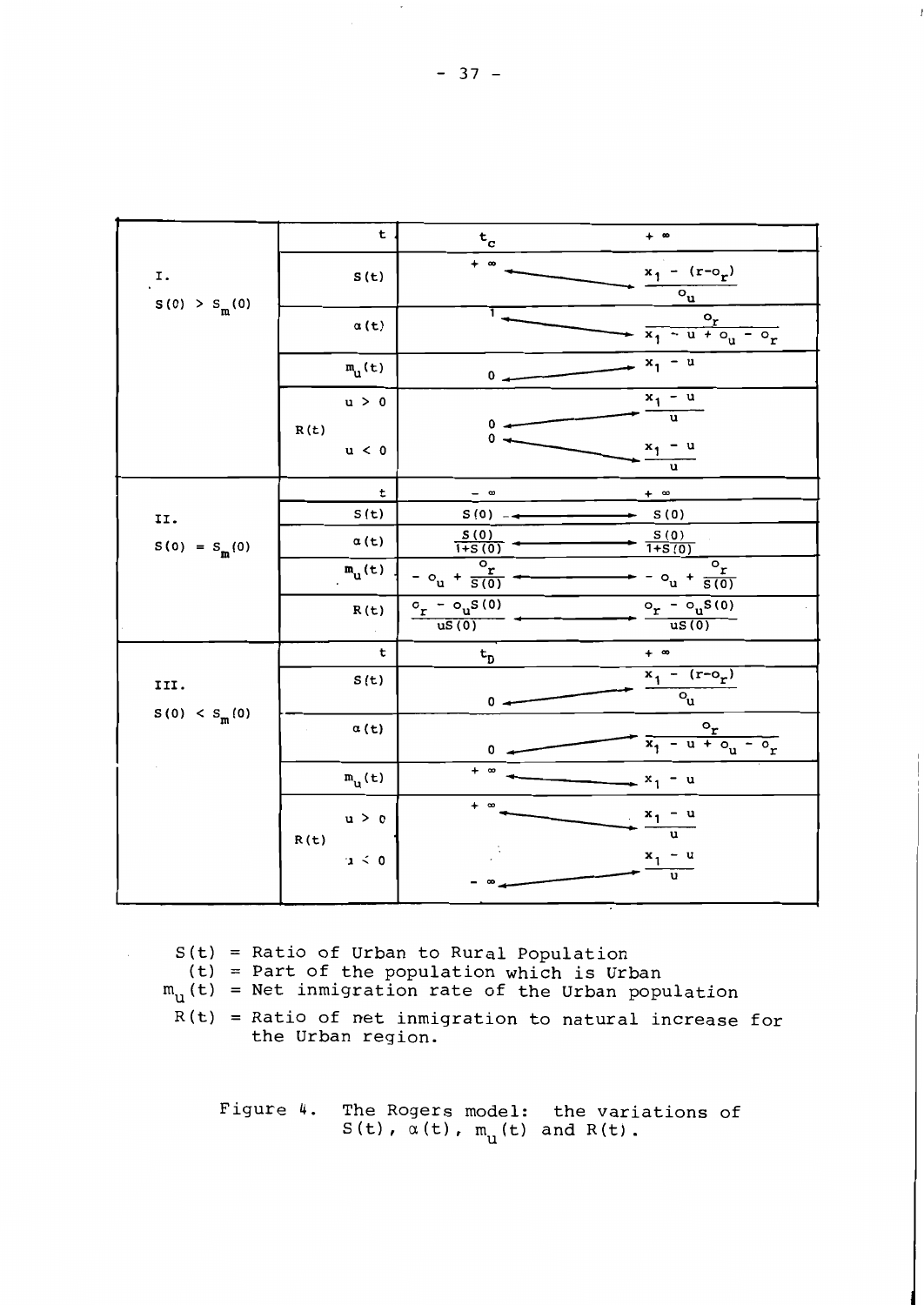| | | | |
|---|---|---|---|
| I. $S(0) > S_m(0)$ | $t$ | $t_c$ | $+\infty$ |
| | $S(t)$ | $+\infty$ ← | → $\frac{x_1 - (r - o_r)}{o_u}$ |
| | $\alpha(t)$ | $1$ ← | → $\frac{o_r}{x_1 - u + o_u - o_r}$ |
| | $m_u(t)$ | $0$ ← | → $x_1 - u$ |
| | $R(t)$, $u > 0$ | $0$ ← | → $\frac{x_1 - u}{u}$ |
| | $R(t)$, $u < 0$ | $0$ ← | → $\frac{x_1 - u}{u}$ |
| II. $S(0) = S_m(0)$ | $t$ | $-\infty$ | $+\infty$ |
| | $S(t)$ | $S(0)$ ← | → $S(0)$ |
| | $\alpha(t)$ | $\frac{S(0)}{1+S(0)}$ ← | → $\frac{S(0)}{1+S(0)}$ |
| | $m_u(t)$ | $-o_u + \frac{o_r}{S(0)}$ ← | → $-o_u + \frac{o_r}{S(0)}$ |
| | $R(t)$ | $\frac{o_r - o_u S(0)}{uS(0)}$ ← | → $\frac{o_r - o_u S(0)}{uS(0)}$ |
| III. $S(0) < S_m(0)$ | $t$ | $t_D$ | $+\infty$ |
| | $S(t)$ | $0$ ← | → $\frac{x_1 - (r - o_r)}{o_u}$ |
| | $\alpha(t)$ | $0$ ← | → $\frac{o_r}{x_1 - u + o_u - o_r}$ |
| | $m_u(t)$ | $+\infty$ ← | → $x_1 - u$ |
| | $R(t)$, $u > 0$ | $+\infty$ ← | → $\frac{x_1 - u}{u}$ |
| | $R(t)$, $u < 0$ | $-\infty$ ← | → $\frac{x_1 - u}{u}$ |

$S(t)$ = Ratio of Urban to Rural Population
$\alpha(t)$ = Part of the population which is Urban
$m_u(t)$ = Net inmigration rate of the Urban population
$R(t)$ = Ratio of net inmigration to natural increase for the Urban region.

Figure 4. The Rogers model: the variations of $S(t)$, $\alpha(t)$, $m_u(t)$ and $R(t)$.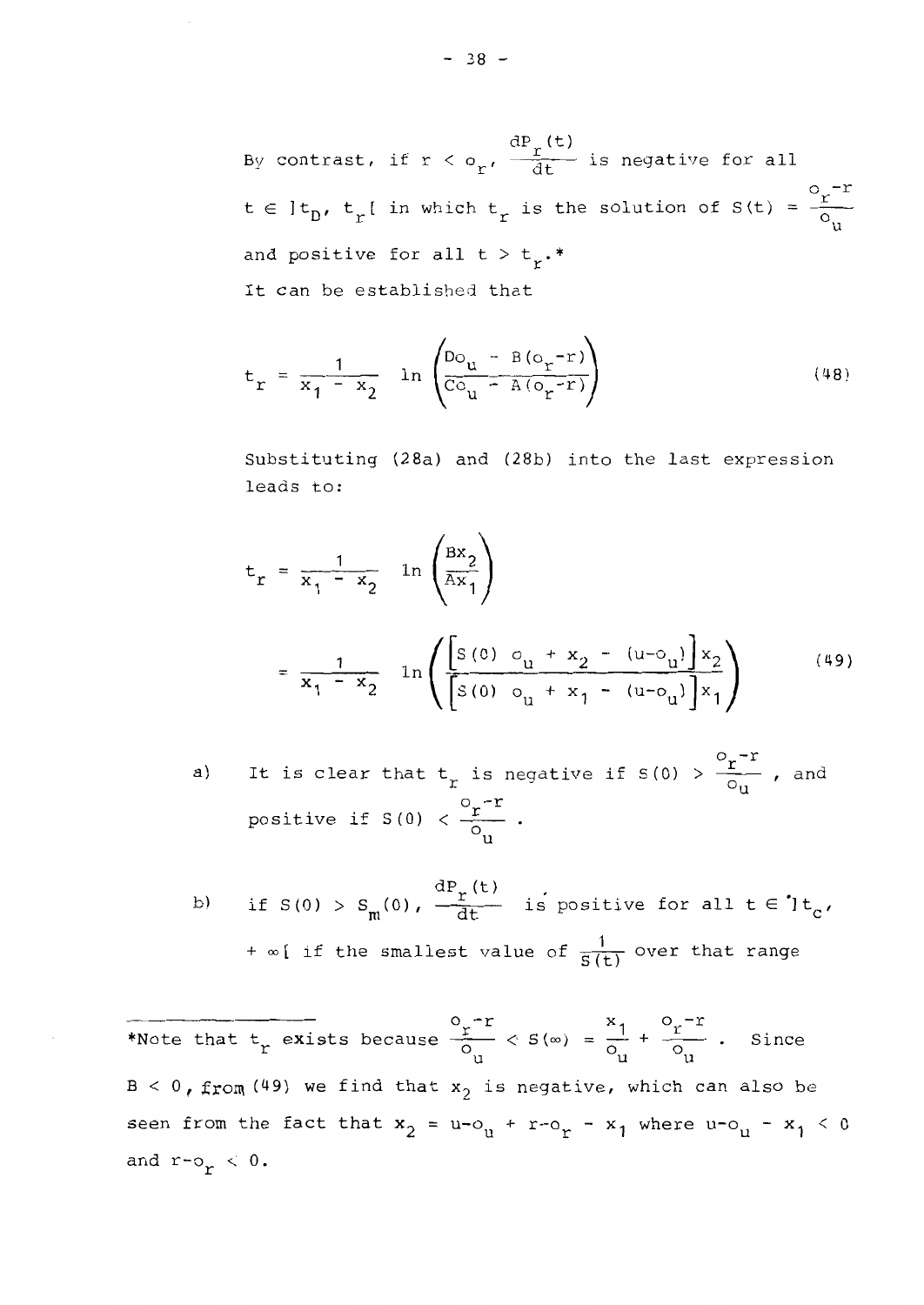By contrast, if $r < o_r$, $\frac{dP_r(t)}{dt}$ is negative for all $t \in ]t_D, t_r[$ in which $t_r$ is the solution of $S(t) = \frac{o_r - r}{o_u}$ and positive for all $t > t_r$.*

It can be established that

$$t_r = \frac{1}{x_1 - x_2} \ln \left( \frac{Do_u - B(o_r - r)}{Co_u - A(o_r - r)} \right) \tag{48}$$

Substituting (28a) and (28b) into the last expression leads to:

$$t_r = \frac{1}{x_1 - x_2} \ln \left( \frac{Bx_2}{Ax_1} \right)$$

$$= \frac{1}{x_1 - x_2} \ln \left( \frac{\left[ S(0)\ o_u + x_2 - (u - o_u) \right] x_2}{\left[ S(0)\ o_u + x_1 - (u - o_u) \right] x_1} \right) \tag{49}$$

a) It is clear that $t_r$ is negative if $S(0) > \frac{o_r - r}{o_u}$, and positive if $S(0) < \frac{o_r - r}{o_u}$.

b) if $S(0) > S_m(0)$, $\frac{dP_r(t)}{dt}$ is positive for all $t \in ]t_c, + \infty[$ if the smallest value of $\frac{1}{S(t)}$ over that range

---

*Note that $t_r$ exists because $\frac{o_r - r}{o_u} < S(\infty) = \frac{x_1}{o_u} + \frac{o_r - r}{o_u}$. Since $B < 0$, from (49) we find that $x_2$ is negative, which can also be seen from the fact that $x_2 = u - o_u + r - o_r - x_1$ where $u - o_u - x_1 < 0$ and $r - o_r < 0$.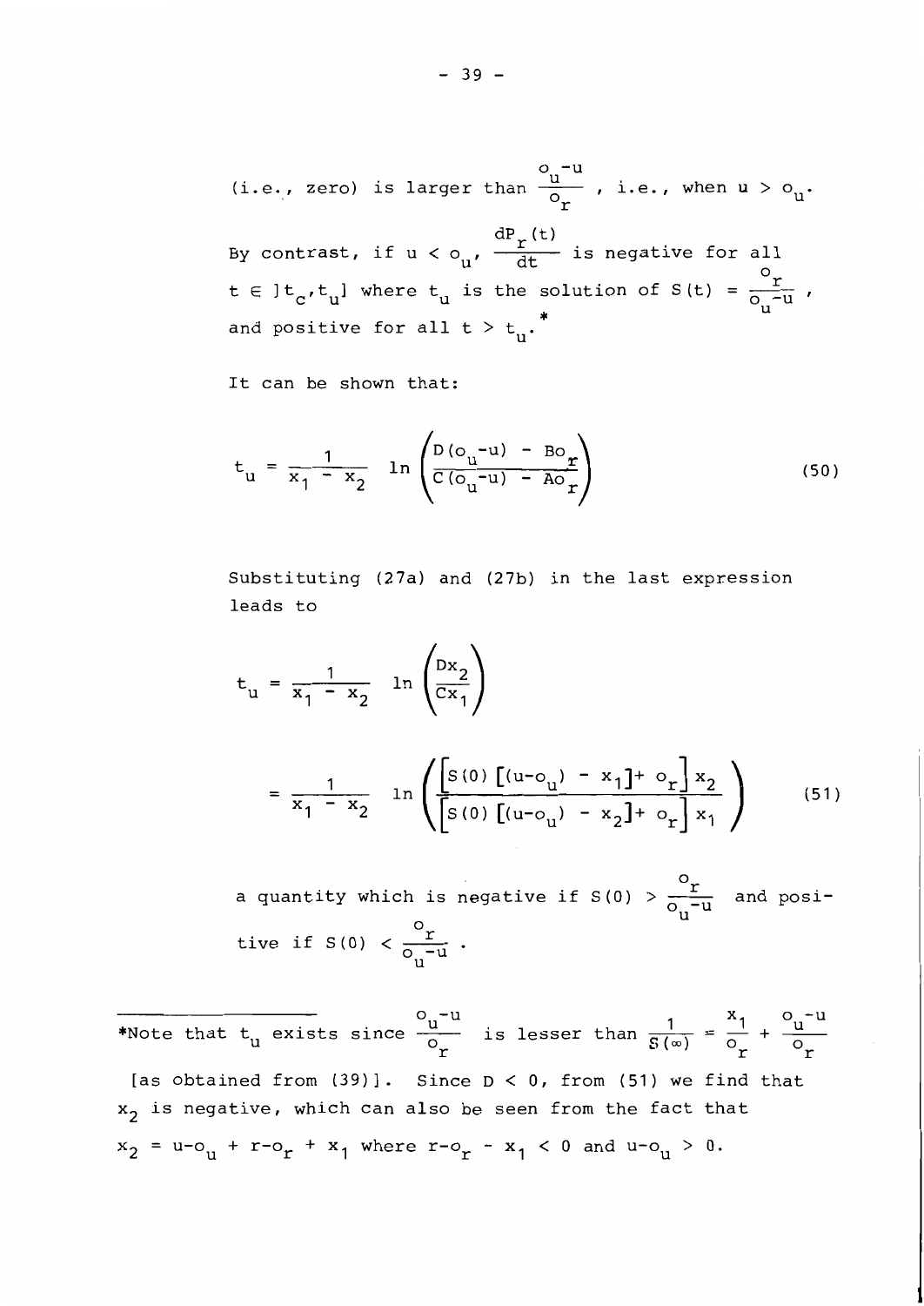(i.e., zero) is larger than $\frac{o_u - u}{o_r}$, i.e., when $u > o_u$. By contrast, if $u < o_u$, $\frac{dP_r(t)}{dt}$ is negative for all $t \in ]t_c, t_u]$ where $t_u$ is the solution of $S(t) = \frac{o_r}{o_u - u}$, and positive for all $t > t_u$.*

It can be shown that:

$$t_u = \frac{1}{x_1 - x_2} \ln \left( \frac{D(o_u - u) - Bo_r}{C(o_u - u) - Ao_r} \right) \tag{50}$$

Substituting (27a) and (27b) in the last expression leads to

$$t_u = \frac{1}{x_1 - x_2} \ln \left( \frac{Dx_2}{Cx_1} \right)$$

$$= \frac{1}{x_1 - x_2} \ln \left( \frac{\left[ S(0) \left[ (u - o_u) - x_1 \right] + o_r \right] x_2}{\left[ S(0) \left[ (u - o_u) - x_2 \right] + o_r \right] x_1} \right) \tag{51}$$

a quantity which is negative if $S(0) > \frac{o_r}{o_u - u}$ and positive if $S(0) < \frac{o_r}{o_u - u}$.

---

*Note that $t_u$ exists since $\frac{o_u - u}{o_r}$ is lesser than $\frac{1}{S(\infty)} = \frac{x_1}{o_r} + \frac{o_u - u}{o_r}$ [as obtained from (39)]. Since $D < 0$, from (51) we find that $x_2$ is negative, which can also be seen from the fact that $x_2 = u - o_u + r - o_r + x_1$ where $r - o_r - x_1 < 0$ and $u - o_u > 0$.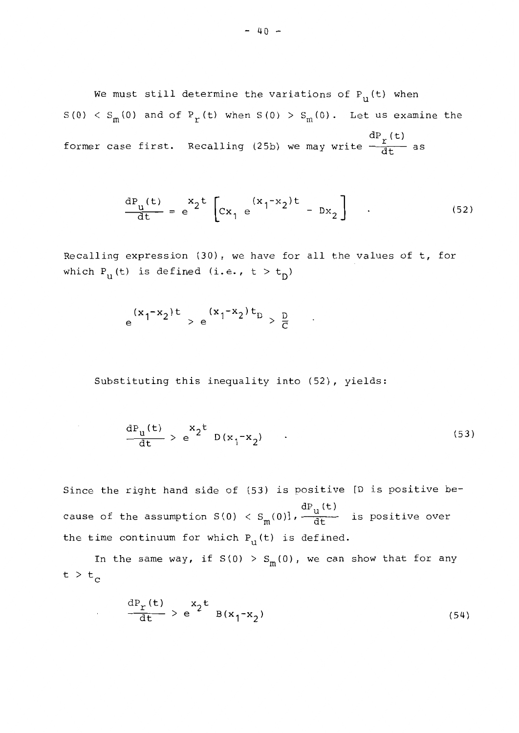We must still determine the variations of $P_u(t)$ when $S(0) < S_m(0)$ and of $P_r(t)$ when $S(0) > S_m(0)$. Let us examine the former case first. Recalling (25b) we may write $\frac{dP_r(t)}{dt}$ as

$$\frac{dP_u(t)}{dt} = e^{x_2 t}\left[Cx_1\, e^{(x_1-x_2)t} - Dx_2\right] \quad . \tag{52}$$

Recalling expression (30), we have for all the values of t, for which $P_u(t)$ is defined (i.e., $t > t_D$)

$$e^{(x_1-x_2)t} > e^{(x_1-x_2)t_D} > \frac{D}{C} \quad .$$

Substituting this inequality into (52), yields:

$$\frac{dP_u(t)}{dt} > e^{x_2 t}\, D(x_1-x_2) \quad . \tag{53}$$

Since the right hand side of (53) is positive [D is positive because of the assumption $S(0) < S_m(0)$], $\frac{dP_u(t)}{dt}$ is positive over the time continuum for which $P_u(t)$ is defined.

In the same way, if $S(0) > S_m(0)$, we can show that for any $t > t_c$

$$\frac{dP_r(t)}{dt} > e^{x_2 t}\, B(x_1-x_2) \tag{54}$$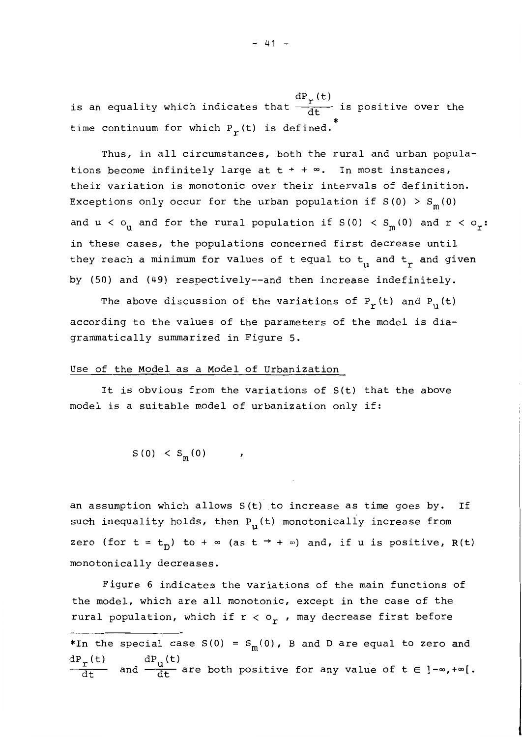is an equality which indicates that $\frac{dP_r(t)}{dt}$ is positive over the time continuum for which $P_r(t)$ is defined.*

Thus, in all circumstances, both the rural and urban populations become infinitely large at $t \to +\infty$. In most instances, their variation is monotonic over their intervals of definition. Exceptions only occur for the urban population if $S(0) > S_m(0)$ and $u < o_u$ and for the rural population if $S(0) < S_m(0)$ and $r < o_r$: in these cases, the populations concerned first decrease until they reach a minimum for values of t equal to $t_u$ and $t_r$ and given by (50) and (49) respectively--and then increase indefinitely.

The above discussion of the variations of $P_r(t)$ and $P_u(t)$ according to the values of the parameters of the model is diagrammatically summarized in Figure 5.

## Use of the Model as a Model of Urbanization

It is obvious from the variations of $S(t)$ that the above model is a suitable model of urbanization only if:

$$S(0) < S_m(0) \quad ,$$

an assumption which allows $S(t)$ to increase as time goes by. If such inequality holds, then $P_u(t)$ monotonically increase from zero (for $t = t_D$) to $+\infty$ (as $t \to +\infty$) and, if u is positive, $R(t)$ monotonically decreases.

Figure 6 indicates the variations of the main functions of the model, which are all monotonic, except in the case of the rural population, which if $r < o_r$, may decrease first before

---

*In the special case $S(0) = S_m(0)$, B and D are equal to zero and $\frac{dP_r(t)}{dt}$ and $\frac{dP_u(t)}{dt}$ are both positive for any value of $t \in ]-\infty,+\infty[$.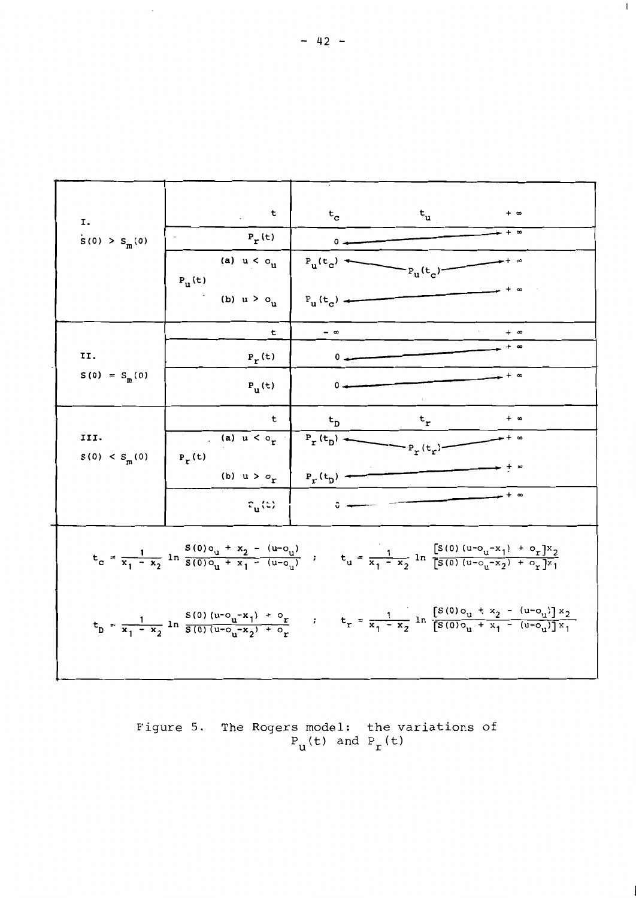| | | | |
|---|---|---|---|
| I. $S(0) > S_m(0)$ | | $t$ | $t_c$ ... $t_u$ ... $+\infty$ |
| | | $P_r(t)$ | $0$ → $+\infty$ |
| | $P_u(t)$ | (a) $u < o_u$ | $P_u(t_c)$ ← $P_u(t_c)$ → $+\infty$ |
| | | (b) $u > o_u$ | $P_u(t_c)$ → $+\infty$ |
| II. $S(0) = S_m(0)$ | | $t$ | $-\infty$ ... $+\infty$ |
| | | $P_r(t)$ | $0$ → $+\infty$ |
| | | $P_u(t)$ | $0$ → $+\infty$ |
| III. $S(0) < S_m(0)$ | | $t$ | $t_D$ ... $t_r$ ... $+\infty$ |
| | $P_r(t)$ | (a) $u < o_r$ | $P_r(t_D)$ ← $P_r(t_r)$ → $+\infty$ |
| | | (b) $u > o_r$ | $P_r(t_D)$ → $+\infty$ |
| | | $P_u(t)$ | $0$ → $+\infty$ |

$$t_c = \frac{1}{x_1 - x_2} \ln \frac{S(0)o_u + x_2 - (u-o_u)}{S(0)o_u + x_1 - (u-o_u)} \quad ; \quad t_u = \frac{1}{x_1 - x_2} \ln \frac{[S(0)(u-o_u-x_1) + o_r]x_2}{[S(0)(u-o_u-x_2) + o_r]x_1}$$

$$t_D = \frac{1}{x_1 - x_2} \ln \frac{S(0)(u-o_u-x_1) + o_r}{S(0)(u-o_u-x_2) + o_r} \quad ; \quad t_r = \frac{1}{x_1 - x_2} \ln \frac{[S(0)o_u + x_2 - (u-o_u)]x_2}{[S(0)o_u + x_1 - (u-o_u)]x_1}$$

Figure 5. The Rogers model: the variations of $P_u(t)$ and $P_r(t)$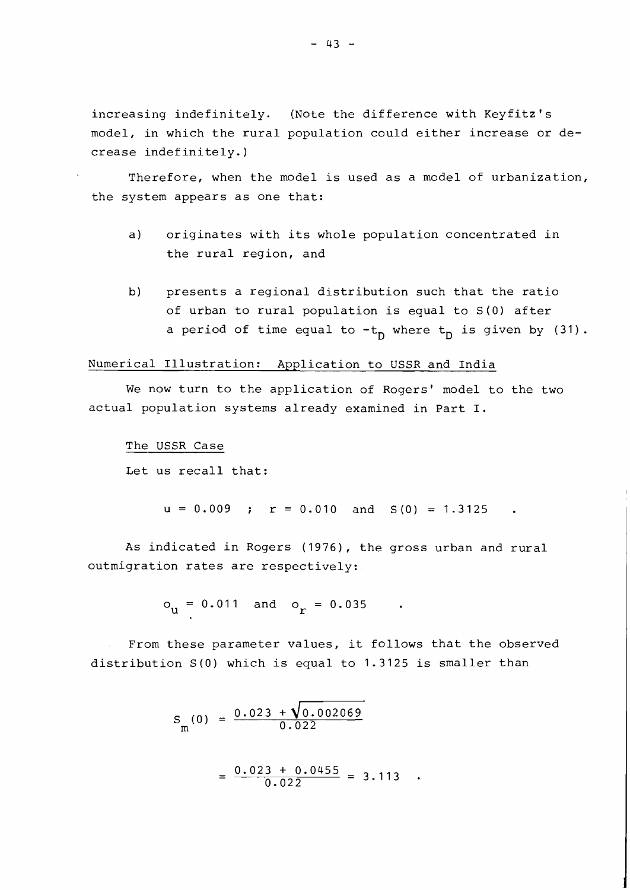increasing indefinitely. (Note the difference with Keyfitz's model, in which the rural population could either increase or decrease indefinitely.)

Therefore, when the model is used as a model of urbanization, the system appears as one that:

a) originates with its whole population concentrated in the rural region, and

b) presents a regional distribution such that the ratio of urban to rural population is equal to $S(0)$ after a period of time equal to $-t_D$ where $t_D$ is given by (31).

## Numerical Illustration: Application to USSR and India

We now turn to the application of Rogers' model to the two actual population systems already examined in Part I.

### The USSR Case

Let us recall that:

$$u = 0.009 \quad ; \quad r = 0.010 \quad \text{and} \quad S(0) = 1.3125 \quad .$$

As indicated in Rogers (1976), the gross urban and rural outmigration rates are respectively:

$$o_u = 0.011 \quad \text{and} \quad o_r = 0.035 \quad .$$

From these parameter values, it follows that the observed distribution $S(0)$ which is equal to 1.3125 is smaller than

$$S_m(0) = \frac{0.023 + \sqrt{0.002069}}{0.022}$$

$$= \frac{0.023 + 0.0455}{0.022} = 3.113 \quad .$$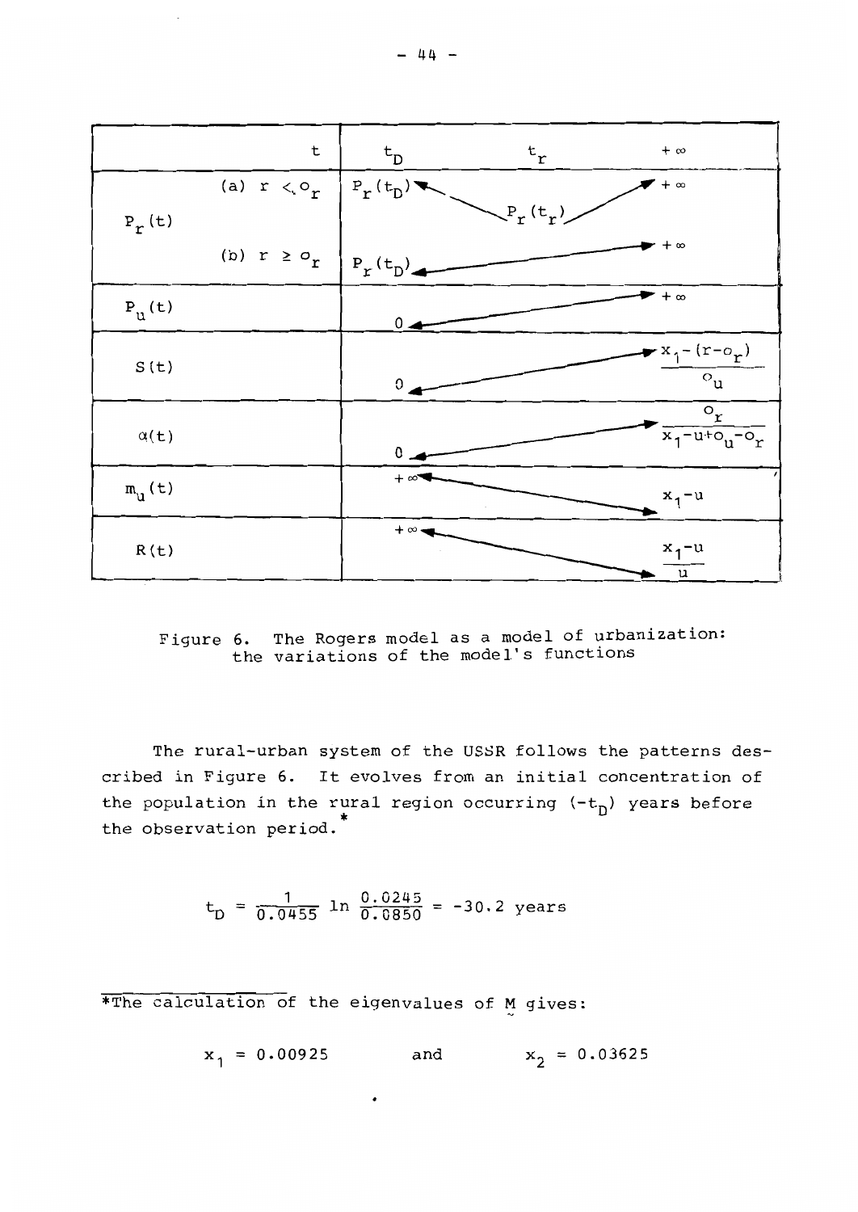| $t$ | $t_D$ | $t_r$ | $+\infty$ |
|---|---|---|---|
| $P_r(t)$ (a) $r < o_r$ | $P_r(t_D)$ ↘ | $P_r(t_r)$ | ↗ $+\infty$ |
| $P_r(t)$ (b) $r \geq o_r$ | $P_r(t_D)$ | ↗ | $+\infty$ |
| $P_u(t)$ | $0$ | ↗ | $+\infty$ |
| $S(t)$ | $0$ | ↗ | $\frac{x_1 - (r - o_r)}{o_u}$ |
| $\alpha(t)$ | $0$ | ↗ | $\frac{o_r}{x_1 - u + o_u - o_r}$ |
| $m_u(t)$ | $+\infty$ | ↘ | $x_1 - u$ |
| $R(t)$ | $+\infty$ | ↘ | $\frac{x_1 - u}{u}$ |

Figure 6. The Rogers model as a model of urbanization: the variations of the model's functions

The rural-urban system of the USSR follows the patterns described in Figure 6. It evolves from an initial concentration of the population in the rural region occurring $(-t_D)$ years before the observation period.*

$$t_D = \frac{1}{0.0455} \ln \frac{0.0245}{0.0850} = -30.2 \text{ years}$$

---

*The calculation of the eigenvalues of $\underset{\sim}{M}$ gives:

$$x_1 = 0.00925 \qquad \text{and} \qquad x_2 = 0.03625$$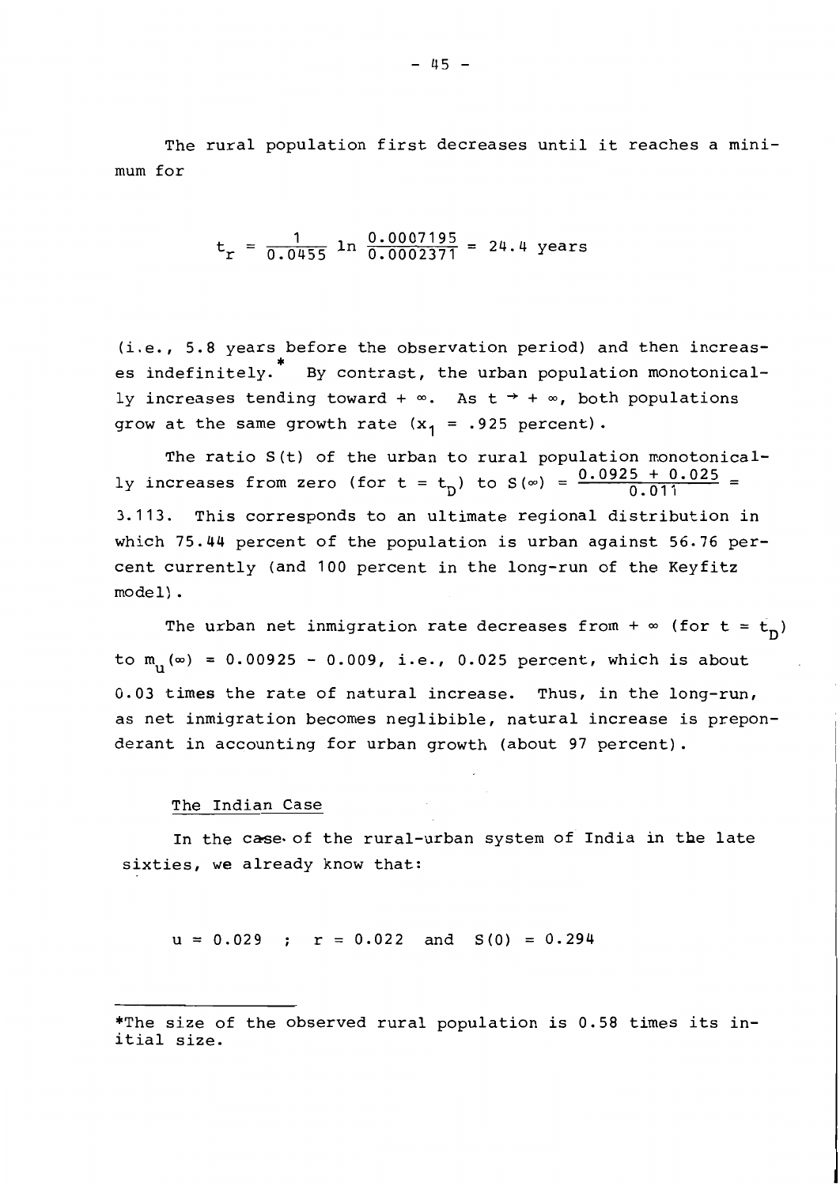The rural population first decreases until it reaches a minimum for

$$t_r = \frac{1}{0.0455} \ln \frac{0.0007195}{0.0002371} = 24.4 \text{ years}$$

(i.e., 5.8 years before the observation period) and then increases indefinitely.* By contrast, the urban population monotonically increases tending toward $+\infty$. As $t \to +\infty$, both populations grow at the same growth rate ($x_1$ = .925 percent).

The ratio $S(t)$ of the urban to rural population monotonically increases from zero (for $t = t_D$) to $S(\infty) = \frac{0.0925 + 0.025}{0.011} =$ 3.113. This corresponds to an ultimate regional distribution in which 75.44 percent of the population is urban against 56.76 percent currently (and 100 percent in the long-run of the Keyfitz model).

The urban net inmigration rate decreases from $+\infty$ (for $t = t_D$) to $m_u(\infty) = 0.00925 - 0.009$, i.e., 0.025 percent, which is about 0.03 times the rate of natural increase. Thus, in the long-run, as net inmigration becomes neglibible, natural increase is preponderant in accounting for urban growth (about 97 percent).

### The Indian Case

In the case of the rural-urban system of India in the late sixties, we already know that:

$$u = 0.029 \;\; ; \;\; r = 0.022 \;\; \text{and} \;\; S(0) = 0.294$$

---

*The size of the observed rural population is 0.58 times its initial size.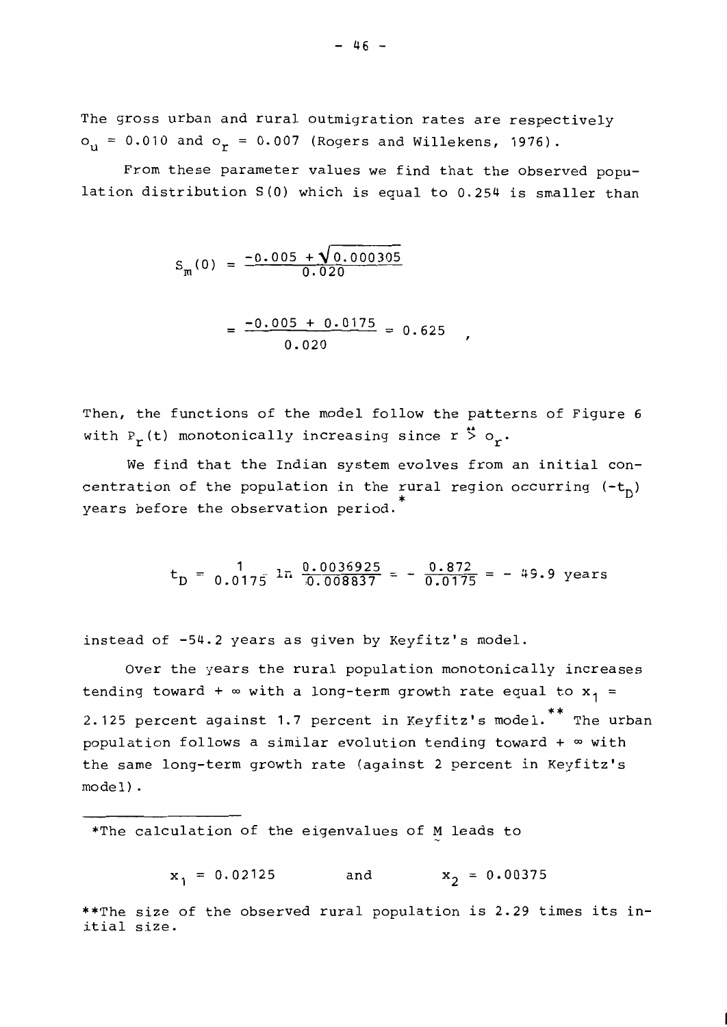The gross urban and rural outmigration rates are respectively $o_u = 0.010$ and $o_r = 0.007$ (Rogers and Willekens, 1976).

From these parameter values we find that the observed population distribution S(0) which is equal to 0.254 is smaller than

$$S_m(0) = \frac{-0.005 + \sqrt{0.000305}}{0.020}$$

$$= \frac{-0.005 + 0.0175}{0.020} = 0.625 \quad ,$$

Then, the functions of the model follow the patterns of Figure 6 with $P_r(t)$ monotonically increasing since $r \overset{**}{>} o_r$.

We find that the Indian system evolves from an initial concentration of the population in the rural region occurring $(-t_D)$ years before the observation period.*

$$t_D = \frac{1}{0.0175} \ln \frac{0.0036925}{0.008837} = - \frac{0.872}{0.0175} = - 49.9 \text{ years}$$

instead of -54.2 years as given by Keyfitz's model.

Over the years the rural population monotonically increases tending toward + ∞ with a long-term growth rate equal to $x_1$ = 2.125 percent against 1.7 percent in Keyfitz's model.** The urban population follows a similar evolution tending toward + ∞ with the same long-term growth rate (against 2 percent in Keyfitz's model).

---

*The calculation of the eigenvalues of $\underset{\sim}{M}$ leads to

$$x_1 = 0.02125 \qquad \text{and} \qquad x_2 = 0.00375$$

**The size of the observed rural population is 2.29 times its initial size.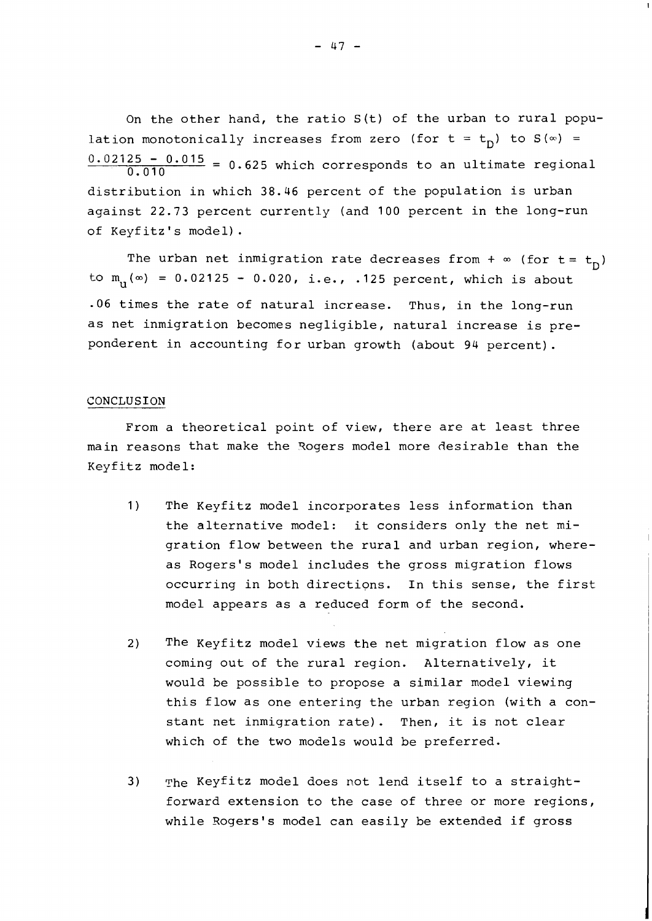On the other hand, the ratio $S(t)$ of the urban to rural population monotonically increases from zero (for $t = t_D$) to $S(\infty) = \frac{0.02125 - 0.015}{0.010} = 0.625$ which corresponds to an ultimate regional distribution in which 38.46 percent of the population is urban against 22.73 percent currently (and 100 percent in the long-run of Keyfitz's model).

The urban net inmigration rate decreases from $+ \infty$ (for $t = t_D$) to $m_u(\infty) = 0.02125 - 0.020$, i.e., .125 percent, which is about .06 times the rate of natural increase. Thus, in the long-run as net inmigration becomes negligible, natural increase is preponderent in accounting for urban growth (about 94 percent).

## CONCLUSION

From a theoretical point of view, there are at least three main reasons that make the Rogers model more desirable than the Keyfitz model:

1) The Keyfitz model incorporates less information than the alternative model: it considers only the net migration flow between the rural and urban region, whereas Rogers's model includes the gross migration flows occurring in both directions. In this sense, the first model appears as a reduced form of the second.

2) The Keyfitz model views the net migration flow as one coming out of the rural region. Alternatively, it would be possible to propose a similar model viewing this flow as one entering the urban region (with a constant net inmigration rate). Then, it is not clear which of the two models would be preferred.

3) The Keyfitz model does not lend itself to a straightforward extension to the case of three or more regions, while Rogers's model can easily be extended if gross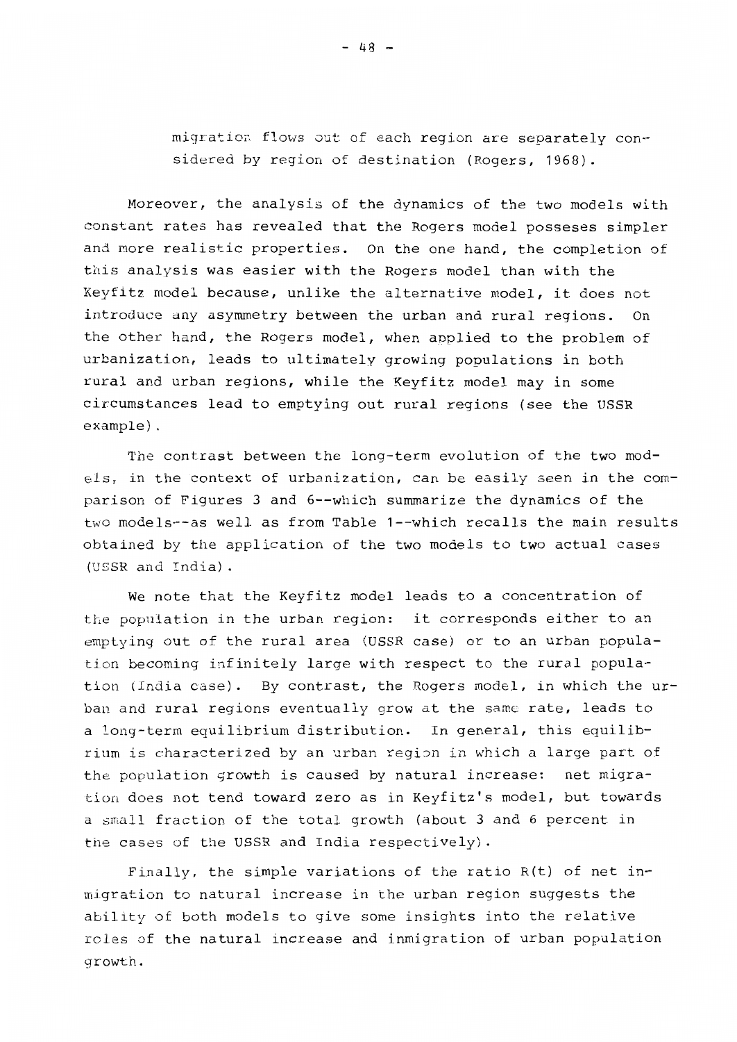migration flows out of each region are separately considered by region of destination (Rogers, 1968).

Moreover, the analysis of the dynamics of the two models with constant rates has revealed that the Rogers model posseses simpler and more realistic properties. On the one hand, the completion of this analysis was easier with the Rogers model than with the Keyfitz model because, unlike the alternative model, it does not introduce any asymmetry between the urban and rural regions. On the other hand, the Rogers model, when applied to the problem of urbanization, leads to ultimately growing populations in both rural and urban regions, while the Keyfitz model may in some circumstances lead to emptying out rural regions (see the USSR example).

The contrast between the long-term evolution of the two models, in the context of urbanization, can be easily seen in the comparison of Figures 3 and 6--which summarize the dynamics of the two models--as well as from Table 1--which recalls the main results obtained by the application of the two models to two actual cases (USSR and India).

We note that the Keyfitz model leads to a concentration of the population in the urban region: it corresponds either to an emptying out of the rural area (USSR case) or to an urban population becoming infinitely large with respect to the rural population (India case). By contrast, the Rogers model, in which the urban and rural regions eventually grow at the same rate, leads to a long-term equilibrium distribution. In general, this equilibrium is characterized by an urban region in which a large part of the population growth is caused by natural increase: net migration does not tend toward zero as in Keyfitz's model, but towards a small fraction of the total growth (about 3 and 6 percent in the cases of the USSR and India respectively).

Finally, the simple variations of the ratio $R(t)$ of net inmigration to natural increase in the urban region suggests the ability of both models to give some insights into the relative roles of the natural increase and inmigration of urban population growth.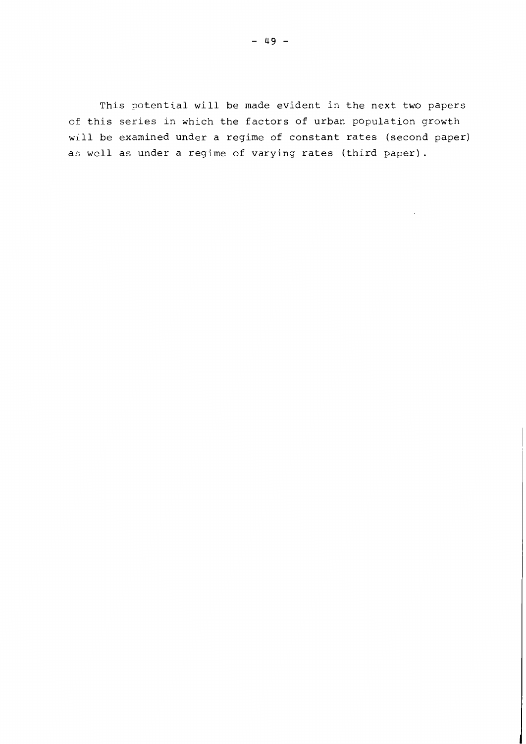This potential will be made evident in the next two papers of this series in which the factors of urban population growth will be examined under a regime of constant rates (second paper) as well as under a regime of varying rates (third paper).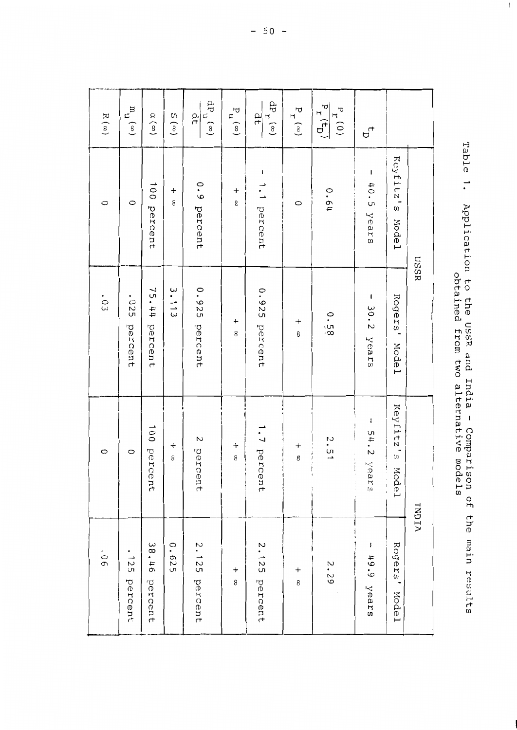Table 1. Application to the USSR and India - Comparison of the main results obtained from two alternative models

| | USSR | | INDIA | |
|---|---|---|---|---|
| | Keyfitz's Model | Rogers' Model | Keyfitz's Model | Rogers' Model |
| $t_D$ | - 40.5 years | - 30.2 years | - 54.2 years | - 49.9 years |
| $\frac{P_r(0)}{P_r(t_D)}$ | 0.64 | 0.58 | 2.51 | 2.29 |
| $P_r(\infty)$ | 0 | $+\infty$ | $+\infty$ | $+\infty$ |
| $\frac{dP_r(\infty)}{dt}$ | - 1.1 percent | 0.925 percent | 1.7 percent | 2.125 percent |
| $P_u(\infty)$ | $+\infty$ | $+\infty$ | $+\infty$ | $+\infty$ |
| $\frac{dP_u(\infty)}{dt}$ | 0.9 percent | 0.925 percent | 2 percent | 2.125 percent |
| $S(\infty)$ | $+\infty$ | 3.113 | $+\infty$ | 0.625 |
| $\alpha(\infty)$ | 100 percent | 75.44 percent | 100 percent | 38.46 percent |
| $m_u(\infty)$ | 0 | .025 percent | 0 | .125 percent |
| $R(\infty)$ | 0 | .03 | 0 | .06 |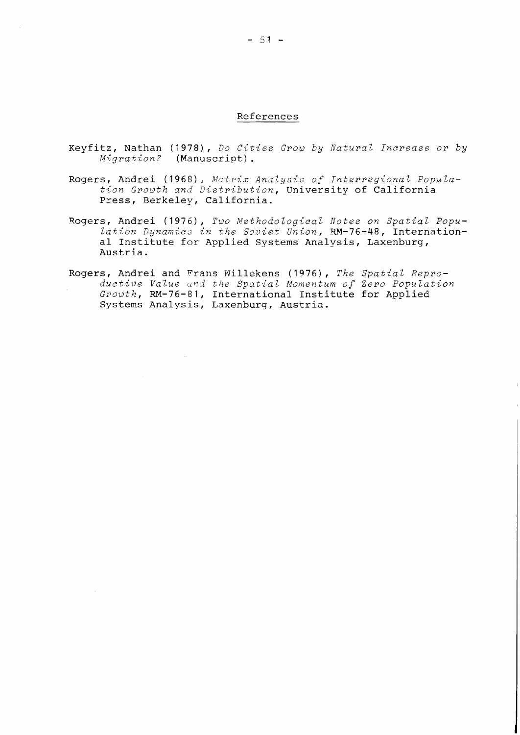## References

Keyfitz, Nathan (1978), *Do Cities Grow by Natural Increase or by Migration?* (Manuscript).

Rogers, Andrei (1968), *Matrix Analysis of Interregional Population Growth and Distribution*, University of California Press, Berkeley, California.

Rogers, Andrei (1976), *Two Methodological Notes on Spatial Population Dynamics in the Soviet Union*, RM-76-48, International Institute for Applied Systems Analysis, Laxenburg, Austria.

Rogers, Andrei and Frans Willekens (1976), *The Spatial Reproductive Value and the Spatial Momentum of Zero Population Growth*, RM-76-81, International Institute for Applied Systems Analysis, Laxenburg, Austria.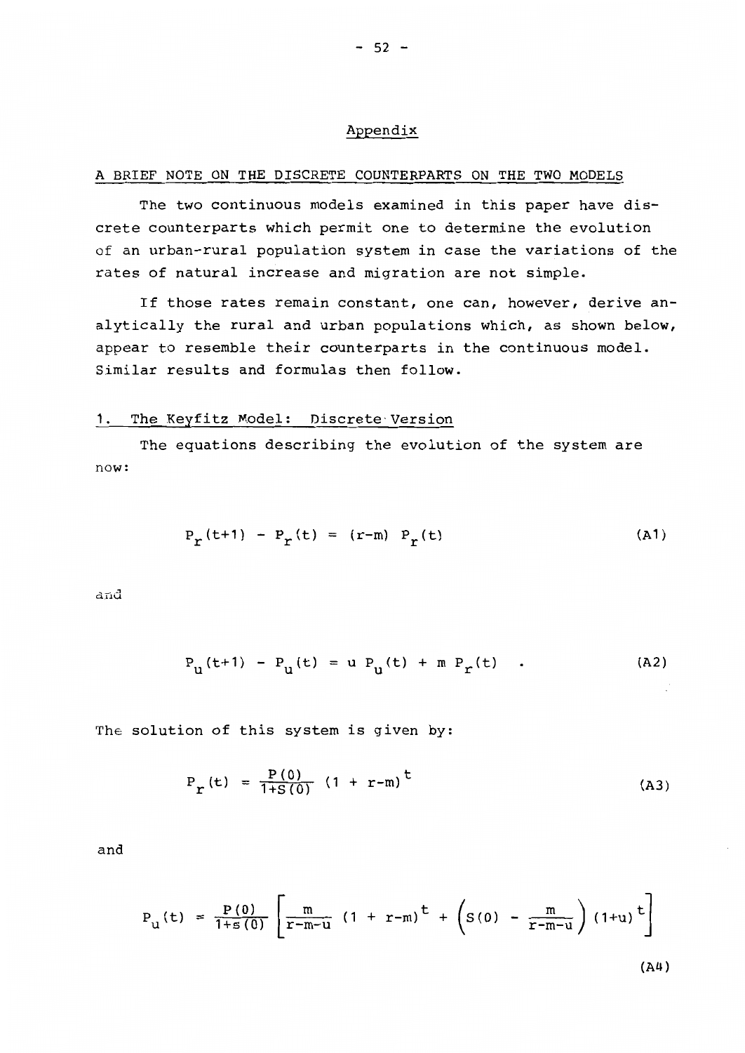## Appendix

### A BRIEF NOTE ON THE DISCRETE COUNTERPARTS ON THE TWO MODELS

The two continuous models examined in this paper have discrete counterparts which permit one to determine the evolution of an urban-rural population system in case the variations of the rates of natural increase and migration are not simple.

If those rates remain constant, one can, however, derive analytically the rural and urban populations which, as shown below, appear to resemble their counterparts in the continuous model. Similar results and formulas then follow.

### 1. The Keyfitz Model: Discrete Version

The equations describing the evolution of the system are now:

$$P_r(t+1) - P_r(t) = (r-m) \; P_r(t) \tag{A1}$$

and

$$P_u(t+1) - P_u(t) = u \; P_u(t) + m \; P_r(t) \quad . \tag{A2}$$

The solution of this system is given by:

$$P_r(t) = \frac{P(0)}{1+S(0)} \; (1 + r-m)^t \tag{A3}$$

and

$$P_u(t) = \frac{P(0)}{1+s(0)} \left[ \frac{m}{r-m-u} \; (1 + r-m)^t + \left( S(0) - \frac{m}{r-m-u} \right) (1+u)^t \right] \tag{A4}$$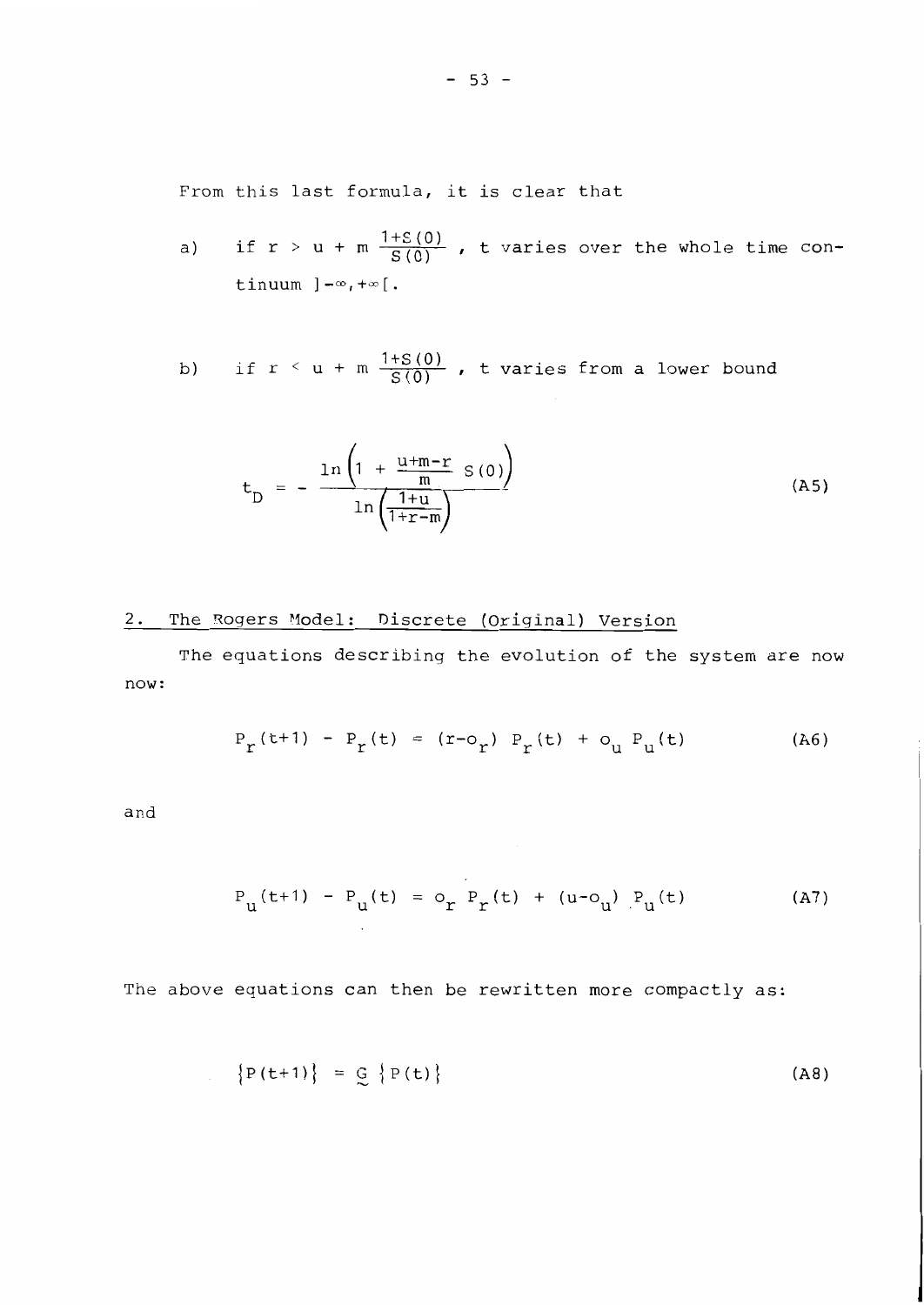From this last formula, it is clear that

a) if $r > u + m \frac{1+S(0)}{S(0)}$, t varies over the whole time continuum $]-\infty,+\infty[$.

b) if $r < u + m \frac{1+S(0)}{S(0)}$, t varies from a lower bound

$$t_D = - \frac{\ln\left(1 + \frac{u+m-r}{m} S(0)\right)}{\ln\left(\frac{1+u}{1+r-m}\right)} \tag{A5}$$

## 2. The Rogers Model: Discrete (Original) Version

The equations describing the evolution of the system are now now:

$$P_r(t+1) - P_r(t) = (r-o_r)\ P_r(t) + o_u\ P_u(t) \tag{A6}$$

and

$$P_u(t+1) - P_u(t) = o_r\ P_r(t) + (u-o_u)\ P_u(t) \tag{A7}$$

The above equations can then be rewritten more compactly as:

$$\{P(t+1)\} = \underset{\sim}{G}\ \{P(t)\} \tag{A8}$$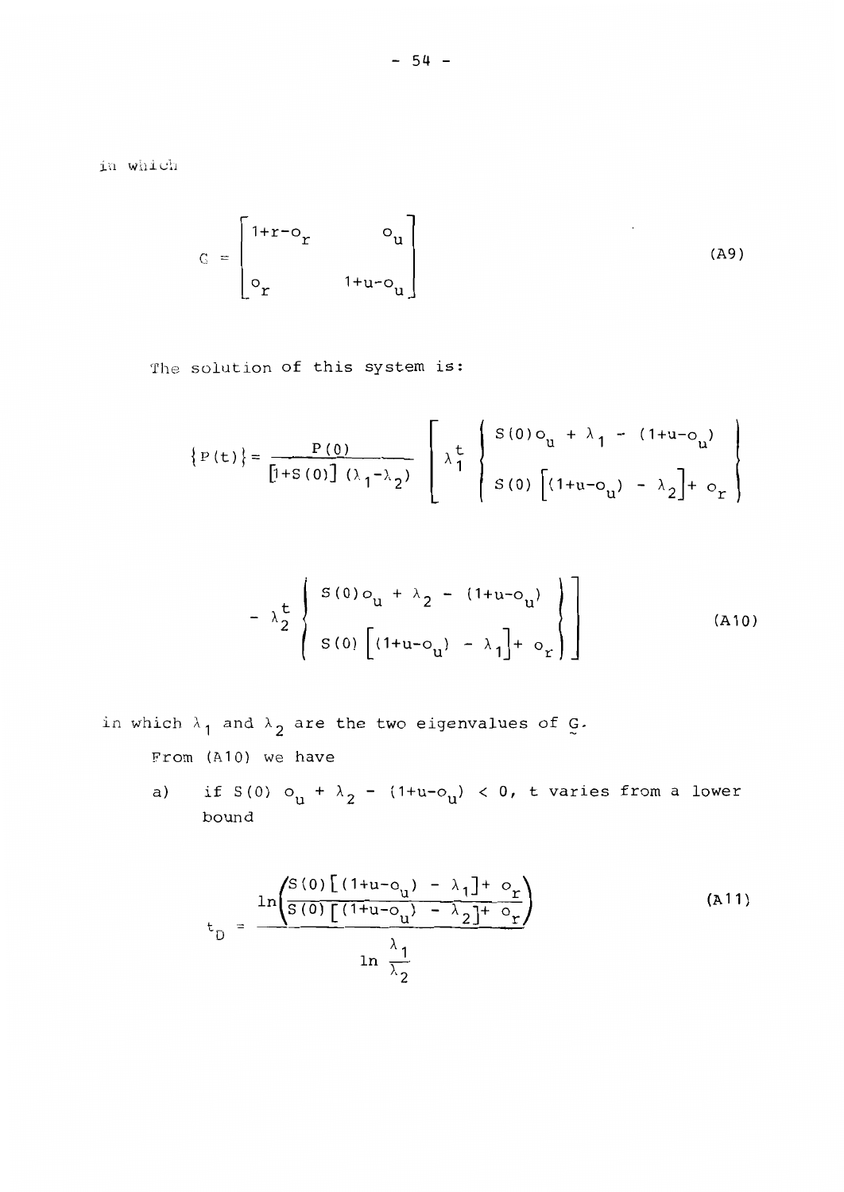in which

$$
\underset{\sim}{G} = \begin{bmatrix} 1+r-o_r & o_u \\ o_r & 1+u-o_u \end{bmatrix} \tag{A9}
$$

The solution of this system is:

$$
\{P(t)\} = \frac{P(0)}{[1+S(0)]\,(\lambda_1-\lambda_2)} \left[ \lambda_1^t \begin{Bmatrix} S(0)o_u + \lambda_1 - (1+u-o_u) \\ S(0)\left[(1+u-o_u) - \lambda_2\right] + o_r \end{Bmatrix} \right.
$$

$$
\left. - \lambda_2^t \begin{Bmatrix} S(0)o_u + \lambda_2 - (1+u-o_u) \\ S(0)\left[(1+u-o_u) - \lambda_1\right] + o_r \end{Bmatrix} \right] \tag{A10}
$$

in which $\lambda_1$ and $\lambda_2$ are the two eigenvalues of $\underset{\sim}{G}$.

From (A10) we have

a) if $S(0)\,o_u + \lambda_2 - (1+u-o_u) < 0$, $t$ varies from a lower bound

$$
t_D = \frac{\ln\left(\dfrac{S(0)\left[(1+u-o_u) - \lambda_1\right] + o_r}{S(0)\left[(1+u-o_u) - \lambda_2\right] + o_r}\right)}{\ln \dfrac{\lambda_1}{\lambda_2}} \tag{A11}
$$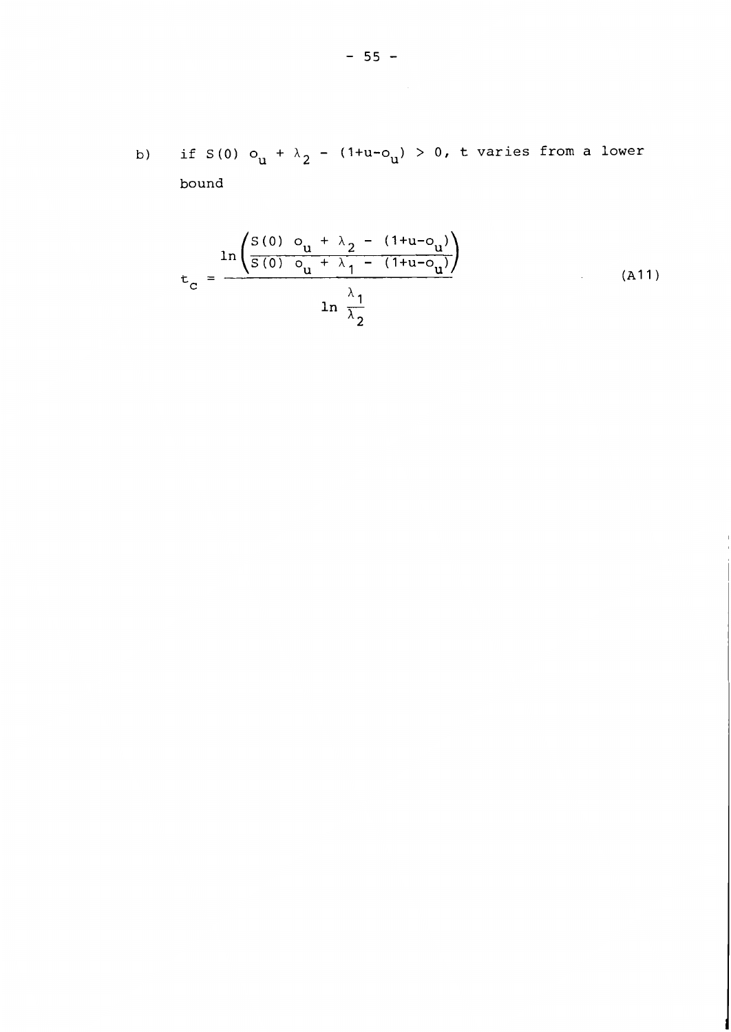b) if $S(0)\ o_u + \lambda_2 - (1+u-o_u) > 0$, t varies from a lower bound

$$t_c = \frac{\ln\left(\dfrac{S(0)\ o_u + \lambda_2 - (1+u-o_u)}{S(0)\ o_u + \lambda_1 - (1+u-o_u)}\right)}{\ln \dfrac{\lambda_1}{\lambda_2}} \tag{A11}$$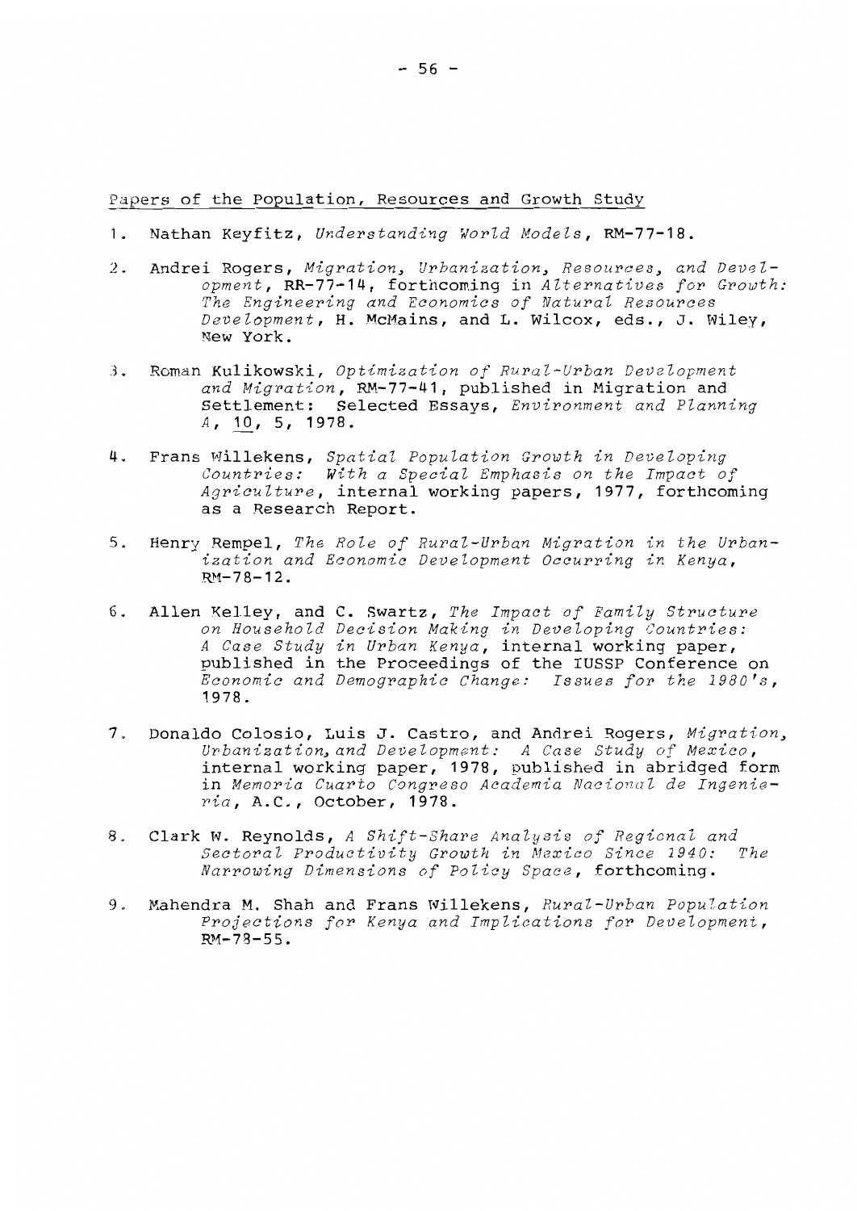Papers of the Population, Resources and Growth Study

1. Nathan Keyfitz, *Understanding World Models*, RM-77-18.

2. Andrei Rogers, *Migration, Urbanization, Resources, and Development*, RR-77-14, forthcoming in *Alternatives for Growth: The Engineering and Economics of Natural Resources Development*, H. McMains, and L. Wilcox, eds., J. Wiley, New York.

3. Roman Kulikowski, *Optimization of Rural-Urban Development and Migration*, RM-77-41, published in Migration and Settlement: Selected Essays, *Environment and Planning A*, 10, 5, 1978.

4. Frans Willekens, *Spatial Population Growth in Developing Countries: With a Special Emphasis on the Impact of Agriculture*, internal working papers, 1977, forthcoming as a Research Report.

5. Henry Rempel, *The Role of Rural-Urban Migration in the Urbanization and Economic Development Occurring in Kenya*, RM-78-12.

6. Allen Kelley, and C. Swartz, *The Impact of Family Structure on Household Decision Making in Developing Countries: A Case Study in Urban Kenya*, internal working paper, published in the Proceedings of the IUSSP Conference on *Economic and Demographic Change: Issues for the 1980's*, 1978.

7. Donaldo Colosio, Luis J. Castro, and Andrei Rogers, *Migration, Urbanization, and Development: A Case Study of Mexico*, internal working paper, 1978, published in abridged form in *Memoria Cuarto Congreso Academia Nacional de Ingenieria*, A.C., October, 1978.

8. Clark W. Reynolds, *A Shift-Share Analysis of Regional and Sectoral Productivity Growth in Mexico Since 1940: The Narrowing Dimensions of Policy Space*, forthcoming.

9. Mahendra M. Shah and Frans Willekens, *Rural-Urban Population Projections for Kenya and Implications for Development*, RM-78-55.